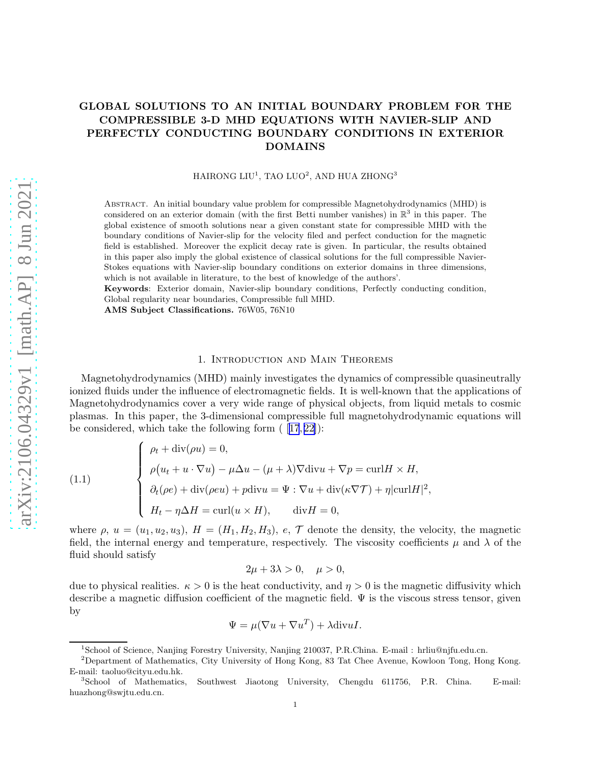# GLOBAL SOLUTIONS TO AN INITIAL BOUNDARY PROBLEM FOR THE COMPRESSIBLE 3-D MHD EQUATIONS WITH NAVIER-SLIP AND PERFECTLY CONDUCTING BOUNDARY CONDITIONS IN EXTERIOR DOMAINS

HAIRONG LIU[1], TAO LUO[2], AND HUA ZHONG[3]

Abstract. An initial boundary value problem for compressible Magnetohydrodynamics (MHD) is considered on an exterior domain (with the first Betti number vanishes) in $\mathbb{R}^3$ in this paper. The global existence of smooth solutions near a given constant state for compressible MHD with the boundary conditions of Navier-slip for the velocity filed and perfect conduction for the magnetic field is established. Moreover the explicit decay rate is given. In particular, the results obtained in this paper also imply the global existence of classical solutions for the full compressible Navier-Stokes equations with Navier-slip boundary conditions on exterior domains in three dimensions, which is not available in literature, to the best of knowledge of the authors'.

**Keywords**: Exterior domain, Navier-slip boundary conditions, Perfectly conducting condition, Global regularity near boundaries, Compressible full MHD.

**AMS Subject Classifications.** 76W05, 76N10

## 1. Introduction and Main Theorems

Magnetohydrodynamics (MHD) mainly investigates the dynamics of compressible quasineutrally ionized fluids under the influence of electromagnetic fields. It is well-known that the applications of Magnetohydrodynamics cover a very wide range of physical objects, from liquid metals to cosmic plasmas. In this paper, the 3-dimensional compressible full magnetohydrodynamic equations will be considered, which take the following form ( [17,22]):

$$
\begin{cases}
\rho_t + \mathrm{div}(\rho u) = 0, \\
\rho\big(u_t + u\cdot\nabla u\big) - \mu\Delta u - (\mu+\lambda)\nabla \mathrm{div} u + \nabla p = \mathrm{curl} H \times H, \\
\partial_t(\rho e) + \mathrm{div}(\rho e u) + p\,\mathrm{div} u = \Psi : \nabla u + \mathrm{div}(\kappa \nabla \mathcal{T}) + \eta |\mathrm{curl} H|^2, \\
H_t - \eta \Delta H = \mathrm{curl}(u\times H), \qquad \mathrm{div} H = 0,
\end{cases}
\tag{1.1}
$$

where $\rho$, $u=(u_1,u_2,u_3)$, $H=(H_1,H_2,H_3)$, $e$, $\mathcal{T}$ denote the density, the velocity, the magnetic field, the internal energy and temperature, respectively. The viscosity coefficients $\mu$ and $\lambda$ of the fluid should satisfy

$$2\mu + 3\lambda > 0, \quad \mu > 0,$$

due to physical realities. $\kappa > 0$ is the heat conductivity, and $\eta > 0$ is the magnetic diffusivity which describe a magnetic diffusion coefficient of the magnetic field. $\Psi$ is the viscous stress tensor, given by

$$\Psi = \mu(\nabla u + \nabla u^T) + \lambda \mathrm{div} u I.$$

[1]School of Science, Nanjing Forestry University, Nanjing 210037, P.R.China. E-mail : hrliu@njfu.edu.cn.

[2]Department of Mathematics, City University of Hong Kong, 83 Tat Chee Avenue, Kowloon Tong, Hong Kong. E-mail: taoluo@cityu.edu.hk.

[3]School of Mathematics, Southwest Jiaotong University, Chengdu 611756, P.R. China. E-mail: huazhong@swjtu.edu.cn.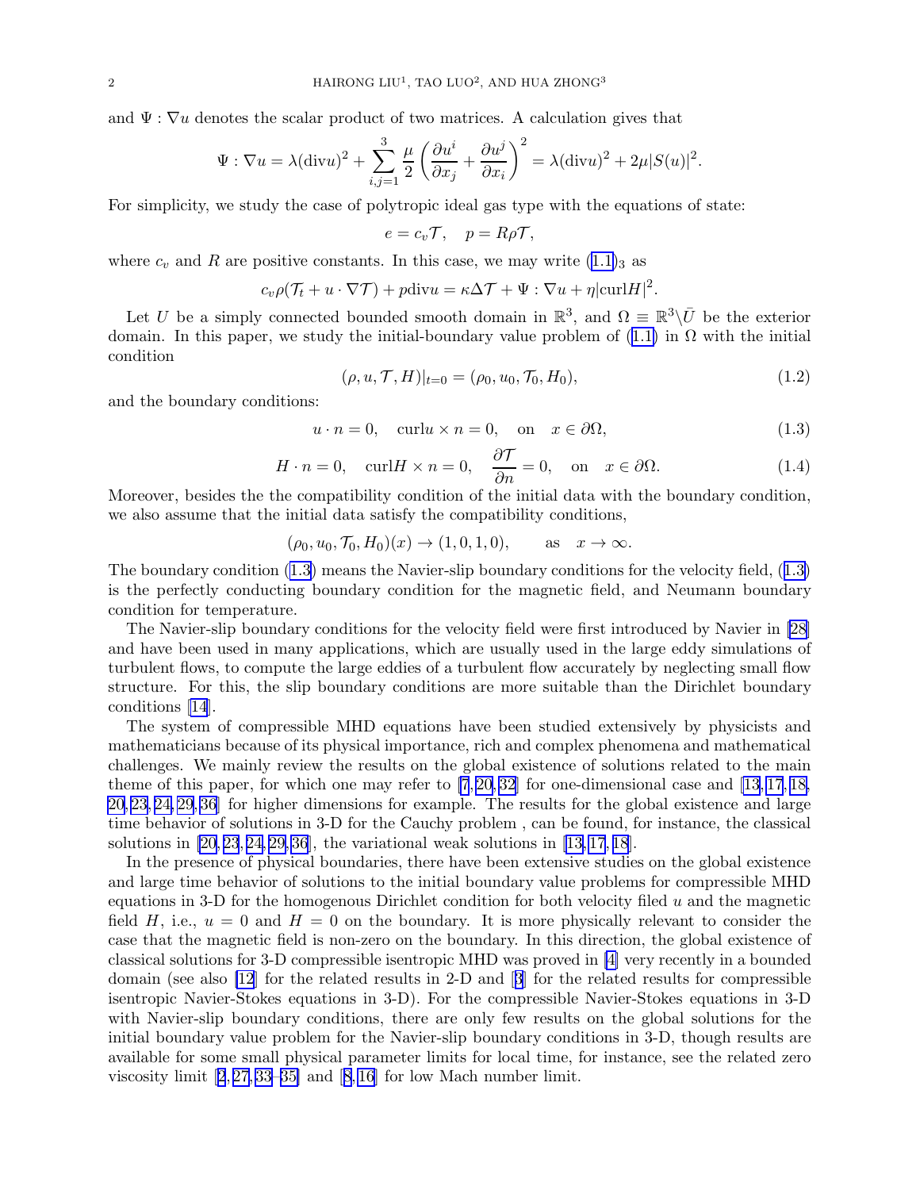and $\Psi : \nabla u$ denotes the scalar product of two matrices. A calculation gives that

$$\Psi : \nabla u = \lambda(\text{div} u)^2 + \sum_{i,j=1}^{3} \frac{\mu}{2}\left(\frac{\partial u^i}{\partial x_j} + \frac{\partial u^j}{\partial x_i}\right)^2 = \lambda(\text{div} u)^2 + 2\mu|S(u)|^2.$$

For simplicity, we study the case of polytropic ideal gas type with the equations of state:

$$e = c_v \mathcal{T}, \quad p = R\rho\mathcal{T},$$

where $c_v$ and $R$ are positive constants. In this case, we may write $(1.1)_3$ as

$$c_v\rho(\mathcal{T}_t + u\cdot\nabla\mathcal{T}) + p\text{div} u = \kappa\Delta\mathcal{T} + \Psi : \nabla u + \eta|\text{curl} H|^2.$$

Let $U$ be a simply connected bounded smooth domain in $\mathbb{R}^3$, and $\Omega \equiv \mathbb{R}^3\backslash\bar{U}$ be the exterior domain. In this paper, we study the initial-boundary value problem of (1.1) in $\Omega$ with the initial condition

$$(\rho, u, \mathcal{T}, H)|_{t=0} = (\rho_0, u_0, \mathcal{T}_0, H_0), \tag{1.2}$$

and the boundary conditions:

$$u\cdot n = 0, \quad \text{curl} u \times n = 0, \quad \text{on} \quad x \in \partial\Omega, \tag{1.3}$$

$$H\cdot n = 0, \quad \text{curl} H \times n = 0, \quad \frac{\partial\mathcal{T}}{\partial n} = 0, \quad \text{on} \quad x \in \partial\Omega. \tag{1.4}$$

Moreover, besides the the compatibility condition of the initial data with the boundary condition, we also assume that the initial data satisfy the compatibility conditions,

$$(\rho_0, u_0, \mathcal{T}_0, H_0)(x) \to (1, 0, 1, 0), \qquad \text{as} \quad x \to \infty.$$

The boundary condition (1.3) means the Navier-slip boundary conditions for the velocity field, (1.3) is the perfectly conducting boundary condition for the magnetic field, and Neumann boundary condition for temperature.

The Navier-slip boundary conditions for the velocity field were first introduced by Navier in [28] and have been used in many applications, which are usually used in the large eddy simulations of turbulent flows, to compute the large eddies of a turbulent flow accurately by neglecting small flow structure. For this, the slip boundary conditions are more suitable than the Dirichlet boundary conditions [14].

The system of compressible MHD equations have been studied extensively by physicists and mathematicians because of its physical importance, rich and complex phenomena and mathematical challenges. We mainly review the results on the global existence of solutions related to the main theme of this paper, for which one may refer to [7,20,32] for one-dimensional case and [13,17,18, 20,23,24,29,36] for higher dimensions for example. The results for the global existence and large time behavior of solutions in 3-D for the Cauchy problem , can be found, for instance, the classical solutions in [20,23,24,29,36], the variational weak solutions in [13,17,18].

In the presence of physical boundaries, there have been extensive studies on the global existence and large time behavior of solutions to the initial boundary value problems for compressible MHD equations in 3-D for the homogenous Dirichlet condition for both velocity filed $u$ and the magnetic field $H$, i.e., $u = 0$ and $H = 0$ on the boundary. It is more physically relevant to consider the case that the magnetic field is non-zero on the boundary. In this direction, the global existence of classical solutions for 3-D compressible isentropic MHD was proved in [4] very recently in a bounded domain (see also [12] for the related results in 2-D and [3] for the related results for compressible isentropic Navier-Stokes equations in 3-D). For the compressible Navier-Stokes equations in 3-D with Navier-slip boundary conditions, there are only few results on the global solutions for the initial boundary value problem for the Navier-slip boundary conditions in 3-D, though results are available for some small physical parameter limits for local time, for instance, see the related zero viscosity limit [2,27,33–35] and [8,16] for low Mach number limit.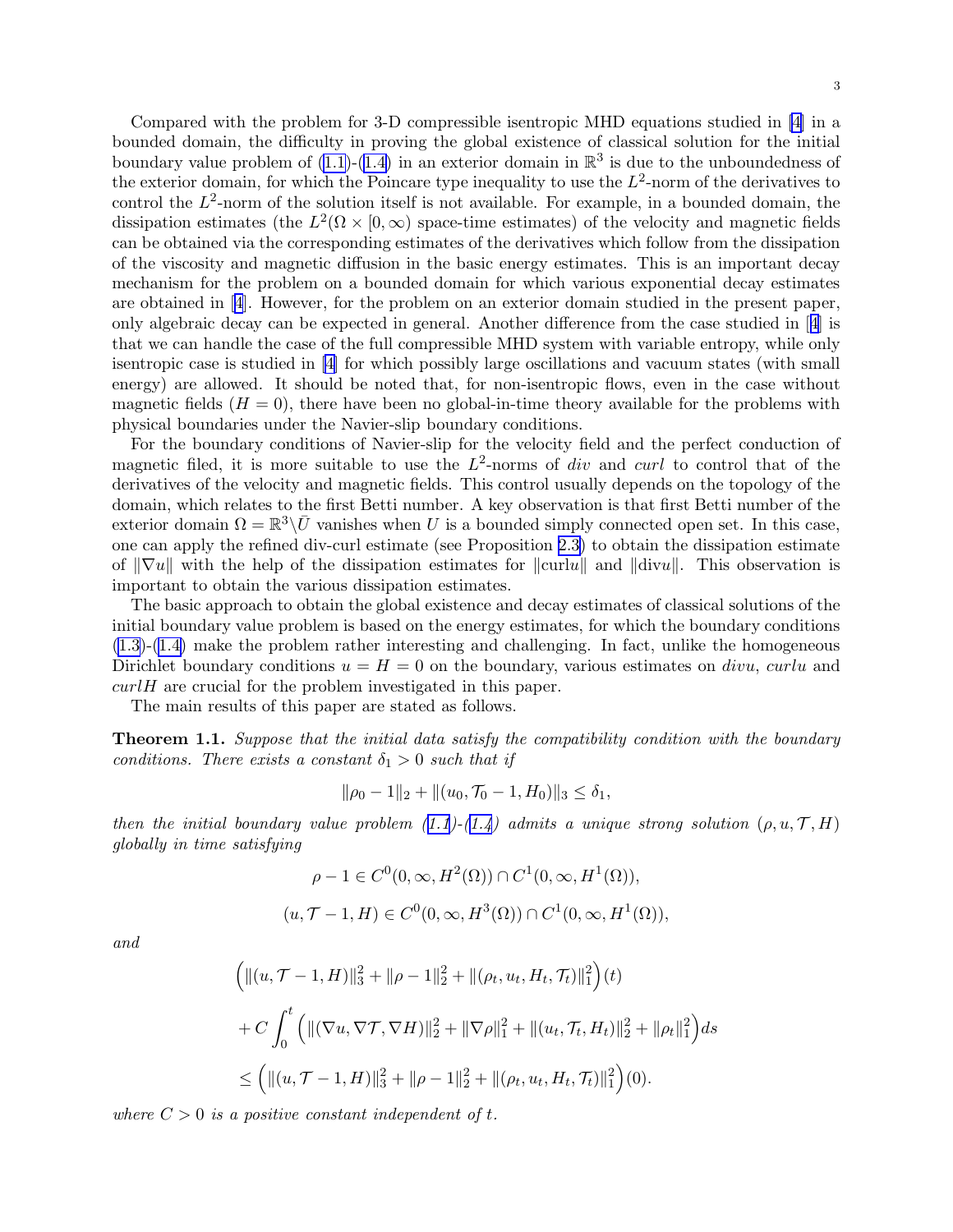Compared with the problem for 3-D compressible isentropic MHD equations studied in [4] in a bounded domain, the difficulty in proving the global existence of classical solution for the initial boundary value problem of (1.1)-(1.4) in an exterior domain in $\mathbb{R}^3$ is due to the unboundedness of the exterior domain, for which the Poincare type inequality to use the $L^2$-norm of the derivatives to control the $L^2$-norm of the solution itself is not available. For example, in a bounded domain, the dissipation estimates (the $L^2(\Omega \times [0, \infty)$ space-time estimates) of the velocity and magnetic fields can be obtained via the corresponding estimates of the derivatives which follow from the dissipation of the viscosity and magnetic diffusion in the basic energy estimates. This is an important decay mechanism for the problem on a bounded domain for which various exponential decay estimates are obtained in [4]. However, for the problem on an exterior domain studied in the present paper, only algebraic decay can be expected in general. Another difference from the case studied in [4] is that we can handle the case of the full compressible MHD system with variable entropy, while only isentropic case is studied in [4] for which possibly large oscillations and vacuum states (with small energy) are allowed. It should be noted that, for non-isentropic flows, even in the case without magnetic fields ($H = 0$), there have been no global-in-time theory available for the problems with physical boundaries under the Navier-slip boundary conditions.

For the boundary conditions of Navier-slip for the velocity field and the perfect conduction of magnetic filed, it is more suitable to use the $L^2$-norms of *div* and *curl* to control that of the derivatives of the velocity and magnetic fields. This control usually depends on the topology of the domain, which relates to the first Betti number. A key observation is that first Betti number of the exterior domain $\Omega = \mathbb{R}^3 \backslash \bar{U}$ vanishes when $U$ is a bounded simply connected open set. In this case, one can apply the refined div-curl estimate (see Proposition 2.3) to obtain the dissipation estimate of $\|\nabla u\|$ with the help of the dissipation estimates for $\|\text{curl} u\|$ and $\|\text{div} u\|$. This observation is important to obtain the various dissipation estimates.

The basic approach to obtain the global existence and decay estimates of classical solutions of the initial boundary value problem is based on the energy estimates, for which the boundary conditions (1.3)-(1.4) make the problem rather interesting and challenging. In fact, unlike the homogeneous Dirichlet boundary conditions $u = H = 0$ on the boundary, various estimates on $divu$, $curlu$ and $curlH$ are crucial for the problem investigated in this paper.

The main results of this paper are stated as follows.

**Theorem 1.1.** *Suppose that the initial data satisfy the compatibility condition with the boundary conditions. There exists a constant $\delta_1 > 0$ such that if*

$$\|\rho_0 - 1\|_2 + \|(u_0, \mathcal{T}_0 - 1, H_0)\|_3 \leq \delta_1,$$

*then the initial boundary value problem (1.1)-(1.4) admits a unique strong solution $(\rho, u, \mathcal{T}, H)$ globally in time satisfying*

$$\rho - 1 \in C^0(0, \infty, H^2(\Omega)) \cap C^1(0, \infty, H^1(\Omega)),$$

$$(u, \mathcal{T} - 1, H) \in C^0(0, \infty, H^3(\Omega)) \cap C^1(0, \infty, H^1(\Omega)),$$

*and*

$$\begin{aligned}
&\Big(\|(u, \mathcal{T} - 1, H)\|_3^2 + \|\rho - 1\|_2^2 + \|(\rho_t, u_t, H_t, \mathcal{T}_t)\|_1^2\Big)(t) \\
&+ C\int_0^t \Big(\|(\nabla u, \nabla \mathcal{T}, \nabla H)\|_2^2 + \|\nabla \rho\|_1^2 + \|(u_t, \mathcal{T}_t, H_t)\|_2^2 + \|\rho_t\|_1^2\Big) ds \\
&\leq \Big(\|(u, \mathcal{T} - 1, H)\|_3^2 + \|\rho - 1\|_2^2 + \|(\rho_t, u_t, H_t, \mathcal{T}_t)\|_1^2\Big)(0).
\end{aligned}$$

*where $C > 0$ is a positive constant independent of $t$.*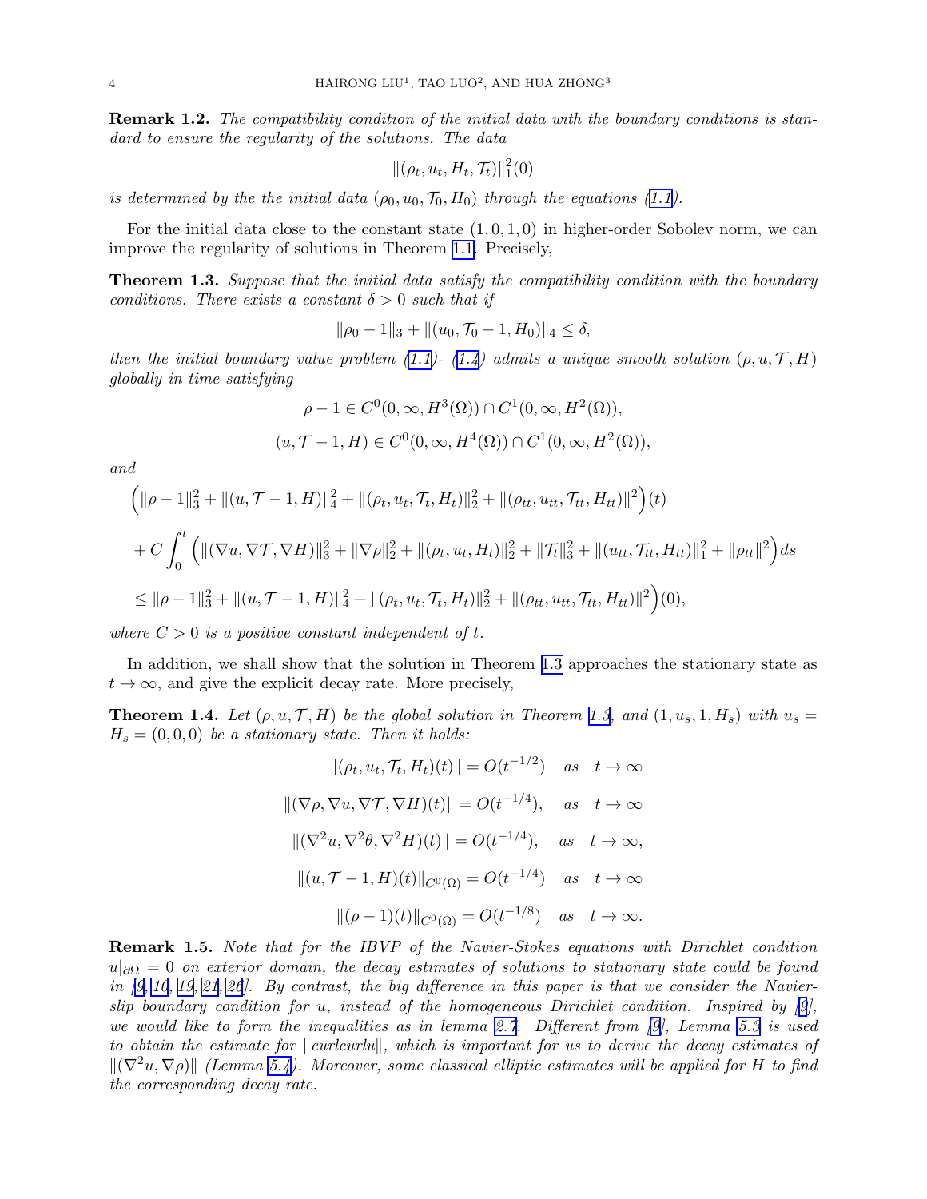**Remark 1.2.** *The compatibility condition of the initial data with the boundary conditions is standard to ensure the regularity of the solutions. The data*

$$\|(\rho_t, u_t, H_t, \mathcal{T}_t)\|_1^2(0)$$

*is determined by the the initial data $(\rho_0, u_0, \mathcal{T}_0, H_0)$ through the equations (1.1).*

For the initial data close to the constant state $(1, 0, 1, 0)$ in higher-order Sobolev norm, we can improve the regularity of solutions in Theorem 1.1. Precisely,

**Theorem 1.3.** *Suppose that the initial data satisfy the compatibility condition with the boundary conditions. There exists a constant $\delta > 0$ such that if*

$$\|\rho_0 - 1\|_3 + \|(u_0, \mathcal{T}_0 - 1, H_0)\|_4 \leq \delta,$$

*then the initial boundary value problem (1.1)- (1.4) admits a unique smooth solution $(\rho, u, \mathcal{T}, H)$ globally in time satisfying*

$$\rho - 1 \in C^0(0, \infty, H^3(\Omega)) \cap C^1(0, \infty, H^2(\Omega)),$$

$$(u, \mathcal{T} - 1, H) \in C^0(0, \infty, H^4(\Omega)) \cap C^1(0, \infty, H^2(\Omega)),$$

*and*

$$\begin{aligned}
&\Big(\|\rho - 1\|_3^2 + \|(u, \mathcal{T} - 1, H)\|_4^2 + \|(\rho_t, u_t, \mathcal{T}_t, H_t)\|_2^2 + \|(\rho_{tt}, u_{tt}, \mathcal{T}_{tt}, H_{tt})\|^2\Big)(t) \\
&+ C\int_0^t \Big(\|(\nabla u, \nabla \mathcal{T}, \nabla H)\|_3^2 + \|\nabla \rho\|_2^2 + \|(\rho_t, u_t, H_t)\|_2^2 + \|\mathcal{T}_t\|_3^2 + \|(u_{tt}, \mathcal{T}_{tt}, H_{tt})\|_1^2 + \|\rho_{tt}\|^2\Big) ds \\
&\leq \|\rho - 1\|_3^2 + \|(u, \mathcal{T} - 1, H)\|_4^2 + \|(\rho_t, u_t, \mathcal{T}_t, H_t)\|_2^2 + \|(\rho_{tt}, u_{tt}, \mathcal{T}_{tt}, H_{tt})\|^2\Big)(0),
\end{aligned}$$

*where $C > 0$ is a positive constant independent of $t$.*

In addition, we shall show that the solution in Theorem 1.3 approaches the stationary state as $t \to \infty$, and give the explicit decay rate. More precisely,

**Theorem 1.4.** *Let $(\rho, u, \mathcal{T}, H)$ be the global solution in Theorem 1.3, and $(1, u_s, 1, H_s)$ with $u_s = H_s = (0, 0, 0)$ be a stationary state. Then it holds:*

$$\|(\rho_t, u_t, \mathcal{T}_t, H_t)(t)\| = O(t^{-1/2}) \quad as \quad t \to \infty$$

$$\|(\nabla \rho, \nabla u, \nabla \mathcal{T}, \nabla H)(t)\| = O(t^{-1/4}), \quad as \quad t \to \infty$$

$$\|(\nabla^2 u, \nabla^2 \theta, \nabla^2 H)(t)\| = O(t^{-1/4}), \quad as \quad t \to \infty,$$

$$\|(u, \mathcal{T} - 1, H)(t)\|_{C^0(\Omega)} = O(t^{-1/4}) \quad as \quad t \to \infty$$

$$\|(\rho - 1)(t)\|_{C^0(\Omega)} = O(t^{-1/8}) \quad as \quad t \to \infty.$$

**Remark 1.5.** *Note that for the IBVP of the Navier-Stokes equations with Dirichlet condition $u|_{\partial\Omega} = 0$ on exterior domain, the decay estimates of solutions to stationary state could be found in [9, 10, 19, 21, 26]. By contrast, the big difference in this paper is that we consider the Navier-slip boundary condition for $u$, instead of the homogeneous Dirichlet condition. Inspired by [9], we would like to form the inequalities as in lemma 2.7. Different from [9], Lemma 5.3 is used to obtain the estimate for $\|curlcurlu\|$, which is important for us to derive the decay estimates of $\|(\nabla^2 u, \nabla \rho)\|$ (Lemma 5.4). Moreover, some classical elliptic estimates will be applied for $H$ to find the corresponding decay rate.*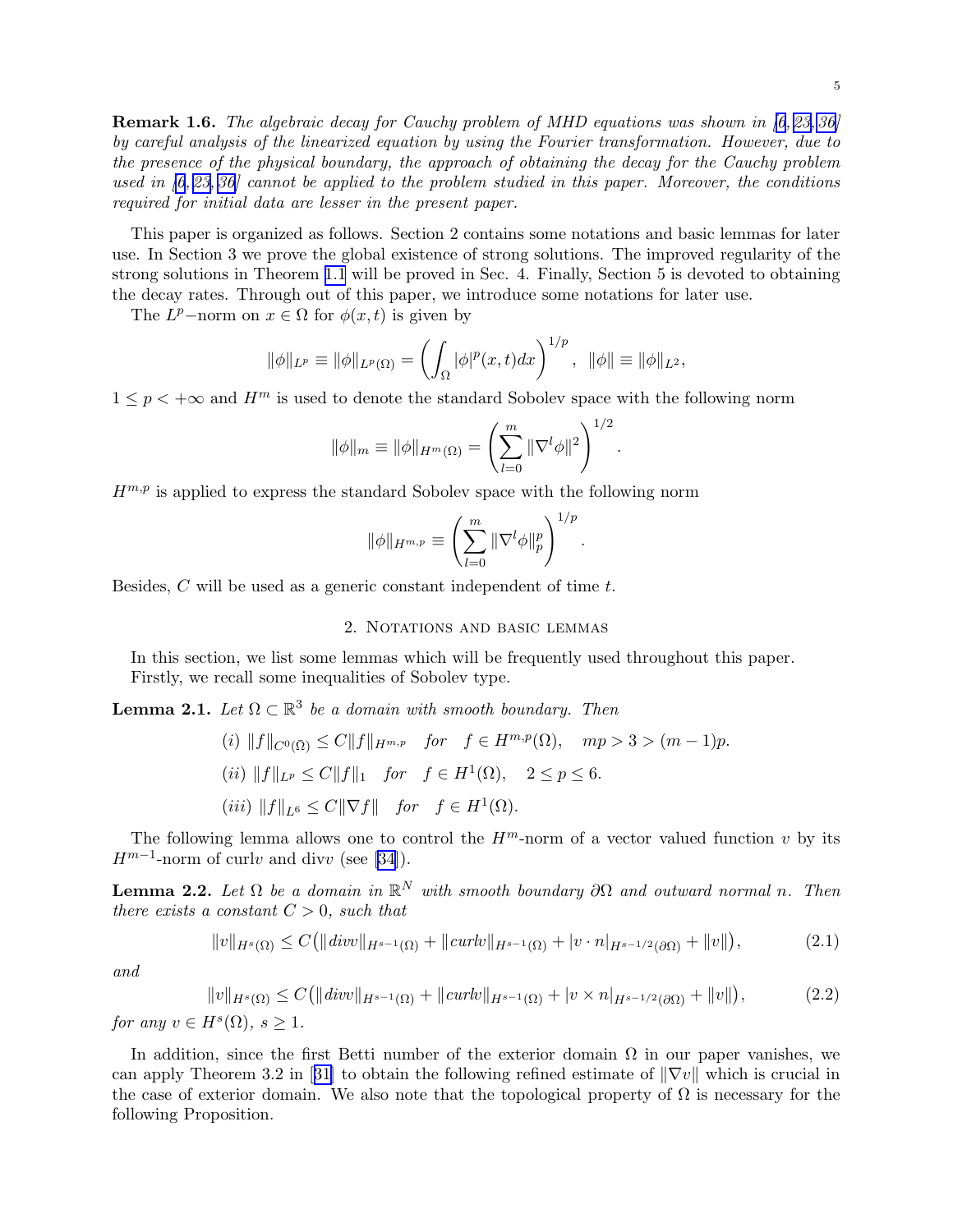**Remark 1.6.** *The algebraic decay for Cauchy problem of MHD equations was shown in [6, 23, 36] by careful analysis of the linearized equation by using the Fourier transformation. However, due to the presence of the physical boundary, the approach of obtaining the decay for the Cauchy problem used in [6, 23, 36] cannot be applied to the problem studied in this paper. Moreover, the conditions required for initial data are lesser in the present paper.*

This paper is organized as follows. Section 2 contains some notations and basic lemmas for later use. In Section 3 we prove the global existence of strong solutions. The improved regularity of the strong solutions in Theorem 1.1 will be proved in Sec. 4. Finally, Section 5 is devoted to obtaining the decay rates. Through out of this paper, we introduce some notations for later use.

The $L^p-$norm on $x \in \Omega$ for $\phi(x,t)$ is given by

$$\|\phi\|_{L^p} \equiv \|\phi\|_{L^p(\Omega)} = \left(\int_\Omega |\phi|^p(x,t)dx\right)^{1/p}, \ \ \|\phi\| \equiv \|\phi\|_{L^2},$$

$1 \le p < +\infty$ and $H^m$ is used to denote the standard Sobolev space with the following norm

$$\|\phi\|_m \equiv \|\phi\|_{H^m(\Omega)} = \left(\sum_{l=0}^{m} \|\nabla^l \phi\|^2\right)^{1/2}.$$

$H^{m,p}$ is applied to express the standard Sobolev space with the following norm

$$\|\phi\|_{H^{m,p}} \equiv \left(\sum_{l=0}^{m} \|\nabla^l \phi\|_p^p\right)^{1/p}.$$

Besides, $C$ will be used as a generic constant independent of time $t$.

## 2. Notations and basic lemmas

In this section, we list some lemmas which will be frequently used throughout this paper. Firstly, we recall some inequalities of Sobolev type.

**Lemma 2.1.** *Let $\Omega \subset \mathbb{R}^3$ be a domain with smooth boundary. Then*

$$(i) \ \|f\|_{C^0(\bar{\Omega})} \le C\|f\|_{H^{m,p}} \quad for \quad f \in H^{m,p}(\Omega), \quad mp > 3 > (m-1)p.$$

$$(ii) \ \|f\|_{L^p} \le C\|f\|_1 \quad for \quad f \in H^1(\Omega), \quad 2 \le p \le 6.$$

$$(iii) \ \|f\|_{L^6} \le C\|\nabla f\| \quad for \quad f \in H^1(\Omega).$$

The following lemma allows one to control the $H^m$-norm of a vector valued function $v$ by its $H^{m-1}$-norm of curl$v$ and div$v$ (see [34]).

**Lemma 2.2.** *Let $\Omega$ be a domain in $\mathbb{R}^N$ with smooth boundary $\partial\Omega$ and outward normal $n$. Then there exists a constant $C > 0$, such that*

$$\|v\|_{H^s(\Omega)} \le C\big(\|divv\|_{H^{s-1}(\Omega)} + \|curlv\|_{H^{s-1}(\Omega)} + |v \cdot n|_{H^{s-1/2}(\partial\Omega)} + \|v\|\big), \tag{2.1}$$

*and*

$$\|v\|_{H^s(\Omega)} \le C\big(\|divv\|_{H^{s-1}(\Omega)} + \|curlv\|_{H^{s-1}(\Omega)} + |v \times n|_{H^{s-1/2}(\partial\Omega)} + \|v\|\big), \tag{2.2}$$

*for any $v \in H^s(\Omega)$, $s \ge 1$.*

In addition, since the first Betti number of the exterior domain $\Omega$ in our paper vanishes, we can apply Theorem 3.2 in [31] to obtain the following refined estimate of $\|\nabla v\|$ which is crucial in the case of exterior domain. We also note that the topological property of $\Omega$ is necessary for the following Proposition.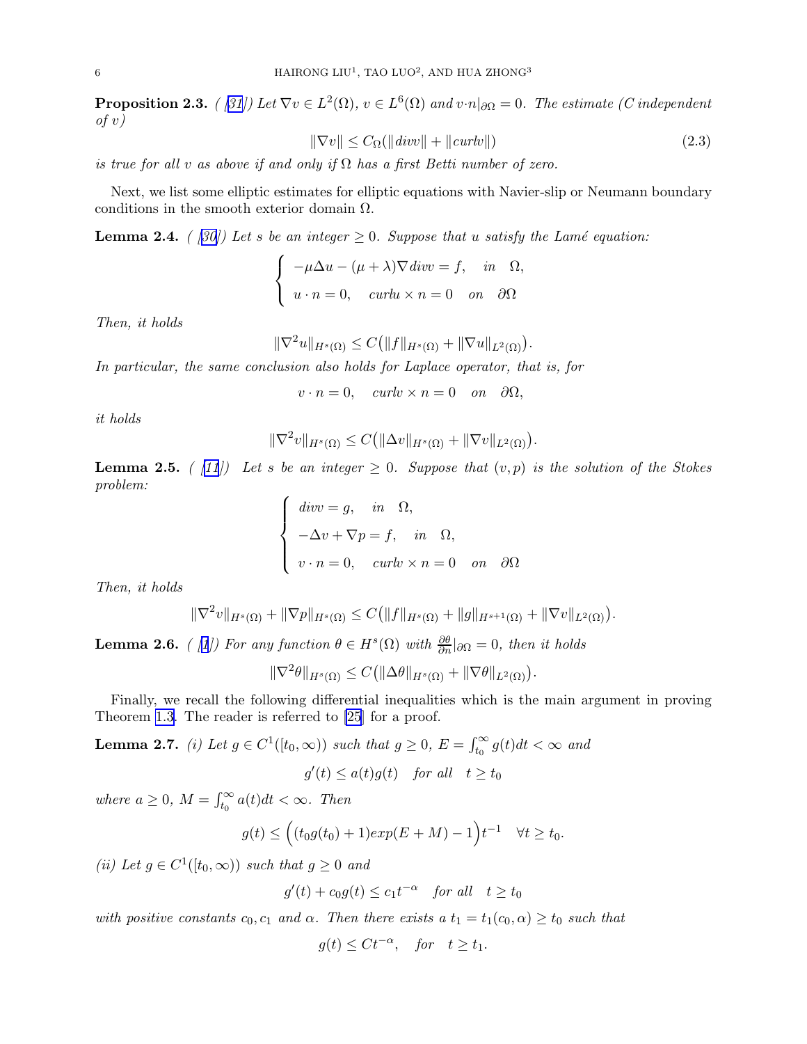**Proposition 2.3.** *( [31]) Let $\nabla v \in L^2(\Omega)$, $v \in L^6(\Omega)$ and $v\cdot n|_{\partial\Omega} = 0$. The estimate (C independent of v)*

$$\|\nabla v\| \le C_\Omega(\|divv\| + \|curlv\|) \tag{2.3}$$

*is true for all v as above if and only if $\Omega$ has a first Betti number of zero.*

Next, we list some elliptic estimates for elliptic equations with Navier-slip or Neumann boundary conditions in the smooth exterior domain $\Omega$.

**Lemma 2.4.** *( [30]) Let s be an integer $\ge 0$. Suppose that u satisfy the Lamé equation:*

$$\begin{cases} -\mu\Delta u - (\mu+\lambda)\nabla divv = f, \quad in \quad \Omega, \\ u\cdot n = 0, \quad curlu \times n = 0 \quad on \quad \partial\Omega \end{cases}$$

*Then, it holds*

$$\|\nabla^2 u\|_{H^s(\Omega)} \le C\big(\|f\|_{H^s(\Omega)} + \|\nabla u\|_{L^2(\Omega)}\big).$$

*In particular, the same conclusion also holds for Laplace operator, that is, for*

$$v\cdot n = 0, \quad curlv \times n = 0 \quad on \quad \partial\Omega,$$

*it holds*

$$\|\nabla^2 v\|_{H^s(\Omega)} \le C\big(\|\Delta v\|_{H^s(\Omega)} + \|\nabla v\|_{L^2(\Omega)}\big).$$

**Lemma 2.5.** *( [11]) Let s be an integer $\ge 0$. Suppose that $(v, p)$ is the solution of the Stokes problem:*

$$\begin{cases} divv = g, \quad in \quad \Omega, \\ -\Delta v + \nabla p = f, \quad in \quad \Omega, \\ v\cdot n = 0, \quad curlv \times n = 0 \quad on \quad \partial\Omega \end{cases}$$

*Then, it holds*

$$\|\nabla^2 v\|_{H^s(\Omega)} + \|\nabla p\|_{H^s(\Omega)} \le C\big(\|f\|_{H^s(\Omega)} + \|g\|_{H^{s+1}(\Omega)} + \|\nabla v\|_{L^2(\Omega)}\big).$$

**Lemma 2.6.** *( [1]) For any function $\theta \in H^s(\Omega)$ with $\frac{\partial\theta}{\partial n}|_{\partial\Omega} = 0$, then it holds*

$$\|\nabla^2\theta\|_{H^s(\Omega)} \le C\big(\|\Delta\theta\|_{H^s(\Omega)} + \|\nabla\theta\|_{L^2(\Omega)}\big).$$

Finally, we recall the following differential inequalities which is the main argument in proving Theorem 1.3. The reader is referred to [25] for a proof.

**Lemma 2.7.** *(i) Let $g \in C^1([t_0,\infty))$ such that $g \ge 0$, $E = \int_{t_0}^\infty g(t)dt < \infty$ and*

$$g'(t) \le a(t)g(t) \quad for\ all \quad t \ge t_0$$

*where $a \ge 0$, $M = \int_{t_0}^\infty a(t)dt < \infty$. Then*

$$g(t) \le \Big((t_0 g(t_0) + 1)exp(E + M) - 1\Big)t^{-1} \quad \forall t \ge t_0.$$

*(ii) Let $g \in C^1([t_0,\infty))$ such that $g \ge 0$ and*

$$g'(t) + c_0 g(t) \le c_1 t^{-\alpha} \quad for\ all \quad t \ge t_0$$

*with positive constants $c_0, c_1$ and $\alpha$. Then there exists a $t_1 = t_1(c_0,\alpha) \ge t_0$ such that*

$$g(t) \le Ct^{-\alpha}, \quad for \quad t \ge t_1.$$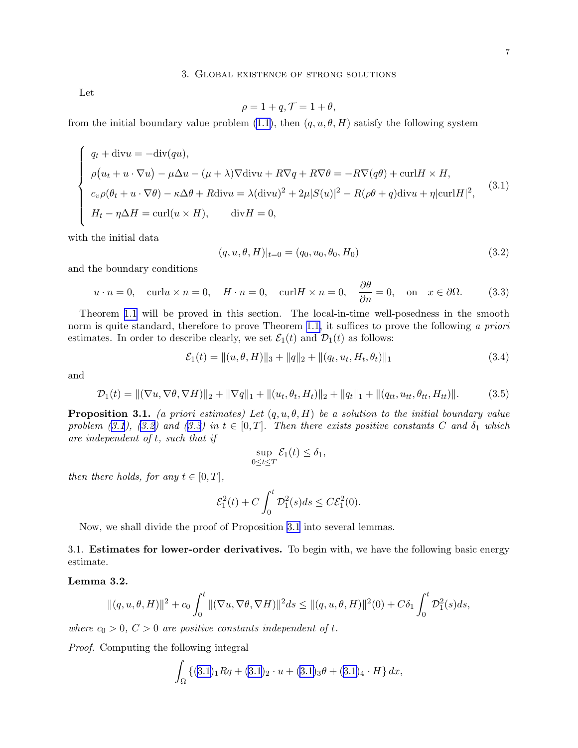## 3. Global existence of strong solutions

Let

$$\rho = 1 + q, \mathcal{T} = 1 + \theta,$$

from the initial boundary value problem (1.1), then $(q, u, \theta, H)$ satisfy the following system

$$\begin{cases} q_t + \text{div} u = -\text{div}(qu), \\ \rho\big(u_t + u\cdot\nabla u\big) - \mu\Delta u - (\mu+\lambda)\nabla \text{div} u + R\nabla q + R\nabla\theta = -R\nabla(q\theta) + \text{curl} H \times H, \\ c_v\rho(\theta_t + u\cdot\nabla\theta) - \kappa\Delta\theta + R\text{div} u = \lambda(\text{div} u)^2 + 2\mu|S(u)|^2 - R(\rho\theta + q)\text{div} u + \eta|\text{curl} H|^2, \\ H_t - \eta\Delta H = \text{curl}(u\times H), \qquad \text{div} H = 0, \end{cases} \tag{3.1}$$

with the initial data

$$(q, u, \theta, H)|_{t=0} = (q_0, u_0, \theta_0, H_0) \tag{3.2}$$

and the boundary conditions

$$u\cdot n = 0, \quad \text{curl} u\times n = 0, \quad H\cdot n = 0, \quad \text{curl} H\times n = 0, \quad \frac{\partial\theta}{\partial n} = 0, \quad \text{on} \quad x\in\partial\Omega. \tag{3.3}$$

Theorem 1.1 will be proved in this section. The local-in-time well-posedness in the smooth norm is quite standard, therefore to prove Theorem 1.1, it suffices to prove the following *a priori* estimates. In order to describe clearly, we set $\mathcal{E}_1(t)$ and $\mathcal{D}_1(t)$ as follows:

$$\mathcal{E}_1(t) = \|(u, \theta, H)\|_3 + \|q\|_2 + \|(q_t, u_t, H_t, \theta_t)\|_1 \tag{3.4}$$

and

$$\mathcal{D}_1(t) = \|(\nabla u, \nabla\theta, \nabla H)\|_2 + \|\nabla q\|_1 + \|(u_t, \theta_t, H_t)\|_2 + \|q_t\|_1 + \|(q_{tt}, u_{tt}, \theta_{tt}, H_{tt})\|. \tag{3.5}$$

**Proposition 3.1.** *(a priori estimates) Let $(q, u, \theta, H)$ be a solution to the initial boundary value problem (3.1), (3.2) and (3.3) in $t\in[0,T]$. Then there exists positive constants $C$ and $\delta_1$ which are independent of $t$, such that if*

$$\sup_{0\le t\le T}\mathcal{E}_1(t) \le \delta_1,$$

*then there holds, for any $t\in[0,T]$,*

$$\mathcal{E}_1^2(t) + C\int_0^t \mathcal{D}_1^2(s)ds \le C\mathcal{E}_1^2(0).$$

Now, we shall divide the proof of Proposition 3.1 into several lemmas.

3.1. **Estimates for lower-order derivatives.** To begin with, we have the following basic energy estimate.

**Lemma 3.2.**

$$\|(q, u, \theta, H)\|^2 + c_0\int_0^t \|(\nabla u, \nabla\theta, \nabla H)\|^2 ds \le \|(q, u, \theta, H)\|^2(0) + C\delta_1\int_0^t \mathcal{D}_1^2(s)ds,$$

*where $c_0 > 0$, $C > 0$ are positive constants independent of $t$.*

*Proof.* Computing the following integral

$$\int_\Omega \{(3.1)_1 Rq + (3.1)_2\cdot u + (3.1)_3\theta + (3.1)_4\cdot H\}\, dx,$$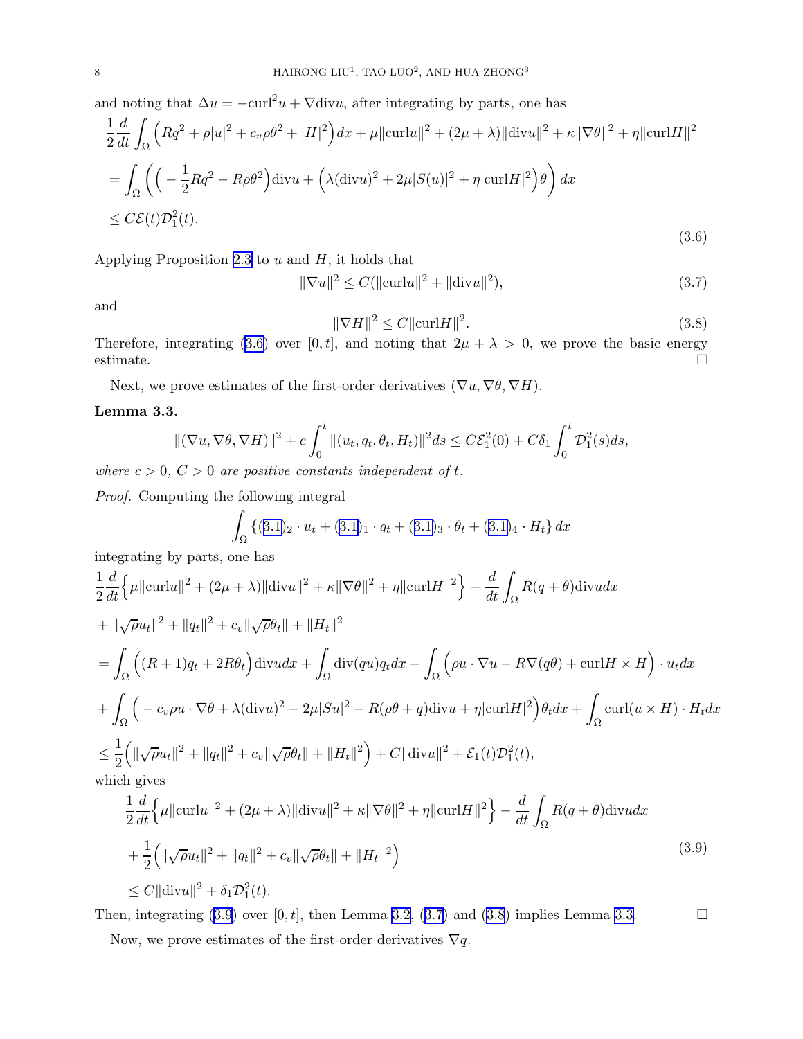and noting that $\Delta u = -\text{curl}^2 u + \nabla \text{div} u$, after integrating by parts, one has

$$
\begin{aligned}
&\frac{1}{2}\frac{d}{dt}\int_\Omega \Big( Rq^2 + \rho|u|^2 + c_v\rho\theta^2 + |H|^2 \Big) dx + \mu\|\text{curl}u\|^2 + (2\mu+\lambda)\|\text{div}u\|^2 + \kappa\|\nabla\theta\|^2 + \eta\|\text{curl}H\|^2 \\
&= \int_\Omega \bigg( \Big( -\frac{1}{2}Rq^2 - R\rho\theta^2 \Big)\text{div}u + \Big( \lambda(\text{div}u)^2 + 2\mu|S(u)|^2 + \eta|\text{curl}H|^2 \Big)\theta \bigg) dx \\
&\le C\mathcal{E}(t)\mathcal{D}_1^2(t).
\end{aligned}
\tag{3.6}
$$

Applying Proposition 2.3 to $u$ and $H$, it holds that

$$
\|\nabla u\|^2 \le C(\|\text{curl}u\|^2 + \|\text{div}u\|^2), \tag{3.7}
$$

and

$$
\|\nabla H\|^2 \le C\|\text{curl}H\|^2. \tag{3.8}
$$

Therefore, integrating (3.6) over $[0,t]$, and noting that $2\mu + \lambda > 0$, we prove the basic energy estimate. □

Next, we prove estimates of the first-order derivatives $(\nabla u, \nabla\theta, \nabla H)$.

**Lemma 3.3.**

$$
\|(\nabla u, \nabla\theta, \nabla H)\|^2 + c\int_0^t \|(u_t, q_t, \theta_t, H_t)\|^2 ds \le C\mathcal{E}_1^2(0) + C\delta_1\int_0^t \mathcal{D}_1^2(s)ds,
$$

*where $c > 0$, $C > 0$ are positive constants independent of $t$.*

*Proof.* Computing the following integral

$$
\int_\Omega \{(3.1)_2 \cdot u_t + (3.1)_1 \cdot q_t + (3.1)_3 \cdot \theta_t + (3.1)_4 \cdot H_t\}\, dx
$$

integrating by parts, one has

$$
\begin{aligned}
&\frac{1}{2}\frac{d}{dt}\Big\{ \mu\|\text{curl}u\|^2 + (2\mu+\lambda)\|\text{div}u\|^2 + \kappa\|\nabla\theta\|^2 + \eta\|\text{curl}H\|^2 \Big\} - \frac{d}{dt}\int_\Omega R(q+\theta)\text{div}u dx \\
&+ \|\sqrt{\rho}u_t\|^2 + \|q_t\|^2 + c_v\|\sqrt{\rho}\theta_t\| + \|H_t\|^2 \\
&= \int_\Omega \Big( (R+1)q_t + 2R\theta_t \Big)\text{div}u dx + \int_\Omega \text{div}(qu)q_t dx + \int_\Omega \Big( \rho u\cdot\nabla u - R\nabla(q\theta) + \text{curl}H \times H \Big)\cdot u_t dx \\
&+ \int_\Omega \Big( -c_v\rho u\cdot\nabla\theta + \lambda(\text{div}u)^2 + 2\mu|Su|^2 - R(\rho\theta + q)\text{div}u + \eta|\text{curl}H|^2 \Big)\theta_t dx + \int_\Omega \text{curl}(u\times H)\cdot H_t dx \\
&\le \frac{1}{2}\Big( \|\sqrt{\rho}u_t\|^2 + \|q_t\|^2 + c_v\|\sqrt{\rho}\theta_t\| + \|H_t\|^2 \Big) + C\|\text{div}u\|^2 + \mathcal{E}_1(t)\mathcal{D}_1^2(t),
\end{aligned}
$$

which gives

$$
\begin{aligned}
&\frac{1}{2}\frac{d}{dt}\Big\{ \mu\|\text{curl}u\|^2 + (2\mu+\lambda)\|\text{div}u\|^2 + \kappa\|\nabla\theta\|^2 + \eta\|\text{curl}H\|^2 \Big\} - \frac{d}{dt}\int_\Omega R(q+\theta)\text{div}u dx \\
&+ \frac{1}{2}\Big( \|\sqrt{\rho}u_t\|^2 + \|q_t\|^2 + c_v\|\sqrt{\rho}\theta_t\| + \|H_t\|^2 \Big) \\
&\le C\|\text{div}u\|^2 + \delta_1\mathcal{D}_1^2(t).
\end{aligned}
\tag{3.9}
$$

Then, integrating (3.9) over $[0,t]$, then Lemma 3.2, (3.7) and (3.8) implies Lemma 3.3. □

Now, we prove estimates of the first-order derivatives $\nabla q$.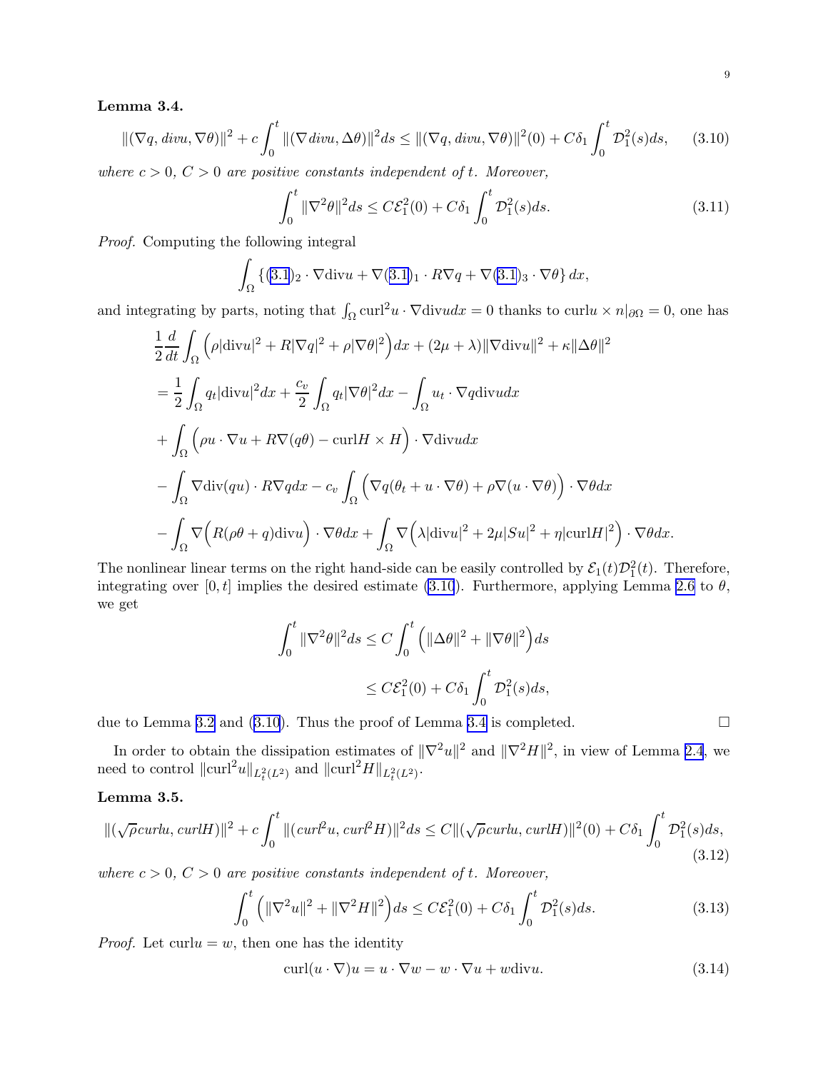**Lemma 3.4.**

$$\|(\nabla q, divu, \nabla\theta)\|^2 + c\int_0^t \|(\nabla divu, \Delta\theta)\|^2 ds \le \|(\nabla q, divu, \nabla\theta)\|^2(0) + C\delta_1 \int_0^t \mathcal{D}_1^2(s)ds, \tag{3.10}$$

*where $c > 0$, $C > 0$ are positive constants independent of $t$. Moreover,*

$$\int_0^t \|\nabla^2\theta\|^2 ds \le C\mathcal{E}_1^2(0) + C\delta_1 \int_0^t \mathcal{D}_1^2(s)ds. \tag{3.11}$$

*Proof.* Computing the following integral

$$\int_\Omega \{(3.1)_2 \cdot \nabla \mathrm{div} u + \nabla(3.1)_1 \cdot R\nabla q + \nabla(3.1)_3 \cdot \nabla\theta\}\, dx,$$

and integrating by parts, noting that $\int_\Omega \mathrm{curl}^2 u \cdot \nabla \mathrm{div} u dx = 0$ thanks to $\mathrm{curl} u \times n|_{\partial\Omega} = 0$, one has

$$\begin{aligned}
&\frac{1}{2}\frac{d}{dt}\int_\Omega \Big(\rho|\mathrm{div}u|^2 + R|\nabla q|^2 + \rho|\nabla\theta|^2\Big)dx + (2\mu+\lambda)\|\nabla \mathrm{div} u\|^2 + \kappa\|\Delta\theta\|^2 \\
&= \frac{1}{2}\int_\Omega q_t|\mathrm{div}u|^2 dx + \frac{c_v}{2}\int_\Omega q_t|\nabla\theta|^2 dx - \int_\Omega u_t \cdot \nabla q \mathrm{div} u dx \\
&+ \int_\Omega \Big(\rho u\cdot\nabla u + R\nabla(q\theta) - \mathrm{curl} H \times H\Big)\cdot \nabla \mathrm{div} u dx \\
&- \int_\Omega \nabla \mathrm{div}(qu)\cdot R\nabla q dx - c_v\int_\Omega \Big(\nabla q(\theta_t + u\cdot\nabla\theta) + \rho\nabla(u\cdot\nabla\theta)\Big)\cdot\nabla\theta dx \\
&- \int_\Omega \nabla\Big(R(\rho\theta + q)\mathrm{div}u\Big)\cdot\nabla\theta dx + \int_\Omega \nabla\Big(\lambda|\mathrm{div}u|^2 + 2\mu|Su|^2 + \eta|\mathrm{curl}H|^2\Big)\cdot\nabla\theta dx.
\end{aligned}$$

The nonlinear linear terms on the right hand-side can be easily controlled by $\mathcal{E}_1(t)\mathcal{D}_1^2(t)$. Therefore, integrating over $[0,t]$ implies the desired estimate (3.10). Furthermore, applying Lemma 2.6 to $\theta$, we get

$$\begin{aligned}
\int_0^t \|\nabla^2\theta\|^2 ds &\le C\int_0^t \Big(\|\Delta\theta\|^2 + \|\nabla\theta\|^2\Big)ds \\
&\le C\mathcal{E}_1^2(0) + C\delta_1\int_0^t \mathcal{D}_1^2(s)ds,
\end{aligned}$$

due to Lemma 3.2 and (3.10). Thus the proof of Lemma 3.4 is completed. □

In order to obtain the dissipation estimates of $\|\nabla^2 u\|^2$ and $\|\nabla^2 H\|^2$, in view of Lemma 2.4, we need to control $\|\mathrm{curl}^2 u\|_{L_t^2(L^2)}$ and $\|\mathrm{curl}^2 H\|_{L_t^2(L^2)}$.

**Lemma 3.5.**

$$\|(\sqrt{\rho}curlu, curlH)\|^2 + c\int_0^t \|(curl^2 u, curl^2 H)\|^2 ds \le C\|(\sqrt{\rho}curlu, curlH)\|^2(0) + C\delta_1\int_0^t \mathcal{D}_1^2(s)ds, \tag{3.12}$$

*where $c > 0$, $C > 0$ are positive constants independent of $t$. Moreover,*

$$\int_0^t \Big(\|\nabla^2 u\|^2 + \|\nabla^2 H\|^2\Big)ds \le C\mathcal{E}_1^2(0) + C\delta_1\int_0^t \mathcal{D}_1^2(s)ds. \tag{3.13}$$

*Proof.* Let $\mathrm{curl} u = w$, then one has the identity

$$\mathrm{curl}(u\cdot\nabla)u = u\cdot\nabla w - w\cdot\nabla u + w\mathrm{div}u. \tag{3.14}$$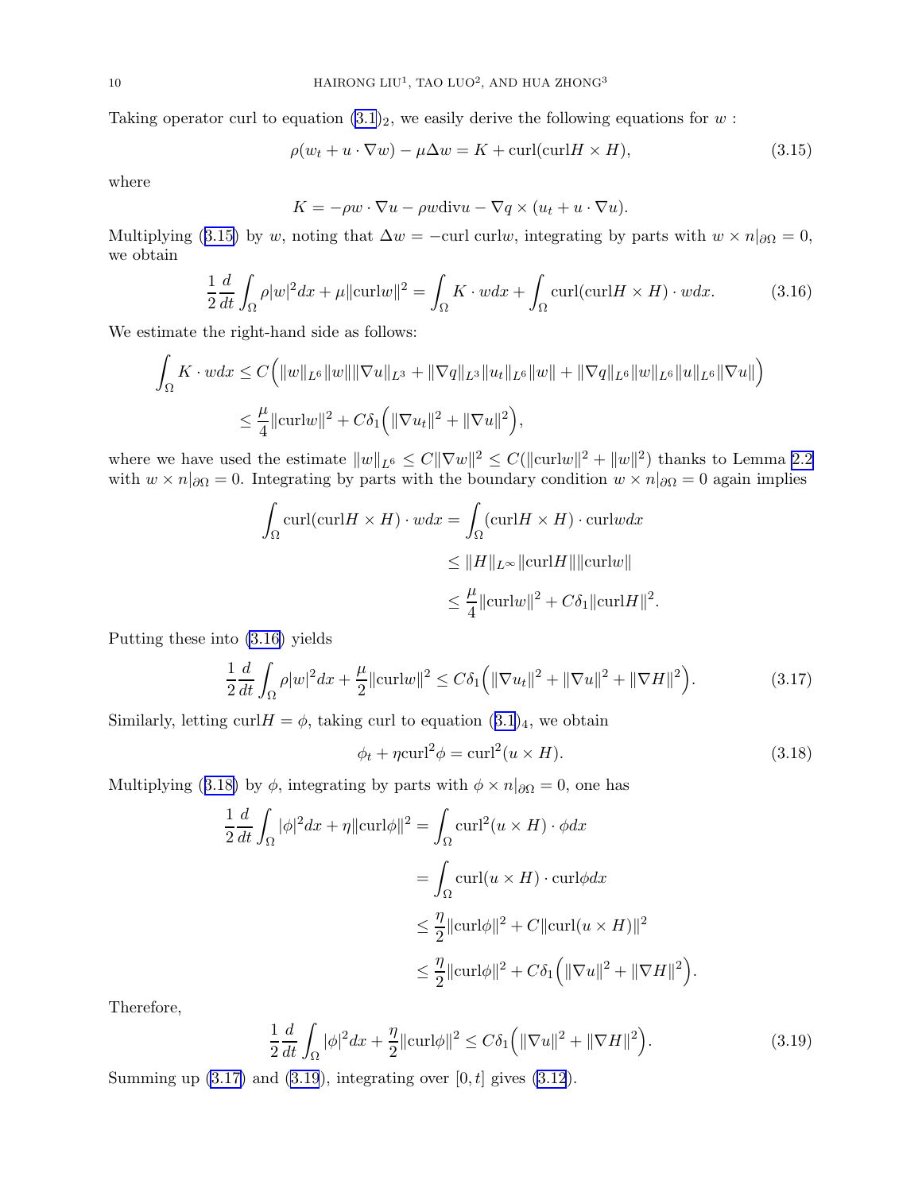Taking operator curl to equation (3.1)$_2$, we easily derive the following equations for $w$ :

$$\rho(w_t + u \cdot \nabla w) - \mu \Delta w = K + \text{curl}(\text{curl}H \times H), \tag{3.15}$$

where

$$K = -\rho w \cdot \nabla u - \rho w \text{div} u - \nabla q \times (u_t + u \cdot \nabla u).$$

Multiplying (3.15) by $w$, noting that $\Delta w = -\text{curl curl} w$, integrating by parts with $w \times n|_{\partial\Omega} = 0$, we obtain

$$\frac{1}{2}\frac{d}{dt}\int_\Omega \rho |w|^2 dx + \mu \|\text{curl} w\|^2 = \int_\Omega K \cdot w dx + \int_\Omega \text{curl}(\text{curl}H \times H) \cdot w dx. \tag{3.16}$$

We estimate the right-hand side as follows:

$$\begin{aligned}\int_\Omega K \cdot w dx &\le C\Big(\|w\|_{L^6}\|w\|\|\nabla u\|_{L^3} + \|\nabla q\|_{L^3}\|u_t\|_{L^6}\|w\| + \|\nabla q\|_{L^6}\|w\|_{L^6}\|u\|_{L^6}\|\nabla u\|\Big) \\ &\le \frac{\mu}{4}\|\text{curl} w\|^2 + C\delta_1\Big(\|\nabla u_t\|^2 + \|\nabla u\|^2\Big),\end{aligned}$$

where we have used the estimate $\|w\|_{L^6} \le C\|\nabla w\|^2 \le C(\|\text{curl} w\|^2 + \|w\|^2)$ thanks to Lemma 2.2 with $w \times n|_{\partial\Omega} = 0$. Integrating by parts with the boundary condition $w \times n|_{\partial\Omega} = 0$ again implies

$$\begin{aligned}\int_\Omega \text{curl}(\text{curl}H \times H) \cdot w dx &= \int_\Omega (\text{curl}H \times H) \cdot \text{curl} w dx \\ &\le \|H\|_{L^\infty}\|\text{curl}H\|\|\text{curl} w\| \\ &\le \frac{\mu}{4}\|\text{curl} w\|^2 + C\delta_1\|\text{curl}H\|^2.\end{aligned}$$

Putting these into (3.16) yields

$$\frac{1}{2}\frac{d}{dt}\int_\Omega \rho|w|^2 dx + \frac{\mu}{2}\|\text{curl} w\|^2 \le C\delta_1\Big(\|\nabla u_t\|^2 + \|\nabla u\|^2 + \|\nabla H\|^2\Big). \tag{3.17}$$

Similarly, letting $\text{curl}H = \phi$, taking curl to equation (3.1)$_4$, we obtain

$$\phi_t + \eta \text{curl}^2 \phi = \text{curl}^2(u \times H). \tag{3.18}$$

Multiplying (3.18) by $\phi$, integrating by parts with $\phi \times n|_{\partial\Omega} = 0$, one has

$$\begin{aligned}\frac{1}{2}\frac{d}{dt}\int_\Omega |\phi|^2 dx + \eta\|\text{curl}\phi\|^2 &= \int_\Omega \text{curl}^2(u \times H) \cdot \phi dx \\ &= \int_\Omega \text{curl}(u \times H) \cdot \text{curl}\phi dx \\ &\le \frac{\eta}{2}\|\text{curl}\phi\|^2 + C\|\text{curl}(u \times H)\|^2 \\ &\le \frac{\eta}{2}\|\text{curl}\phi\|^2 + C\delta_1\Big(\|\nabla u\|^2 + \|\nabla H\|^2\Big).\end{aligned}$$

Therefore,

$$\frac{1}{2}\frac{d}{dt}\int_\Omega |\phi|^2 dx + \frac{\eta}{2}\|\text{curl}\phi\|^2 \le C\delta_1\Big(\|\nabla u\|^2 + \|\nabla H\|^2\Big). \tag{3.19}$$

Summing up (3.17) and (3.19), integrating over $[0, t]$ gives (3.12).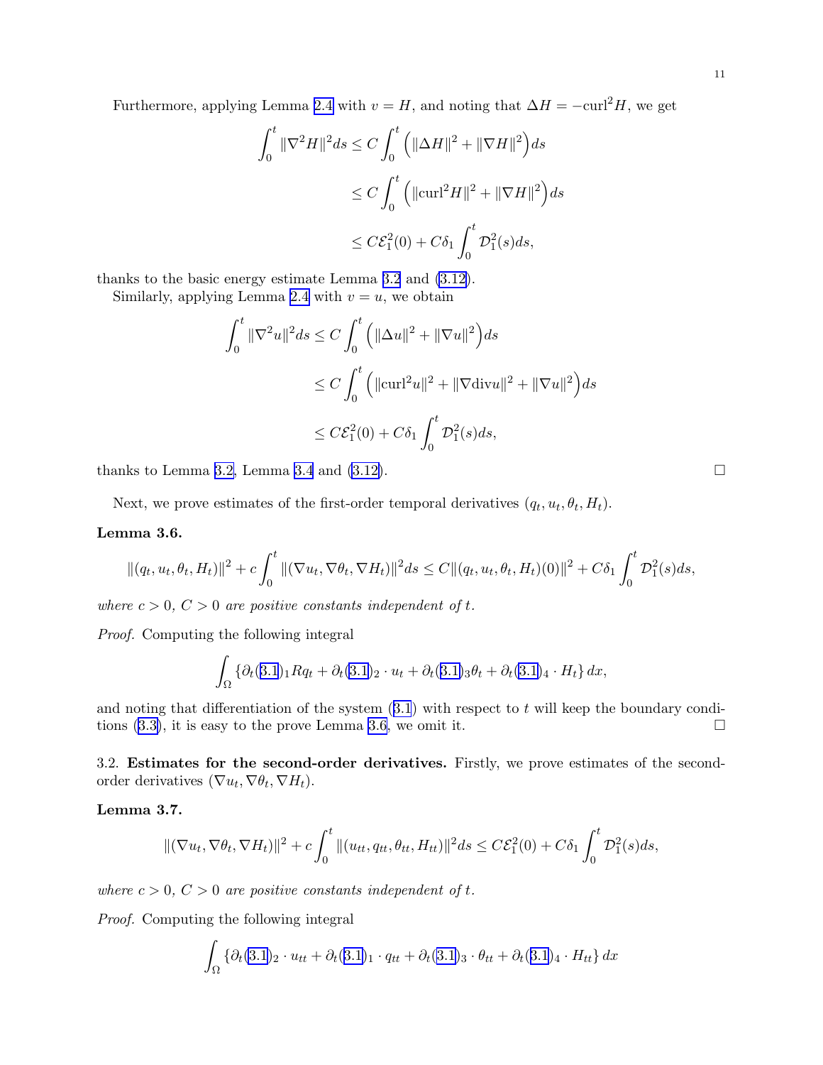Furthermore, applying Lemma 2.4 with $v = H$, and noting that $\Delta H = -\mathrm{curl}^2 H$, we get

$$
\begin{aligned}
\int_0^t \|\nabla^2 H\|^2 ds &\leq C \int_0^t \Big( \|\Delta H\|^2 + \|\nabla H\|^2 \Big) ds \\
&\leq C \int_0^t \Big( \|\mathrm{curl}^2 H\|^2 + \|\nabla H\|^2 \Big) ds \\
&\leq C\mathcal{E}_1^2(0) + C\delta_1 \int_0^t \mathcal{D}_1^2(s) ds,
\end{aligned}
$$

thanks to the basic energy estimate Lemma 3.2 and (3.12).

Similarly, applying Lemma 2.4 with $v = u$, we obtain

$$
\begin{aligned}
\int_0^t \|\nabla^2 u\|^2 ds &\leq C \int_0^t \Big( \|\Delta u\|^2 + \|\nabla u\|^2 \Big) ds \\
&\leq C \int_0^t \Big( \|\mathrm{curl}^2 u\|^2 + \|\nabla \mathrm{div} u\|^2 + \|\nabla u\|^2 \Big) ds \\
&\leq C\mathcal{E}_1^2(0) + C\delta_1 \int_0^t \mathcal{D}_1^2(s) ds,
\end{aligned}
$$

thanks to Lemma 3.2, Lemma 3.4 and (3.12). □

Next, we prove estimates of the first-order temporal derivatives $(q_t, u_t, \theta_t, H_t)$.

**Lemma 3.6.**

$$
\|(q_t, u_t, \theta_t, H_t)\|^2 + c\int_0^t \|(\nabla u_t, \nabla \theta_t, \nabla H_t)\|^2 ds \leq C\|(q_t, u_t, \theta_t, H_t)(0)\|^2 + C\delta_1 \int_0^t \mathcal{D}_1^2(s) ds,
$$

*where $c > 0$, $C > 0$ are positive constants independent of $t$.*

*Proof.* Computing the following integral

$$
\int_\Omega \{\partial_t(3.1)_1 R q_t + \partial_t(3.1)_2 \cdot u_t + \partial_t(3.1)_3 \theta_t + \partial_t(3.1)_4 \cdot H_t\} \, dx,
$$

and noting that differentiation of the system (3.1) with respect to $t$ will keep the boundary conditions (3.3), it is easy to the prove Lemma 3.6, we omit it. □

3.2. **Estimates for the second-order derivatives.** Firstly, we prove estimates of the second-order derivatives $(\nabla u_t, \nabla \theta_t, \nabla H_t)$.

**Lemma 3.7.**

$$
\|(\nabla u_t, \nabla \theta_t, \nabla H_t)\|^2 + c\int_0^t \|(u_{tt}, q_{tt}, \theta_{tt}, H_{tt})\|^2 ds \leq C\mathcal{E}_1^2(0) + C\delta_1 \int_0^t \mathcal{D}_1^2(s) ds,
$$

*where $c > 0$, $C > 0$ are positive constants independent of $t$.*

*Proof.* Computing the following integral

$$
\int_\Omega \{\partial_t(3.1)_2 \cdot u_{tt} + \partial_t(3.1)_1 \cdot q_{tt} + \partial_t(3.1)_3 \cdot \theta_{tt} + \partial_t(3.1)_4 \cdot H_{tt}\} \, dx
$$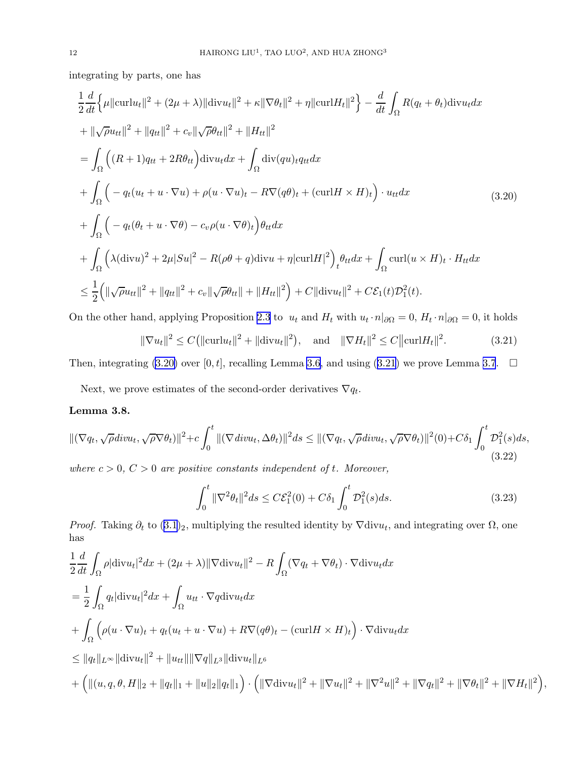integrating by parts, one has

$$
\begin{aligned}
&\frac{1}{2}\frac{d}{dt}\Big\{\mu\|\mathrm{curl}u_t\|^2+(2\mu+\lambda)\|\mathrm{div}u_t\|^2+\kappa\|\nabla\theta_t\|^2+\eta\|\mathrm{curl}H_t\|^2\Big\}-\frac{d}{dt}\int_\Omega R(q_t+\theta_t)\mathrm{div}u_t dx\\
&+\|\sqrt{\rho}u_{tt}\|^2+\|q_{tt}\|^2+c_v\|\sqrt{\rho}\theta_{tt}\|^2+\|H_{tt}\|^2\\
&=\int_\Omega\Big((R+1)q_{tt}+2R\theta_{tt}\Big)\mathrm{div}u_t dx+\int_\Omega \mathrm{div}(qu)_t q_{tt}dx\\
&+\int_\Omega\Big(-q_t(u_t+u\cdot\nabla u)+\rho(u\cdot\nabla u)_t-R\nabla(q\theta)_t+(\mathrm{curl}H\times H)_t\Big)\cdot u_{tt}dx\\
&+\int_\Omega\Big(-q_t(\theta_t+u\cdot\nabla\theta)-c_v\rho(u\cdot\nabla\theta)_t\Big)\theta_{tt}dx\\
&+\int_\Omega\Big(\lambda(\mathrm{div}u)^2+2\mu|Su|^2-R(\rho\theta+q)\mathrm{div}u+\eta|\mathrm{curl}H|^2\Big)_t\theta_{tt}dx+\int_\Omega \mathrm{curl}(u\times H)_t\cdot H_{tt}dx\\
&\le\frac{1}{2}\Big(\|\sqrt{\rho}u_{tt}\|^2+\|q_{tt}\|^2+c_v\|\sqrt{\rho}\theta_{tt}\|+\|H_{tt}\|^2\Big)+C\|\mathrm{div}u_t\|^2+C\mathcal{E}_1(t)\mathcal{D}_1^2(t).
\end{aligned}
\tag{3.20}
$$

On the other hand, applying Proposition 2.3 to $u_t$ and $H_t$ with $u_t\cdot n|_{\partial\Omega}=0$, $H_t\cdot n|_{\partial\Omega}=0$, it holds

$$
\|\nabla u_t\|^2\le C\big(\|\mathrm{curl}u_t\|^2+\|\mathrm{div}u_t\|^2\big),\quad\text{and}\quad \|\nabla H_t\|^2\le C\big\|\mathrm{curl}H_t\|^2. \tag{3.21}
$$

Then, integrating (3.20) over $[0,t]$, recalling Lemma 3.6, and using (3.21) we prove Lemma 3.7. $\square$

Next, we prove estimates of the second-order derivatives $\nabla q_t$.

**Lemma 3.8.**

$$
\|(\nabla q_t,\sqrt{\rho}\,div u_t,\sqrt{\rho}\nabla\theta_t)\|^2+c\int_0^t\|(\nabla\, div u_t,\Delta\theta_t)\|^2ds\le\|(\nabla q_t,\sqrt{\rho}\,div u_t,\sqrt{\rho}\nabla\theta_t)\|^2(0)+C\delta_1\int_0^t\mathcal{D}_1^2(s)ds, \tag{3.22}
$$

*where $c>0$, $C>0$ are positive constants independent of $t$. Moreover,*

$$
\int_0^t\|\nabla^2\theta_t\|^2ds\le C\mathcal{E}_1^2(0)+C\delta_1\int_0^t\mathcal{D}_1^2(s)ds. \tag{3.23}
$$

*Proof.* Taking $\partial_t$ to $(3.1)_2$, multiplying the resulted identity by $\nabla\mathrm{div}u_t$, and integrating over $\Omega$, one has

$$
\begin{aligned}
&\frac{1}{2}\frac{d}{dt}\int_\Omega\rho|\mathrm{div}u_t|^2dx+(2\mu+\lambda)\|\nabla\mathrm{div}u_t\|^2-R\int_\Omega(\nabla q_t+\nabla\theta_t)\cdot\nabla\mathrm{div}u_t dx\\
&=\frac{1}{2}\int_\Omega q_t|\mathrm{div}u_t|^2dx+\int_\Omega u_{tt}\cdot\nabla q\,\mathrm{div}u_t dx\\
&+\int_\Omega\Big(\rho(u\cdot\nabla u)_t+q_t(u_t+u\cdot\nabla u)+R\nabla(q\theta)_t-(\mathrm{curl}H\times H)_t\Big)\cdot\nabla\mathrm{div}u_t dx\\
&\le\|q_t\|_{L^\infty}\|\mathrm{div}u_t\|^2+\|u_{tt}\|\|\nabla q\|_{L^3}\|\mathrm{div}u_t\|_{L^6}\\
&+\Big(\|(u,q,\theta,H\|_2+\|q_t\|_1+\|u\|_2\|q_t\|_1\Big)\cdot\Big(\|\nabla\mathrm{div}u_t\|^2+\|\nabla u_t\|^2+\|\nabla^2u\|^2+\|\nabla q_t\|^2+\|\nabla\theta_t\|^2+\|\nabla H_t\|^2\Big),
\end{aligned}
$$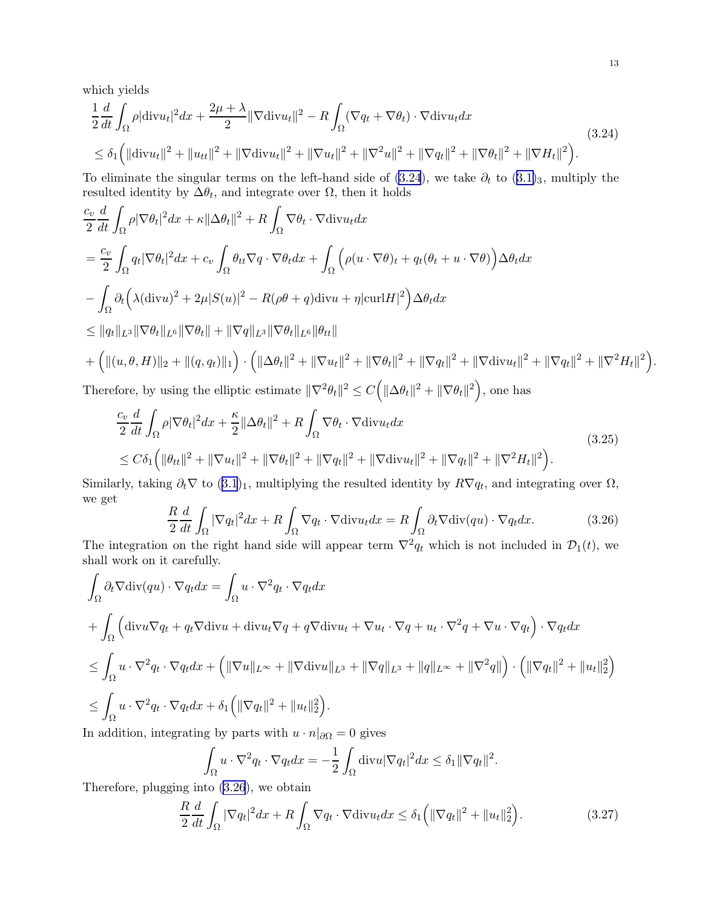which yields

$$
\begin{aligned}
&\frac{1}{2}\frac{d}{dt}\int_\Omega \rho|\mathrm{div}u_t|^2dx + \frac{2\mu+\lambda}{2}\|\nabla \mathrm{div}u_t\|^2 - R\int_\Omega (\nabla q_t + \nabla\theta_t)\cdot\nabla\mathrm{div}u_t dx \\
&\le \delta_1\Big(\|\mathrm{div}u_t\|^2 + \|u_{tt}\|^2 + \|\nabla\mathrm{div}u_t\|^2 + \|\nabla u_t\|^2 + \|\nabla^2 u\|^2 + \|\nabla q_t\|^2 + \|\nabla\theta_t\|^2 + \|\nabla H_t\|^2\Big).
\end{aligned}
\tag{3.24}
$$

To eliminate the singular terms on the left-hand side of (3.24), we take $\partial_t$ to (3.1)$_3$, multiply the resulted identity by $\Delta\theta_t$, and integrate over $\Omega$, then it holds

$$
\begin{aligned}
&\frac{c_v}{2}\frac{d}{dt}\int_\Omega \rho|\nabla\theta_t|^2dx + \kappa\|\Delta\theta_t\|^2 + R\int_\Omega \nabla\theta_t\cdot\nabla\mathrm{div}u_t dx \\
&= \frac{c_v}{2}\int_\Omega q_t|\nabla\theta_t|^2dx + c_v\int_\Omega \theta_{tt}\nabla q\cdot\nabla\theta_t dx + \int_\Omega \Big(\rho(u\cdot\nabla\theta)_t + q_t(\theta_t + u\cdot\nabla\theta)\Big)\Delta\theta_t dx \\
&- \int_\Omega \partial_t\Big(\lambda(\mathrm{div}u)^2 + 2\mu|S(u)|^2 - R(\rho\theta+q)\mathrm{div}u + \eta|\mathrm{curl}H|^2\Big)\Delta\theta_t dx \\
&\le \|q_t\|_{L^3}\|\nabla\theta_t\|_{L^6}\|\nabla\theta_t\| + \|\nabla q\|_{L^3}\|\nabla\theta_t\|_{L^6}\|\theta_{tt}\| \\
&+ \Big(\|(u,\theta,H)\|_2 + \|(q,q_t)\|_1\Big)\cdot\Big(\|\Delta\theta_t\|^2 + \|\nabla u_t\|^2 + \|\nabla\theta_t\|^2 + \|\nabla q_t\|^2 + \|\nabla\mathrm{div}u_t\|^2 + \|\nabla q_t\|^2 + \|\nabla^2 H_t\|^2\Big).
\end{aligned}
$$

Therefore, by using the elliptic estimate $\|\nabla^2\theta_t\|^2 \le C\Big(\|\Delta\theta_t\|^2 + \|\nabla\theta_t\|^2\Big)$, one has

$$
\begin{aligned}
&\frac{c_v}{2}\frac{d}{dt}\int_\Omega \rho|\nabla\theta_t|^2dx + \frac{\kappa}{2}\|\Delta\theta_t\|^2 + R\int_\Omega \nabla\theta_t\cdot\nabla\mathrm{div}u_t dx \\
&\le C\delta_1\Big(\|\theta_{tt}\|^2 + \|\nabla u_t\|^2 + \|\nabla\theta_t\|^2 + \|\nabla q_t\|^2 + \|\nabla\mathrm{div}u_t\|^2 + \|\nabla q_t\|^2 + \|\nabla^2 H_t\|^2\Big).
\end{aligned}
\tag{3.25}
$$

Similarly, taking $\partial_t\nabla$ to (3.1)$_1$, multiplying the resulted identity by $R\nabla q_t$, and integrating over $\Omega$, we get

$$
\frac{R}{2}\frac{d}{dt}\int_\Omega |\nabla q_t|^2dx + R\int_\Omega \nabla q_t\cdot\nabla\mathrm{div}u_t dx = R\int_\Omega \partial_t\nabla\mathrm{div}(qu)\cdot\nabla q_t dx. \tag{3.26}
$$

The integration on the right hand side will appear term $\nabla^2 q_t$ which is not included in $\mathcal{D}_1(t)$, we shall work on it carefully.

$$
\begin{aligned}
&\int_\Omega \partial_t\nabla\mathrm{div}(qu)\cdot\nabla q_t dx = \int_\Omega u\cdot\nabla^2 q_t\cdot\nabla q_t dx \\
&+ \int_\Omega \Big(\mathrm{div}u\nabla q_t + q_t\nabla\mathrm{div}u + \mathrm{div}u_t\nabla q + q\nabla\mathrm{div}u_t + \nabla u_t\cdot\nabla q + u_t\cdot\nabla^2 q + \nabla u\cdot\nabla q_t\Big)\cdot\nabla q_t dx \\
&\le \int_\Omega u\cdot\nabla^2 q_t\cdot\nabla q_t dx + \Big(\|\nabla u\|_{L^\infty} + \|\nabla\mathrm{div}u\|_{L^3} + \|\nabla q\|_{L^3} + \|q\|_{L^\infty} + \|\nabla^2 q\|\Big)\cdot\Big(\|\nabla q_t\|^2 + \|u_t\|_2^2\Big) \\
&\le \int_\Omega u\cdot\nabla^2 q_t\cdot\nabla q_t dx + \delta_1\Big(\|\nabla q_t\|^2 + \|u_t\|_2^2\Big).
\end{aligned}
$$

In addition, integrating by parts with $u\cdot n|_{\partial\Omega} = 0$ gives

$$
\int_\Omega u\cdot\nabla^2 q_t\cdot\nabla q_t dx = -\frac{1}{2}\int_\Omega \mathrm{div}u|\nabla q_t|^2dx \le \delta_1\|\nabla q_t\|^2.
$$

Therefore, plugging into (3.26), we obtain

$$
\frac{R}{2}\frac{d}{dt}\int_\Omega |\nabla q_t|^2dx + R\int_\Omega \nabla q_t\cdot\nabla\mathrm{div}u_t dx \le \delta_1\Big(\|\nabla q_t\|^2 + \|u_t\|_2^2\Big). \tag{3.27}
$$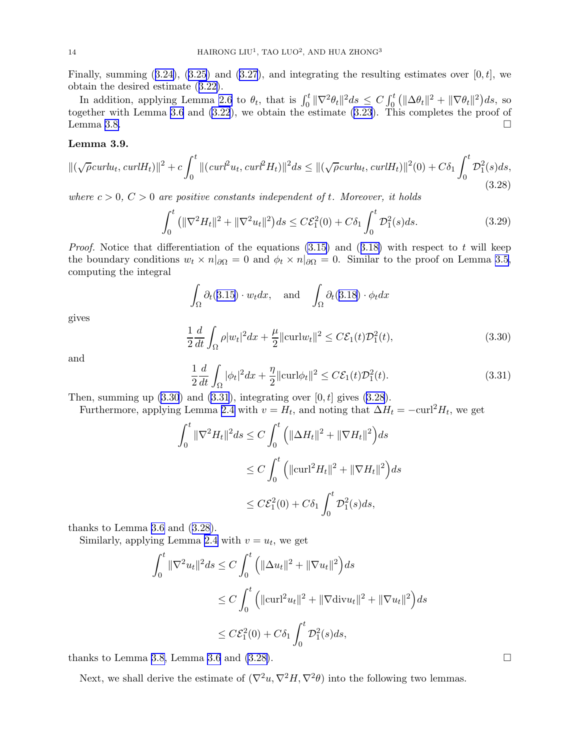Finally, summing (3.24), (3.25) and (3.27), and integrating the resulting estimates over $[0, t]$, we obtain the desired estimate (3.22).

In addition, applying Lemma 2.6 to $\theta_t$, that is $\int_0^t \|\nabla^2\theta_t\|^2 ds \le C\int_0^t (\|\Delta\theta_t\|^2 + \|\nabla\theta_t\|^2)ds$, so together with Lemma 3.6 and (3.22), we obtain the estimate (3.23). This completes the proof of Lemma 3.8. $\square$

**Lemma 3.9.**

$$\|(\sqrt{\rho}curlu_t, curlH_t)\|^2 + c\int_0^t \|(curl^2u_t, curl^2H_t)\|^2 ds \le \|(\sqrt{\rho}curlu_t, curlH_t)\|^2(0) + C\delta_1\int_0^t \mathcal{D}_1^2(s)ds, \tag{3.28}$$

*where $c > 0$, $C > 0$ are positive constants independent of $t$. Moreover, it holds*

$$\int_0^t \left(\|\nabla^2 H_t\|^2 + \|\nabla^2 u_t\|^2\right)ds \le C\mathcal{E}_1^2(0) + C\delta_1\int_0^t \mathcal{D}_1^2(s)ds. \tag{3.29}$$

*Proof.* Notice that differentiation of the equations (3.15) and (3.18) with respect to $t$ will keep the boundary conditions $w_t \times n|_{\partial\Omega} = 0$ and $\phi_t \times n|_{\partial\Omega} = 0$. Similar to the proof on Lemma 3.5, computing the integral

$$\int_\Omega \partial_t(3.15)\cdot w_t dx, \quad \text{and} \quad \int_\Omega \partial_t(3.18)\cdot \phi_t dx$$

gives

$$\frac{1}{2}\frac{d}{dt}\int_\Omega \rho|w_t|^2 dx + \frac{\mu}{2}\|\mathrm{curl}w_t\|^2 \le C\mathcal{E}_1(t)\mathcal{D}_1^2(t), \tag{3.30}$$

and

$$\frac{1}{2}\frac{d}{dt}\int_\Omega |\phi_t|^2 dx + \frac{\eta}{2}\|\mathrm{curl}\phi_t\|^2 \le C\mathcal{E}_1(t)\mathcal{D}_1^2(t). \tag{3.31}$$

Then, summing up (3.30) and (3.31), integrating over $[0, t]$ gives (3.28).

Furthermore, applying Lemma 2.4 with $v = H_t$, and noting that $\Delta H_t = -\mathrm{curl}^2 H_t$, we get

$$\begin{aligned}\int_0^t \|\nabla^2 H_t\|^2 ds &\le C\int_0^t \left(\|\Delta H_t\|^2 + \|\nabla H_t\|^2\right)ds \\ &\le C\int_0^t \left(\|\mathrm{curl}^2 H_t\|^2 + \|\nabla H_t\|^2\right)ds \\ &\le C\mathcal{E}_1^2(0) + C\delta_1\int_0^t \mathcal{D}_1^2(s)ds,\end{aligned}$$

thanks to Lemma 3.6 and (3.28).

Similarly, applying Lemma 2.4 with $v = u_t$, we get

$$\begin{aligned}\int_0^t \|\nabla^2 u_t\|^2 ds &\le C\int_0^t \left(\|\Delta u_t\|^2 + \|\nabla u_t\|^2\right)ds \\ &\le C\int_0^t \left(\|\mathrm{curl}^2 u_t\|^2 + \|\nabla\mathrm{div}u_t\|^2 + \|\nabla u_t\|^2\right)ds \\ &\le C\mathcal{E}_1^2(0) + C\delta_1\int_0^t \mathcal{D}_1^2(s)ds,\end{aligned}$$

thanks to Lemma 3.8, Lemma 3.6 and (3.28). $\square$

Next, we shall derive the estimate of $(\nabla^2 u, \nabla^2 H, \nabla^2\theta)$ into the following two lemmas.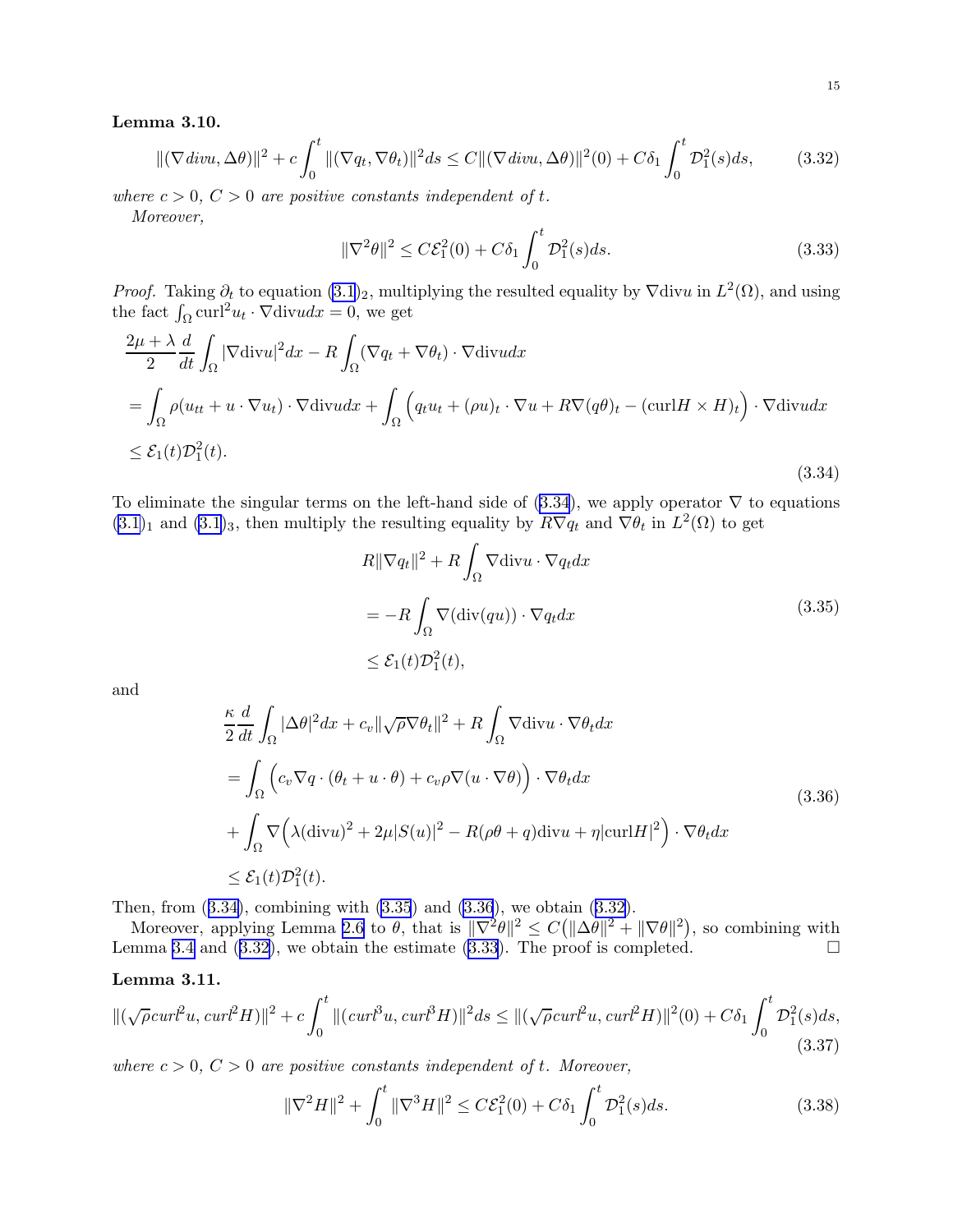**Lemma 3.10.**

$$
\|(\nabla divu, \Delta\theta)\|^2 + c\int_0^t \|(\nabla q_t, \nabla\theta_t)\|^2 ds \le C\|(\nabla divu, \Delta\theta)\|^2(0) + C\delta_1 \int_0^t \mathcal{D}_1^2(s)ds, \tag{3.32}
$$

*where $c > 0$, $C > 0$ are positive constants independent of $t$.*

*Moreover,*

$$
\|\nabla^2\theta\|^2 \le C\mathcal{E}_1^2(0) + C\delta_1 \int_0^t \mathcal{D}_1^2(s)ds. \tag{3.33}
$$

*Proof.* Taking $\partial_t$ to equation (3.1)$_2$, multiplying the resulted equality by $\nabla \mathrm{div}u$ in $L^2(\Omega)$, and using the fact $\int_\Omega \mathrm{curl}^2 u_t \cdot \nabla \mathrm{div}u dx = 0$, we get

$$
\begin{aligned}
&\frac{2\mu+\lambda}{2}\frac{d}{dt}\int_\Omega |\nabla \mathrm{div}u|^2 dx - R\int_\Omega (\nabla q_t + \nabla\theta_t)\cdot\nabla \mathrm{div}u dx \\
&= \int_\Omega \rho(u_{tt} + u\cdot\nabla u_t)\cdot\nabla \mathrm{div}u dx + \int_\Omega \Big(q_t u_t + (\rho u)_t\cdot\nabla u + R\nabla(q\theta)_t - (\mathrm{curl}H\times H)_t\Big)\cdot\nabla \mathrm{div}u dx \\
&\le \mathcal{E}_1(t)\mathcal{D}_1^2(t).
\end{aligned} \tag{3.34}
$$

To eliminate the singular terms on the left-hand side of (3.34), we apply operator $\nabla$ to equations (3.1)$_1$ and (3.1)$_3$, then multiply the resulting equality by $R\nabla q_t$ and $\nabla\theta_t$ in $L^2(\Omega)$ to get

$$
\begin{aligned}
&R\|\nabla q_t\|^2 + R\int_\Omega \nabla \mathrm{div}u\cdot\nabla q_t dx \\
&= -R\int_\Omega \nabla(\mathrm{div}(qu))\cdot\nabla q_t dx \\
&\le \mathcal{E}_1(t)\mathcal{D}_1^2(t),
\end{aligned} \tag{3.35}
$$

and

$$
\begin{aligned}
&\frac{\kappa}{2}\frac{d}{dt}\int_\Omega |\Delta\theta|^2 dx + c_v\|\sqrt{\rho}\nabla\theta_t\|^2 + R\int_\Omega \nabla \mathrm{div}u\cdot\nabla\theta_t dx \\
&= \int_\Omega \Big(c_v\nabla q\cdot(\theta_t + u\cdot\theta) + c_v\rho\nabla(u\cdot\nabla\theta)\Big)\cdot\nabla\theta_t dx \\
&\quad + \int_\Omega \nabla\Big(\lambda(\mathrm{div}u)^2 + 2\mu|S(u)|^2 - R(\rho\theta+q)\mathrm{div}u + \eta|\mathrm{curl}H|^2\Big)\cdot\nabla\theta_t dx \\
&\le \mathcal{E}_1(t)\mathcal{D}_1^2(t).
\end{aligned} \tag{3.36}
$$

Then, from (3.34), combining with (3.35) and (3.36), we obtain (3.32).

Moreover, applying Lemma 2.6 to $\theta$, that is $\|\nabla^2\theta\|^2 \le C\big(\|\Delta\theta\|^2 + \|\nabla\theta\|^2\big)$, so combining with Lemma 3.4 and (3.32), we obtain the estimate (3.33). The proof is completed. $\square$

**Lemma 3.11.**

$$
\|(\sqrt{\rho}curl^2 u, curl^2 H)\|^2 + c\int_0^t \|(curl^3 u, curl^3 H)\|^2 ds \le \|(\sqrt{\rho}curl^2 u, curl^2 H)\|^2(0) + C\delta_1\int_0^t \mathcal{D}_1^2(s)ds, \tag{3.37}
$$

*where $c > 0$, $C > 0$ are positive constants independent of $t$. Moreover,*

$$
\|\nabla^2 H\|^2 + \int_0^t \|\nabla^3 H\|^2 \le C\mathcal{E}_1^2(0) + C\delta_1\int_0^t \mathcal{D}_1^2(s)ds. \tag{3.38}
$$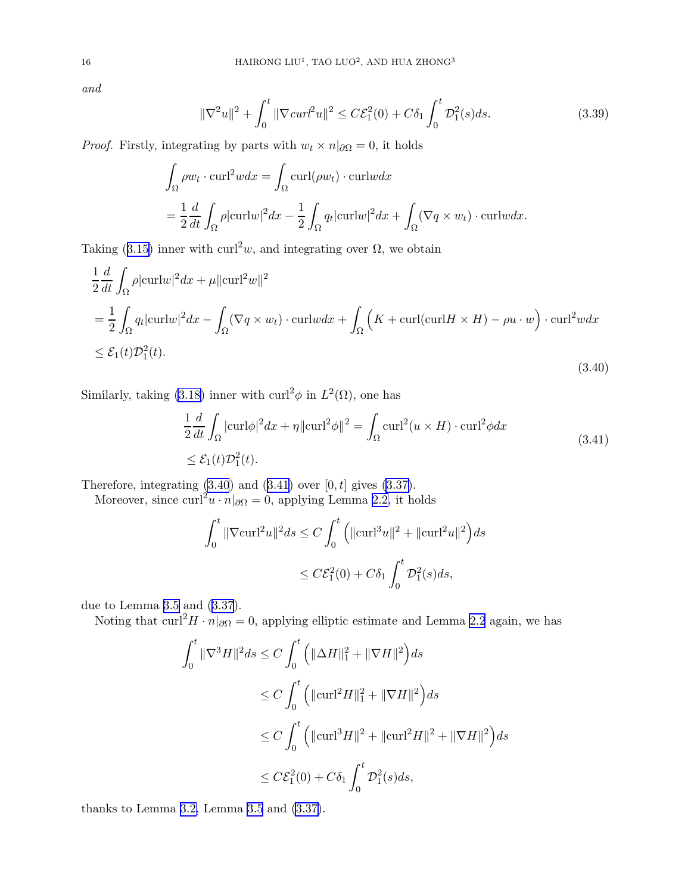and

$$
\|\nabla^2 u\|^2 + \int_0^t \|\nabla curl^2 u\|^2 \le C\mathcal{E}_1^2(0) + C\delta_1 \int_0^t \mathcal{D}_1^2(s)ds. \tag{3.39}
$$

*Proof.* Firstly, integrating by parts with $w_t \times n|_{\partial\Omega} = 0$, it holds

$$
\begin{aligned}
\int_\Omega \rho w_t \cdot \mathrm{curl}^2 w dx &= \int_\Omega \mathrm{curl}(\rho w_t) \cdot \mathrm{curl} w dx \\
&= \frac{1}{2}\frac{d}{dt}\int_\Omega \rho |\mathrm{curl} w|^2 dx - \frac{1}{2}\int_\Omega q_t |\mathrm{curl} w|^2 dx + \int_\Omega (\nabla q \times w_t) \cdot \mathrm{curl} w dx.
\end{aligned}
$$

Taking (3.15) inner with $\mathrm{curl}^2 w$, and integrating over $\Omega$, we obtain

$$
\begin{aligned}
&\frac{1}{2}\frac{d}{dt}\int_\Omega \rho |\mathrm{curl} w|^2 dx + \mu \|\mathrm{curl}^2 w\|^2 \\
&= \frac{1}{2}\int_\Omega q_t |\mathrm{curl} w|^2 dx - \int_\Omega (\nabla q \times w_t) \cdot \mathrm{curl} w dx + \int_\Omega \Big( K + \mathrm{curl}(\mathrm{curl} H \times H) - \rho u \cdot w \Big) \cdot \mathrm{curl}^2 w dx \\
&\le \mathcal{E}_1(t)\mathcal{D}_1^2(t).
\end{aligned} \tag{3.40}
$$

Similarly, taking (3.18) inner with $\mathrm{curl}^2 \phi$ in $L^2(\Omega)$, one has

$$
\begin{aligned}
&\frac{1}{2}\frac{d}{dt}\int_\Omega |\mathrm{curl}\phi|^2 dx + \eta \|\mathrm{curl}^2 \phi\|^2 = \int_\Omega \mathrm{curl}^2(u \times H) \cdot \mathrm{curl}^2 \phi dx \\
&\le \mathcal{E}_1(t)\mathcal{D}_1^2(t).
\end{aligned} \tag{3.41}
$$

Therefore, integrating (3.40) and (3.41) over $[0,t]$ gives (3.37).

Moreover, since $\mathrm{curl}^2 u \cdot n|_{\partial\Omega} = 0$, applying Lemma 2.2, it holds

$$
\begin{aligned}
\int_0^t \|\nabla \mathrm{curl}^2 u\|^2 ds &\le C\int_0^t \Big( \|\mathrm{curl}^3 u\|^2 + \|\mathrm{curl}^2 u\|^2 \Big) ds \\
&\le C\mathcal{E}_1^2(0) + C\delta_1 \int_0^t \mathcal{D}_1^2(s) ds,
\end{aligned}
$$

due to Lemma 3.5 and (3.37).

Noting that $\mathrm{curl}^2 H \cdot n|_{\partial\Omega} = 0$, applying elliptic estimate and Lemma 2.2 again, we has

$$
\begin{aligned}
\int_0^t \|\nabla^3 H\|^2 ds &\le C\int_0^t \Big( \|\Delta H\|_1^2 + \|\nabla H\|^2 \Big) ds \\
&\le C\int_0^t \Big( \|\mathrm{curl}^2 H\|_1^2 + \|\nabla H\|^2 \Big) ds \\
&\le C\int_0^t \Big( \|\mathrm{curl}^3 H\|^2 + \|\mathrm{curl}^2 H\|^2 + \|\nabla H\|^2 \Big) ds \\
&\le C\mathcal{E}_1^2(0) + C\delta_1 \int_0^t \mathcal{D}_1^2(s) ds,
\end{aligned}
$$

thanks to Lemma 3.2, Lemma 3.5 and (3.37).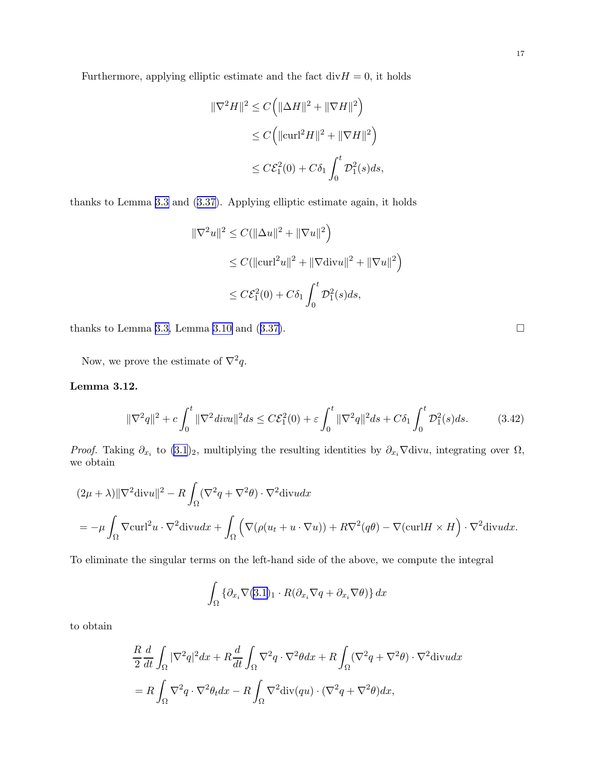Furthermore, applying elliptic estimate and the fact $\mathrm{div}H = 0$, it holds

$$
\begin{aligned}
\|\nabla^2 H\|^2 &\leq C\Big(\|\Delta H\|^2 + \|\nabla H\|^2\Big) \\
&\leq C\Big(\|\mathrm{curl}^2 H\|^2 + \|\nabla H\|^2\Big) \\
&\leq C\mathcal{E}_1^2(0) + C\delta_1 \int_0^t \mathcal{D}_1^2(s)ds,
\end{aligned}
$$

thanks to Lemma 3.3 and (3.37). Applying elliptic estimate again, it holds

$$
\begin{aligned}
\|\nabla^2 u\|^2 &\leq C(\|\Delta u\|^2 + \|\nabla u\|^2\Big) \\
&\leq C(\|\mathrm{curl}^2 u\|^2 + \|\nabla \mathrm{div} u\|^2 + \|\nabla u\|^2\Big) \\
&\leq C\mathcal{E}_1^2(0) + C\delta_1 \int_0^t \mathcal{D}_1^2(s)ds,
\end{aligned}
$$

thanks to Lemma 3.3, Lemma 3.10 and (3.37). □

Now, we prove the estimate of $\nabla^2 q$.

**Lemma 3.12.**

$$
\|\nabla^2 q\|^2 + c\int_0^t \|\nabla^2 \mathit{div} u\|^2 ds \leq C\mathcal{E}_1^2(0) + \varepsilon \int_0^t \|\nabla^2 q\|^2 ds + C\delta_1 \int_0^t \mathcal{D}_1^2(s)ds. \tag{3.42}
$$

*Proof.* Taking $\partial_{x_i}$ to $(3.1)_2$, multiplying the resulting identities by $\partial_{x_i}\nabla \mathrm{div} u$, integrating over $\Omega$, we obtain

$$
\begin{aligned}
&(2\mu + \lambda)\|\nabla^2 \mathrm{div} u\|^2 - R\int_\Omega (\nabla^2 q + \nabla^2 \theta) \cdot \nabla^2 \mathrm{div} u dx \\
&= -\mu \int_\Omega \nabla \mathrm{curl}^2 u \cdot \nabla^2 \mathrm{div} u dx + \int_\Omega \Big(\nabla(\rho(u_t + u\cdot\nabla u)) + R\nabla^2(q\theta) - \nabla(\mathrm{curl} H \times H\Big) \cdot \nabla^2 \mathrm{div} u dx.
\end{aligned}
$$

To eliminate the singular terms on the left-hand side of the above, we compute the integral

$$
\int_\Omega \{\partial_{x_i}\nabla(3.1)_1 \cdot R(\partial_{x_i}\nabla q + \partial_{x_i}\nabla\theta)\}\, dx
$$

to obtain

$$
\begin{aligned}
&\frac{R}{2}\frac{d}{dt}\int_\Omega |\nabla^2 q|^2 dx + R\frac{d}{dt}\int_\Omega \nabla^2 q \cdot \nabla^2 \theta dx + R\int_\Omega (\nabla^2 q + \nabla^2 \theta)\cdot \nabla^2 \mathrm{div} u dx \\
&= R\int_\Omega \nabla^2 q \cdot \nabla^2 \theta_t dx - R\int_\Omega \nabla^2 \mathrm{div}(qu) \cdot (\nabla^2 q + \nabla^2 \theta) dx,
\end{aligned}
$$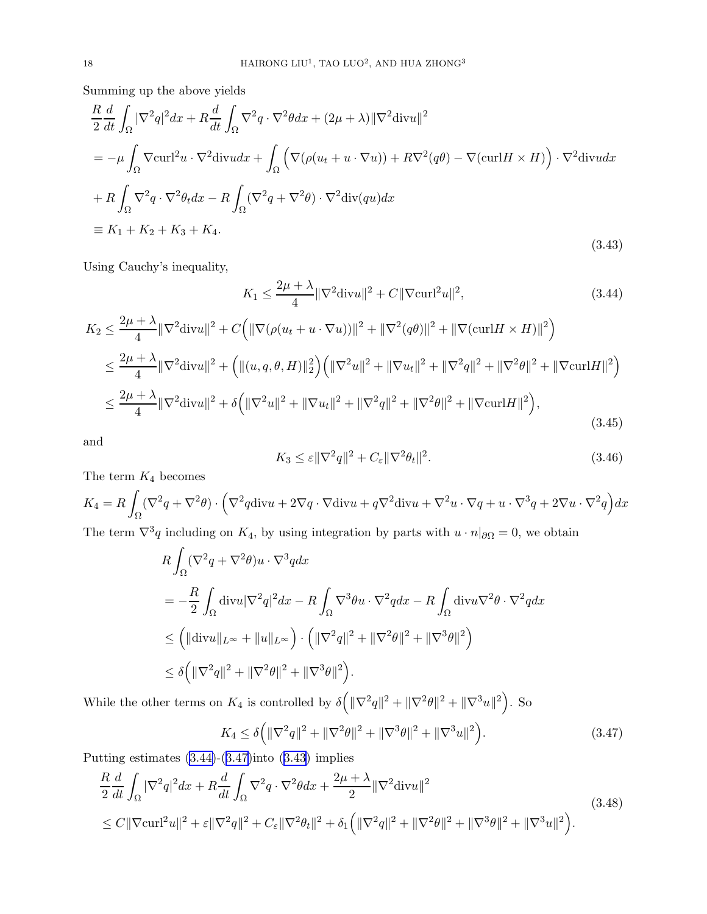Summing up the above yields

$$
\begin{aligned}
&\frac{R}{2}\frac{d}{dt}\int_\Omega |\nabla^2 q|^2 dx + R\frac{d}{dt}\int_\Omega \nabla^2 q\cdot\nabla^2\theta dx + (2\mu+\lambda)\|\nabla^2 \mathrm{div} u\|^2\\
&= -\mu\int_\Omega \nabla \mathrm{curl}^2 u\cdot\nabla^2\mathrm{div} u dx + \int_\Omega \Big(\nabla(\rho(u_t+u\cdot\nabla u)) + R\nabla^2(q\theta) - \nabla(\mathrm{curl} H\times H)\Big)\cdot\nabla^2 \mathrm{div} u dx\\
&+ R\int_\Omega \nabla^2 q\cdot\nabla^2\theta_t dx - R\int_\Omega (\nabla^2 q+\nabla^2\theta)\cdot\nabla^2 \mathrm{div}(qu)dx\\
&\equiv K_1+K_2+K_3+K_4.
\end{aligned}
\tag{3.43}
$$

Using Cauchy's inequality,

$$
K_1 \le \frac{2\mu+\lambda}{4}\|\nabla^2\mathrm{div} u\|^2 + C\|\nabla \mathrm{curl}^2 u\|^2, \tag{3.44}
$$

$$
\begin{aligned}
K_2 &\le \frac{2\mu+\lambda}{4}\|\nabla^2\mathrm{div} u\|^2 + C\Big(\|\nabla(\rho(u_t+u\cdot\nabla u))\|^2 + \|\nabla^2(q\theta)\|^2 + \|\nabla(\mathrm{curl}H\times H)\|^2\Big)\\
&\le \frac{2\mu+\lambda}{4}\|\nabla^2\mathrm{div} u\|^2 + \Big(\|(u,q,\theta,H)\|_2^2\Big)\Big(\|\nabla^2 u\|^2 + \|\nabla u_t\|^2 + \|\nabla^2 q\|^2 + \|\nabla^2\theta\|^2 + \|\nabla \mathrm{curl} H\|^2\Big)\\
&\le \frac{2\mu+\lambda}{4}\|\nabla^2\mathrm{div} u\|^2 + \delta\Big(\|\nabla^2 u\|^2 + \|\nabla u_t\|^2 + \|\nabla^2 q\|^2 + \|\nabla^2\theta\|^2 + \|\nabla \mathrm{curl} H\|^2\Big),
\end{aligned}
\tag{3.45}
$$

and

$$
K_3 \le \varepsilon\|\nabla^2 q\|^2 + C_\varepsilon\|\nabla^2\theta_t\|^2. \tag{3.46}
$$

The term $K_4$ becomes

$$
K_4 = R\int_\Omega (\nabla^2 q+\nabla^2\theta)\cdot\Big(\nabla^2 q\mathrm{div} u + 2\nabla q\cdot\nabla\mathrm{div} u + q\nabla^2\mathrm{div} u + \nabla^2 u\cdot\nabla q + u\cdot\nabla^3 q + 2\nabla u\cdot\nabla^2 q\Big)dx
$$

The term $\nabla^3 q$ including on $K_4$, by using integration by parts with $u\cdot n|_{\partial\Omega}=0$, we obtain

$$
\begin{aligned}
&R\int_\Omega (\nabla^2 q+\nabla^2\theta)u\cdot\nabla^3 q dx\\
&= -\frac{R}{2}\int_\Omega \mathrm{div} u|\nabla^2 q|^2 dx - R\int_\Omega \nabla^3\theta u\cdot\nabla^2 q dx - R\int_\Omega \mathrm{div} u\nabla^2\theta\cdot\nabla^2 q dx\\
&\le \Big(\|\mathrm{div} u\|_{L^\infty} + \|u\|_{L^\infty}\Big)\cdot\Big(\|\nabla^2 q\|^2 + \|\nabla^2\theta\|^2 + \|\nabla^3\theta\|^2\Big)\\
&\le \delta\Big(\|\nabla^2 q\|^2 + \|\nabla^2\theta\|^2 + \|\nabla^3\theta\|^2\Big).
\end{aligned}
$$

While the other terms on $K_4$ is controlled by $\delta\Big(\|\nabla^2 q\|^2 + \|\nabla^2\theta\|^2 + \|\nabla^3 u\|^2\Big)$. So

$$
K_4 \le \delta\Big(\|\nabla^2 q\|^2 + \|\nabla^2\theta\|^2 + \|\nabla^3\theta\|^2 + \|\nabla^3 u\|^2\Big). \tag{3.47}
$$

Putting estimates (3.44)-(3.47)into (3.43) implies

$$
\begin{aligned}
&\frac{R}{2}\frac{d}{dt}\int_\Omega |\nabla^2 q|^2 dx + R\frac{d}{dt}\int_\Omega \nabla^2 q\cdot\nabla^2\theta dx + \frac{2\mu+\lambda}{2}\|\nabla^2\mathrm{div} u\|^2\\
&\le C\|\nabla\mathrm{curl}^2 u\|^2 + \varepsilon\|\nabla^2 q\|^2 + C_\varepsilon\|\nabla^2\theta_t\|^2 + \delta_1\Big(\|\nabla^2 q\|^2 + \|\nabla^2\theta\|^2 + \|\nabla^3\theta\|^2 + \|\nabla^3 u\|^2\Big).
\end{aligned}
\tag{3.48}
$$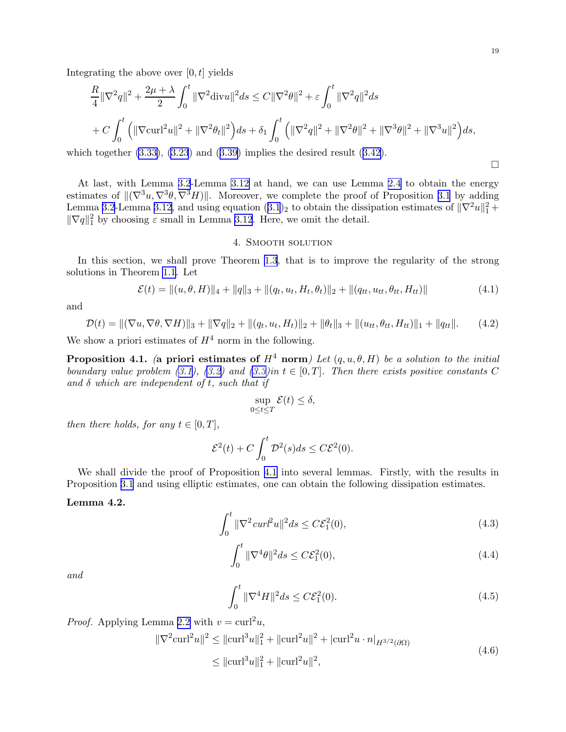Integrating the above over $[0,t]$ yields

$$
\begin{aligned}
&\frac{R}{4}\|\nabla^2 q\|^2+\frac{2\mu+\lambda}{2}\int_0^t\|\nabla^2 \mathrm{div}u\|^2ds\le C\|\nabla^2\theta\|^2+\varepsilon\int_0^t\|\nabla^2 q\|^2ds\\
&+C\int_0^t\Big(\|\nabla \mathrm{curl}^2 u\|^2+\|\nabla^2\theta_t\|^2\Big)ds+\delta_1\int_0^t\Big(\|\nabla^2 q\|^2+\|\nabla^2\theta\|^2+\|\nabla^3\theta\|^2+\|\nabla^3 u\|^2\Big)ds,
\end{aligned}
$$

which together (3.33), (3.23) and (3.39) implies the desired result (3.42).

□

At last, with Lemma 3.2-Lemma 3.12 at hand, we can use Lemma 2.4 to obtain the energy estimates of $\|(\nabla^3 u,\nabla^3\theta,\nabla^3 H)\|$. Moreover, we complete the proof of Proposition 3.1 by adding Lemma 3.2-Lemma 3.12, and using equation $(3.1)_2$ to obtain the dissipation estimates of $\|\nabla^2 u\|_1^2+\|\nabla q\|_1^2$ by choosing $\varepsilon$ small in Lemma 3.12. Here, we omit the detail.

## 4. Smooth solution

In this section, we shall prove Theorem 1.3, that is to improve the regularity of the strong solutions in Theorem 1.1. Let

$$
\mathcal{E}(t)=\|(u,\theta,H)\|_4+\|q\|_3+\|(q_t,u_t,H_t,\theta_t)\|_2+\|(q_{tt},u_{tt},\theta_{tt},H_{tt})\| \tag{4.1}
$$

and

$$
\mathcal{D}(t)=\|(\nabla u,\nabla\theta,\nabla H)\|_3+\|\nabla q\|_2+\|(q_t,u_t,H_t)\|_2+\|\theta_t\|_3+\|(u_{tt},\theta_{tt},H_{tt})\|_1+\|q_{tt}\|. \tag{4.2}
$$

We show a priori estimates of $H^4$ norm in the following.

**Proposition 4.1.** *(**a priori estimates of $H^4$ norm**) Let $(q,u,\theta,H)$ be a solution to the initial boundary value problem (3.1), (3.2) and (3.3)in $t\in[0,T]$. Then there exists positive constants $C$ and $\delta$ which are independent of $t$, such that if*

$$
\sup_{0\le t\le T}\mathcal{E}(t)\le\delta,
$$

*then there holds, for any $t\in[0,T]$,*

$$
\mathcal{E}^2(t)+C\int_0^t\mathcal{D}^2(s)ds\le C\mathcal{E}^2(0).
$$

We shall divide the proof of Proposition 4.1 into several lemmas. Firstly, with the results in Proposition 3.1 and using elliptic estimates, one can obtain the following dissipation estimates.

**Lemma 4.2.**

$$
\int_0^t\|\nabla^2 \mathit{curl}^2 u\|^2ds\le C\mathcal{E}_1^2(0), \tag{4.3}
$$

$$
\int_0^t\|\nabla^4\theta\|^2ds\le C\mathcal{E}_1^2(0), \tag{4.4}
$$

*and*

$$
\int_0^t\|\nabla^4 H\|^2ds\le C\mathcal{E}_1^2(0). \tag{4.5}
$$

*Proof.* Applying Lemma 2.2 with $v=\mathrm{curl}^2 u$,

$$
\begin{aligned}
\|\nabla^2\mathrm{curl}^2 u\|^2&\le\|\mathrm{curl}^3 u\|_1^2+\|\mathrm{curl}^2 u\|^2+|\mathrm{curl}^2 u\cdot n|_{H^{3/2}(\partial\Omega)}\\
&\le\|\mathrm{curl}^3 u\|_1^2+\|\mathrm{curl}^2 u\|^2,
\end{aligned} \tag{4.6}
$$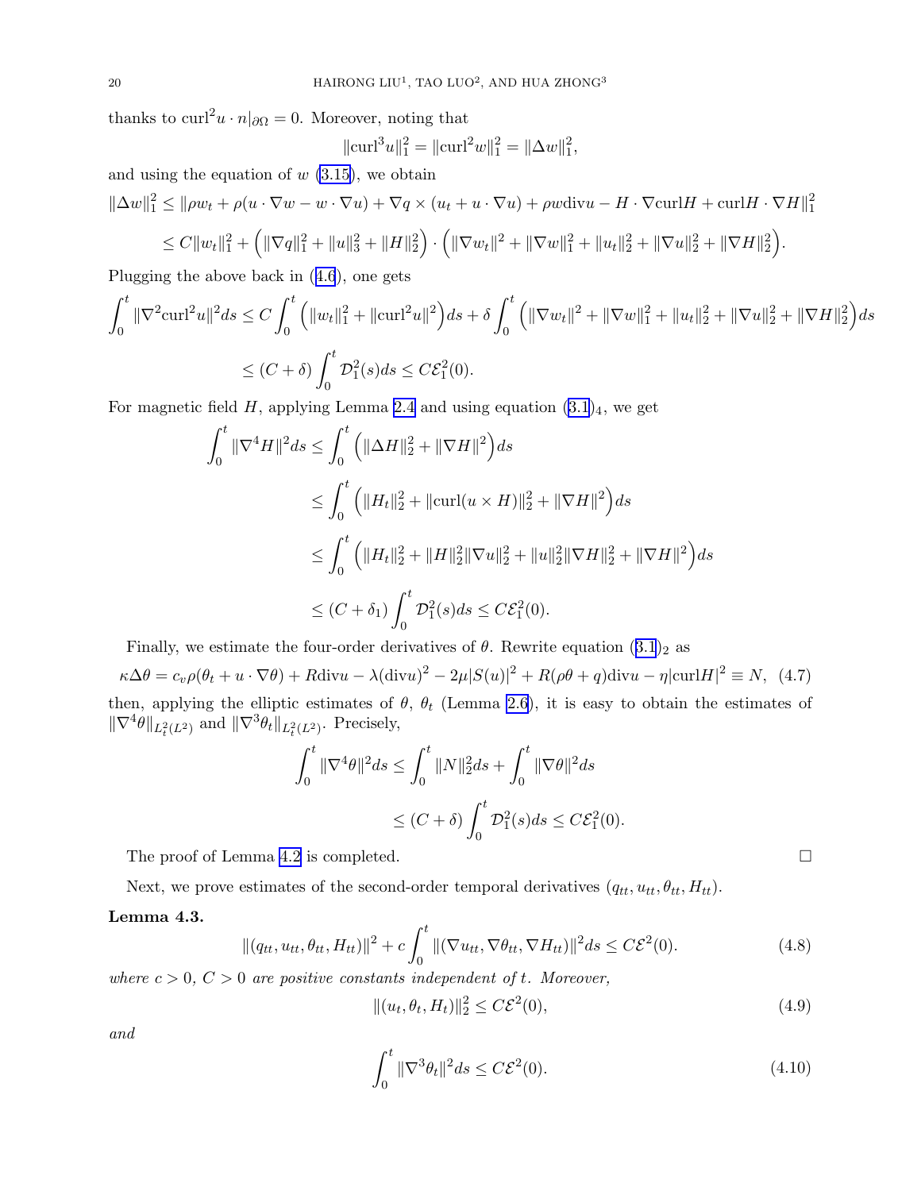thanks to $\mathrm{curl}^2 u \cdot n|_{\partial\Omega} = 0$. Moreover, noting that

$$\|\mathrm{curl}^3 u\|_1^2 = \|\mathrm{curl}^2 w\|_1^2 = \|\Delta w\|_1^2,$$

and using the equation of $w$ (3.15), we obtain

$$\begin{aligned}
\|\Delta w\|_1^2 &\le \|\rho w_t + \rho(u\cdot\nabla w - w\cdot\nabla u) + \nabla q \times (u_t + u\cdot\nabla u) + \rho w \mathrm{div} u - H\cdot\nabla\mathrm{curl} H + \mathrm{curl} H\cdot\nabla H\|_1^2 \\
&\le C\|w_t\|_1^2 + \Big(\|\nabla q\|_1^2 + \|u\|_3^2 + \|H\|_2^2\Big)\cdot\Big(\|\nabla w_t\|^2 + \|\nabla w\|_1^2 + \|u_t\|_2^2 + \|\nabla u\|_2^2 + \|\nabla H\|_2^2\Big).
\end{aligned}$$

Plugging the above back in (4.6), one gets

$$\begin{aligned}
\int_0^t \|\nabla^2\mathrm{curl}^2 u\|^2 ds &\le C\int_0^t \Big(\|w_t\|_1^2 + \|\mathrm{curl}^2 u\|^2\Big)ds + \delta\int_0^t \Big(\|\nabla w_t\|^2 + \|\nabla w\|_1^2 + \|u_t\|_2^2 + \|\nabla u\|_2^2 + \|\nabla H\|_2^2\Big)ds \\
&\le (C+\delta)\int_0^t \mathcal{D}_1^2(s)ds \le C\mathcal{E}_1^2(0).
\end{aligned}$$

For magnetic field $H$, applying Lemma 2.4 and using equation $(3.1)_4$, we get

$$\begin{aligned}
\int_0^t \|\nabla^4 H\|^2 ds &\le \int_0^t \Big(\|\Delta H\|_2^2 + \|\nabla H\|^2\Big)ds \\
&\le \int_0^t \Big(\|H_t\|_2^2 + \|\mathrm{curl}(u\times H)\|_2^2 + \|\nabla H\|^2\Big)ds \\
&\le \int_0^t \Big(\|H_t\|_2^2 + \|H\|_2^2\|\nabla u\|_2^2 + \|u\|_2^2\|\nabla H\|_2^2 + \|\nabla H\|^2\Big)ds \\
&\le (C+\delta_1)\int_0^t \mathcal{D}_1^2(s)ds \le C\mathcal{E}_1^2(0).
\end{aligned}$$

Finally, we estimate the four-order derivatives of $\theta$. Rewrite equation $(3.1)_2$ as

$$\kappa\Delta\theta = c_v\rho(\theta_t + u\cdot\nabla\theta) + R\mathrm{div} u - \lambda(\mathrm{div} u)^2 - 2\mu|S(u)|^2 + R(\rho\theta + q)\mathrm{div} u - \eta|\mathrm{curl} H|^2 \equiv N, \quad (4.7)$$

then, applying the elliptic estimates of $\theta$, $\theta_t$ (Lemma 2.6), it is easy to obtain the estimates of $\|\nabla^4\theta\|_{L_t^2(L^2)}$ and $\|\nabla^3\theta_t\|_{L_t^2(L^2)}$. Precisely,

$$\begin{aligned}
\int_0^t \|\nabla^4\theta\|^2 ds &\le \int_0^t \|N\|_2^2 ds + \int_0^t \|\nabla\theta\|^2 ds \\
&\le (C+\delta)\int_0^t \mathcal{D}_1^2(s)ds \le C\mathcal{E}_1^2(0).
\end{aligned}$$

The proof of Lemma 4.2 is completed. $\square$

Next, we prove estimates of the second-order temporal derivatives $(q_{tt}, u_{tt}, \theta_{tt}, H_{tt})$.

**Lemma 4.3.**

$$\|(q_{tt}, u_{tt}, \theta_{tt}, H_{tt})\|^2 + c\int_0^t \|(\nabla u_{tt}, \nabla\theta_{tt}, \nabla H_{tt})\|^2 ds \le C\mathcal{E}^2(0). \quad (4.8)$$

*where $c>0$, $C>0$ are positive constants independent of $t$. Moreover,*

$$\|(u_t, \theta_t, H_t)\|_2^2 \le C\mathcal{E}^2(0), \quad (4.9)$$

*and*

$$\int_0^t \|\nabla^3\theta_t\|^2 ds \le C\mathcal{E}^2(0). \quad (4.10)$$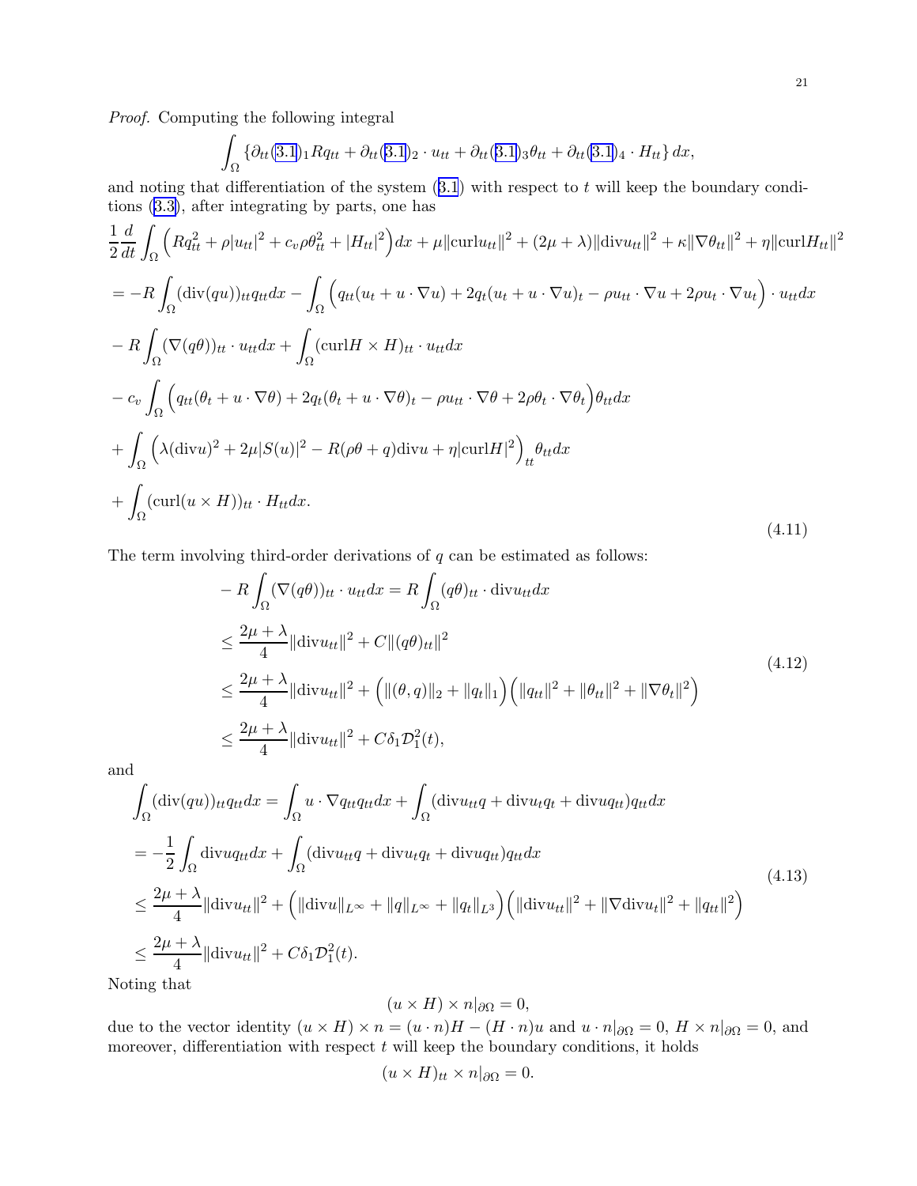*Proof.* Computing the following integral

$$\int_\Omega \{\partial_{tt}(3.1)_1 R q_{tt} + \partial_{tt}(3.1)_2 \cdot u_{tt} + \partial_{tt}(3.1)_3 \theta_{tt} + \partial_{tt}(3.1)_4 \cdot H_{tt}\}\, dx,$$

and noting that differentiation of the system (3.1) with respect to $t$ will keep the boundary conditions (3.3), after integrating by parts, one has

$$
\begin{aligned}
&\frac{1}{2}\frac{d}{dt}\int_\Omega \Big(Rq_{tt}^2 + \rho|u_{tt}|^2 + c_v\rho\theta_{tt}^2 + |H_{tt}|^2\Big)dx + \mu\|\mathrm{curl} u_{tt}\|^2 + (2\mu+\lambda)\|\mathrm{div} u_{tt}\|^2 + \kappa\|\nabla\theta_{tt}\|^2 + \eta\|\mathrm{curl} H_{tt}\|^2 \\
&= -R\int_\Omega (\mathrm{div}(qu))_{tt} q_{tt} dx - \int_\Omega \Big(q_{tt}(u_t + u\cdot\nabla u) + 2q_t(u_t + u\cdot\nabla u)_t - \rho u_{tt}\cdot\nabla u + 2\rho u_t\cdot\nabla u_t\Big)\cdot u_{tt} dx \\
&- R\int_\Omega (\nabla(q\theta))_{tt}\cdot u_{tt} dx + \int_\Omega (\mathrm{curl} H\times H)_{tt}\cdot u_{tt} dx \\
&- c_v\int_\Omega \Big(q_{tt}(\theta_t + u\cdot\nabla\theta) + 2q_t(\theta_t + u\cdot\nabla\theta)_t - \rho u_{tt}\cdot\nabla\theta + 2\rho\theta_t\cdot\nabla\theta_t\Big)\theta_{tt} dx \\
&+ \int_\Omega \Big(\lambda(\mathrm{div} u)^2 + 2\mu|S(u)|^2 - R(\rho\theta + q)\mathrm{div} u + \eta|\mathrm{curl} H|^2\Big)_{tt}\theta_{tt} dx \\
&+ \int_\Omega (\mathrm{curl}(u\times H))_{tt}\cdot H_{tt} dx.
\end{aligned}
\tag{4.11}
$$

The term involving third-order derivations of $q$ can be estimated as follows:

$$
\begin{aligned}
-R\int_\Omega (\nabla(q\theta))_{tt}\cdot u_{tt} dx &= R\int_\Omega (q\theta)_{tt}\cdot \mathrm{div} u_{tt} dx \\
&\le \frac{2\mu+\lambda}{4}\|\mathrm{div} u_{tt}\|^2 + C\|(q\theta)_{tt}\|^2 \\
&\le \frac{2\mu+\lambda}{4}\|\mathrm{div} u_{tt}\|^2 + \Big(\|(\theta,q)\|_2 + \|q_t\|_1\Big)\Big(\|q_{tt}\|^2 + \|\theta_{tt}\|^2 + \|\nabla\theta_t\|^2\Big) \\
&\le \frac{2\mu+\lambda}{4}\|\mathrm{div} u_{tt}\|^2 + C\delta_1\mathcal{D}_1^2(t),
\end{aligned}
\tag{4.12}
$$

and

$$
\begin{aligned}
&\int_\Omega (\mathrm{div}(qu))_{tt} q_{tt} dx = \int_\Omega u\cdot\nabla q_{tt} q_{tt} dx + \int_\Omega (\mathrm{div} u_{tt} q + \mathrm{div} u_t q_t + \mathrm{div} u q_{tt}) q_{tt} dx \\
&= -\frac{1}{2}\int_\Omega \mathrm{div} u q_{tt} dx + \int_\Omega (\mathrm{div} u_{tt} q + \mathrm{div} u_t q_t + \mathrm{div} u q_{tt}) q_{tt} dx \\
&\le \frac{2\mu+\lambda}{4}\|\mathrm{div} u_{tt}\|^2 + \Big(\|\mathrm{div} u\|_{L^\infty} + \|q\|_{L^\infty} + \|q_t\|_{L^3}\Big)\Big(\|\mathrm{div} u_{tt}\|^2 + \|\nabla \mathrm{div} u_t\|^2 + \|q_{tt}\|^2\Big) \\
&\le \frac{2\mu+\lambda}{4}\|\mathrm{div} u_{tt}\|^2 + C\delta_1\mathcal{D}_1^2(t).
\end{aligned}
\tag{4.13}
$$

Noting that

$$(u\times H)\times n|_{\partial\Omega} = 0,$$

due to the vector identity $(u\times H)\times n = (u\cdot n)H - (H\cdot n)u$ and $u\cdot n|_{\partial\Omega} = 0$, $H\times n|_{\partial\Omega} = 0$, and moreover, differentiation with respect $t$ will keep the boundary conditions, it holds

$$(u\times H)_{tt}\times n|_{\partial\Omega} = 0.$$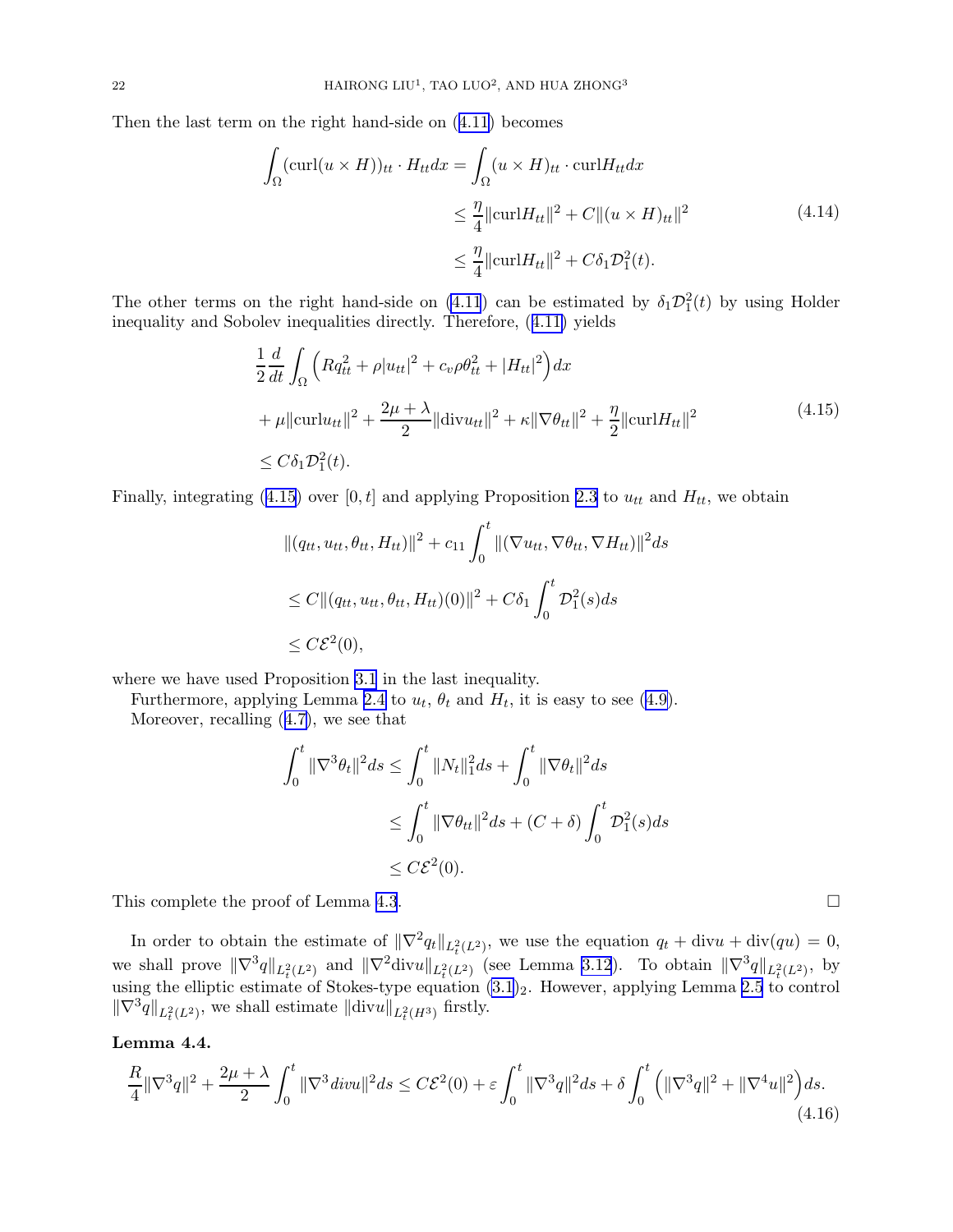Then the last term on the right hand-side on (4.11) becomes

$$
\begin{aligned}
\int_\Omega (\mathrm{curl}(u\times H))_{tt}\cdot H_{tt}dx &= \int_\Omega (u\times H)_{tt}\cdot \mathrm{curl}H_{tt}dx \\
&\leq \frac{\eta}{4}\|\mathrm{curl}H_{tt}\|^2 + C\|(u\times H)_{tt}\|^2 \\
&\leq \frac{\eta}{4}\|\mathrm{curl}H_{tt}\|^2 + C\delta_1\mathcal{D}_1^2(t).
\end{aligned}
\tag{4.14}
$$

The other terms on the right hand-side on (4.11) can be estimated by $\delta_1\mathcal{D}_1^2(t)$ by using Holder inequality and Sobolev inequalities directly. Therefore, (4.11) yields

$$
\begin{aligned}
&\frac{1}{2}\frac{d}{dt}\int_\Omega \Big(Rq_{tt}^2 + \rho|u_{tt}|^2 + c_v\rho\theta_{tt}^2 + |H_{tt}|^2\Big)dx \\
&+\mu\|\mathrm{curl}u_{tt}\|^2 + \frac{2\mu+\lambda}{2}\|\mathrm{div}u_{tt}\|^2 + \kappa\|\nabla\theta_{tt}\|^2 + \frac{\eta}{2}\|\mathrm{curl}H_{tt}\|^2 \\
&\leq C\delta_1\mathcal{D}_1^2(t).
\end{aligned}
\tag{4.15}
$$

Finally, integrating (4.15) over $[0,t]$ and applying Proposition 2.3 to $u_{tt}$ and $H_{tt}$, we obtain

$$
\begin{aligned}
&\|(q_{tt},u_{tt},\theta_{tt},H_{tt})\|^2 + c_{11}\int_0^t \|(\nabla u_{tt},\nabla\theta_{tt},\nabla H_{tt})\|^2ds \\
&\leq C\|(q_{tt},u_{tt},\theta_{tt},H_{tt})(0)\|^2 + C\delta_1\int_0^t \mathcal{D}_1^2(s)ds \\
&\leq C\mathcal{E}^2(0),
\end{aligned}
$$

where we have used Proposition 3.1 in the last inequality.

Furthermore, applying Lemma 2.4 to $u_t$, $\theta_t$ and $H_t$, it is easy to see (4.9).

Moreover, recalling (4.7), we see that

$$
\begin{aligned}
\int_0^t \|\nabla^3\theta_t\|^2ds &\leq \int_0^t \|N_t\|_1^2ds + \int_0^t \|\nabla\theta_t\|^2ds \\
&\leq \int_0^t \|\nabla\theta_{tt}\|^2ds + (C+\delta)\int_0^t \mathcal{D}_1^2(s)ds \\
&\leq C\mathcal{E}^2(0).
\end{aligned}
$$

This complete the proof of Lemma 4.3. □

In order to obtain the estimate of $\|\nabla^2 q_t\|_{L_t^2(L^2)}$, we use the equation $q_t + \mathrm{div}u + \mathrm{div}(qu) = 0$, we shall prove $\|\nabla^3 q\|_{L_t^2(L^2)}$ and $\|\nabla^2\mathrm{div}u\|_{L_t^2(L^2)}$ (see Lemma 3.12). To obtain $\|\nabla^3 q\|_{L_t^2(L^2)}$, by using the elliptic estimate of Stokes-type equation $(3.1)_2$. However, applying Lemma 2.5 to control $\|\nabla^3 q\|_{L_t^2(L^2)}$, we shall estimate $\|\mathrm{div}u\|_{L_t^2(H^3)}$ firstly.

**Lemma 4.4.**

$$
\frac{R}{4}\|\nabla^3 q\|^2 + \frac{2\mu+\lambda}{2}\int_0^t \|\nabla^3 \mathit{div}u\|^2ds \leq C\mathcal{E}^2(0) + \varepsilon\int_0^t \|\nabla^3 q\|^2ds + \delta\int_0^t \Big(\|\nabla^3 q\|^2 + \|\nabla^4 u\|^2\Big)ds.
\tag{4.16}
$$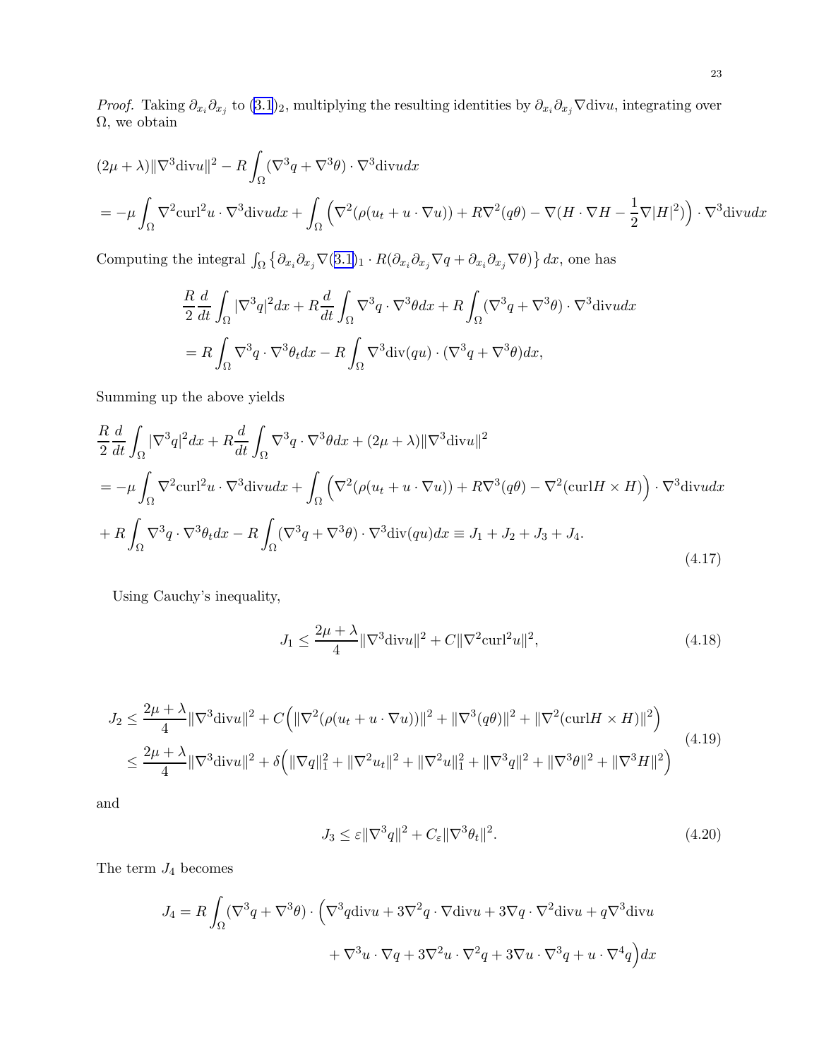*Proof.* Taking $\partial_{x_i}\partial_{x_j}$ to (3.1)$_2$, multiplying the resulting identities by $\partial_{x_i}\partial_{x_j}\nabla\text{div}u$, integrating over $\Omega$, we obtain

$$
\begin{aligned}
&(2\mu+\lambda)\|\nabla^3\text{div}u\|^2 - R\int_\Omega (\nabla^3 q + \nabla^3\theta)\cdot\nabla^3\text{div}u dx \\
&= -\mu\int_\Omega \nabla^2\text{curl}^2 u\cdot\nabla^3\text{div}u dx + \int_\Omega \Big(\nabla^2(\rho(u_t+u\cdot\nabla u)) + R\nabla^2(q\theta) - \nabla(H\cdot\nabla H - \frac{1}{2}\nabla|H|^2)\Big)\cdot\nabla^3\text{div}u dx
\end{aligned}
$$

Computing the integral $\int_\Omega\left\{\partial_{x_i}\partial_{x_j}\nabla(3.1)_1\cdot R(\partial_{x_i}\partial_{x_j}\nabla q + \partial_{x_i}\partial_{x_j}\nabla\theta)\right\}dx$, one has

$$
\begin{aligned}
&\frac{R}{2}\frac{d}{dt}\int_\Omega |\nabla^3 q|^2 dx + R\frac{d}{dt}\int_\Omega \nabla^3 q\cdot\nabla^3\theta dx + R\int_\Omega (\nabla^3 q + \nabla^3\theta)\cdot\nabla^3\text{div}u dx \\
&= R\int_\Omega \nabla^3 q\cdot\nabla^3\theta_t dx - R\int_\Omega \nabla^3\text{div}(qu)\cdot(\nabla^3 q + \nabla^3\theta)dx,
\end{aligned}
$$

Summing up the above yields

$$
\begin{aligned}
&\frac{R}{2}\frac{d}{dt}\int_\Omega |\nabla^3 q|^2 dx + R\frac{d}{dt}\int_\Omega \nabla^3 q\cdot\nabla^3\theta dx + (2\mu+\lambda)\|\nabla^3\text{div}u\|^2 \\
&= -\mu\int_\Omega \nabla^2\text{curl}^2 u\cdot\nabla^3\text{div}u dx + \int_\Omega \Big(\nabla^2(\rho(u_t+u\cdot\nabla u)) + R\nabla^3(q\theta) - \nabla^2(\text{curl}H\times H)\Big)\cdot\nabla^3\text{div}u dx \\
&+ R\int_\Omega \nabla^3 q\cdot\nabla^3\theta_t dx - R\int_\Omega (\nabla^3 q + \nabla^3\theta)\cdot\nabla^3\text{div}(qu)dx \equiv J_1 + J_2 + J_3 + J_4.
\end{aligned}
\tag{4.17}
$$

Using Cauchy's inequality,

$$
J_1 \le \frac{2\mu+\lambda}{4}\|\nabla^3\text{div}u\|^2 + C\|\nabla^2\text{curl}^2 u\|^2, \tag{4.18}
$$

$$
\begin{aligned}
J_2 &\le \frac{2\mu+\lambda}{4}\|\nabla^3\text{div}u\|^2 + C\Big(\|\nabla^2(\rho(u_t+u\cdot\nabla u))\|^2 + \|\nabla^3(q\theta)\|^2 + \|\nabla^2(\text{curl}H\times H)\|^2\Big) \\
&\le \frac{2\mu+\lambda}{4}\|\nabla^3\text{div}u\|^2 + \delta\Big(\|\nabla q\|_1^2 + \|\nabla^2 u_t\|^2 + \|\nabla^2 u\|_1^2 + \|\nabla^3 q\|^2 + \|\nabla^3\theta\|^2 + \|\nabla^3 H\|^2\Big)
\end{aligned}
\tag{4.19}
$$

and

$$
J_3 \le \varepsilon\|\nabla^3 q\|^2 + C_\varepsilon\|\nabla^3\theta_t\|^2. \tag{4.20}
$$

The term $J_4$ becomes

$$
\begin{aligned}
J_4 = R\int_\Omega (\nabla^3 q + \nabla^3\theta)\cdot\Big(&\nabla^3 q\text{div}u + 3\nabla^2 q\cdot\nabla\text{div}u + 3\nabla q\cdot\nabla^2\text{div}u + q\nabla^3\text{div}u \\
&+ \nabla^3 u\cdot\nabla q + 3\nabla^2 u\cdot\nabla^2 q + 3\nabla u\cdot\nabla^3 q + u\cdot\nabla^4 q\Big)dx
\end{aligned}
$$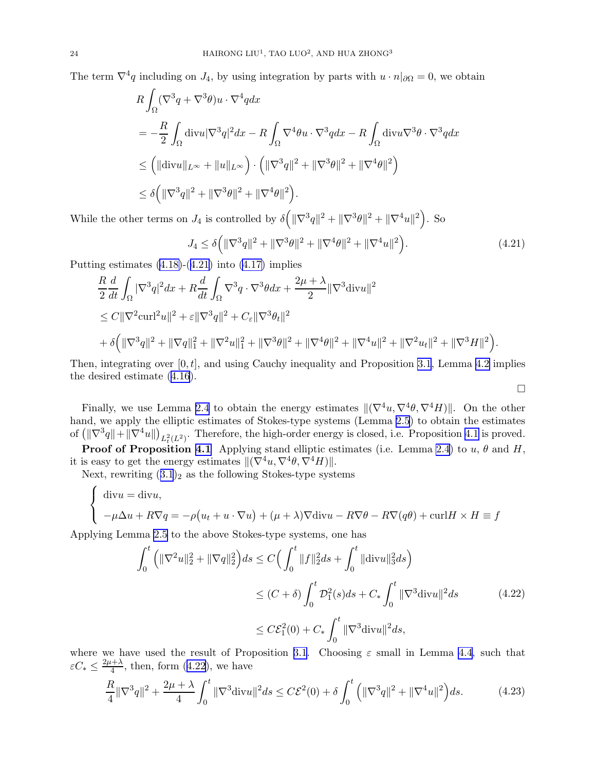The term $\nabla^4 q$ including on $J_4$, by using integration by parts with $u\cdot n|_{\partial\Omega}=0$, we obtain

$$
\begin{aligned}
&R\int_\Omega (\nabla^3 q+\nabla^3\theta)u\cdot\nabla^4 q dx\\
&=-\frac{R}{2}\int_\Omega \mathrm{div}u|\nabla^3 q|^2dx - R\int_\Omega \nabla^4\theta u\cdot\nabla^3 q dx - R\int_\Omega \mathrm{div}u\nabla^3\theta\cdot\nabla^3 q dx\\
&\le \Big(\|\mathrm{div}u\|_{L^\infty}+\|u\|_{L^\infty}\Big)\cdot\Big(\|\nabla^3 q\|^2+\|\nabla^3\theta\|^2+\|\nabla^4\theta\|^2\Big)\\
&\le \delta\Big(\|\nabla^3 q\|^2+\|\nabla^3\theta\|^2+\|\nabla^4\theta\|^2\Big).
\end{aligned}
$$

While the other terms on $J_4$ is controlled by $\delta\Big(\|\nabla^3 q\|^2+\|\nabla^3\theta\|^2+\|\nabla^4 u\|^2\Big)$. So

$$
J_4\le \delta\Big(\|\nabla^3 q\|^2+\|\nabla^3\theta\|^2+\|\nabla^4\theta\|^2+\|\nabla^4 u\|^2\Big). \tag{4.21}
$$

Putting estimates (4.18)-(4.21) into (4.17) implies

$$
\begin{aligned}
&\frac{R}{2}\frac{d}{dt}\int_\Omega |\nabla^3 q|^2dx + R\frac{d}{dt}\int_\Omega \nabla^3 q\cdot\nabla^3\theta dx+\frac{2\mu+\lambda}{2}\|\nabla^3\mathrm{div}u\|^2\\
&\le C\|\nabla^2\mathrm{curl}^2 u\|^2+\varepsilon\|\nabla^3 q\|^2+C_\varepsilon\|\nabla^3\theta_t\|^2\\
&\quad+\delta\Big(\|\nabla^3 q\|^2+\|\nabla q\|_1^2+\|\nabla^2 u\|_1^2+\|\nabla^3\theta\|^2+\|\nabla^4\theta\|^2+\|\nabla^4 u\|^2+\|\nabla^2 u_t\|^2+\|\nabla^3 H\|^2\Big).
\end{aligned}
$$

Then, integrating over $[0,t]$, and using Cauchy inequality and Proposition 3.1, Lemma 4.2 implies the desired estimate (4.16).

□

Finally, we use Lemma 2.4 to obtain the energy estimates $\|(\nabla^4 u,\nabla^4\theta,\nabla^4 H)\|$. On the other hand, we apply the elliptic estimates of Stokes-type systems (Lemma 2.5) to obtain the estimates of $\big(\|\nabla^3 q\|+\|\nabla^4 u\|\big)_{L_t^2(L^2)}$. Therefore, the high-order energy is closed, i.e. Proposition 4.1 is proved.

**Proof of Proposition 4.1** Applying stand elliptic estimates (i.e. Lemma 2.4) to $u$, $\theta$ and $H$, it is easy to get the energy estimates $\|(\nabla^4 u,\nabla^4\theta,\nabla^4 H)\|$.

Next, rewriting $(3.1)_2$ as the following Stokes-type systems

$$
\begin{cases}
\mathrm{div}u=\mathrm{div}u,\\
-\mu\Delta u+R\nabla q=-\rho\big(u_t+u\cdot\nabla u\big)+(\mu+\lambda)\nabla\mathrm{div}u-R\nabla\theta-R\nabla(q\theta)+\mathrm{curl}H\times H\equiv f
\end{cases}
$$

Applying Lemma 2.5 to the above Stokes-type systems, one has

$$
\begin{aligned}
\int_0^t\Big(\|\nabla^2 u\|_2^2+\|\nabla q\|_2^2\Big)ds&\le C\Big(\int_0^t\|f\|_2^2ds+\int_0^t\|\mathrm{div}u\|_3^2ds\Big)\\
&\le (C+\delta)\int_0^t\mathcal{D}_1^2(s)ds+C_*\int_0^t\|\nabla^3\mathrm{div}u\|^2ds\\
&\le C\mathcal{E}_1^2(0)+C_*\int_0^t\|\nabla^3\mathrm{div}u\|^2ds,
\end{aligned}
\tag{4.22}
$$

where we have used the result of Proposition 3.1. Choosing $\varepsilon$ small in Lemma 4.4, such that $\varepsilon C_*\le\frac{2\mu+\lambda}{4}$, then, form (4.22), we have

$$
\frac{R}{4}\|\nabla^3 q\|^2+\frac{2\mu+\lambda}{4}\int_0^t\|\nabla^3\mathrm{div}u\|^2ds\le C\mathcal{E}^2(0)+\delta\int_0^t\Big(\|\nabla^3 q\|^2+\|\nabla^4 u\|^2\Big)ds. \tag{4.23}
$$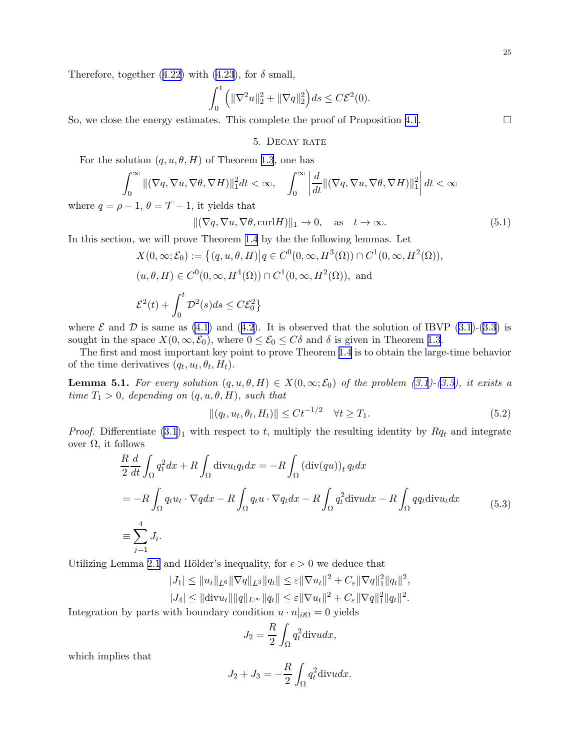Therefore, together (4.22) with (4.23), for $\delta$ small,

$$\int_0^t \left(\|\nabla^2 u\|_2^2 + \|\nabla q\|_2^2\right) ds \le C\mathcal{E}^2(0).$$

So, we close the energy estimates. This complete the proof of Proposition 4.1. $\square$

## 5. Decay rate

For the solution $(q, u, \theta, H)$ of Theorem 1.3, one has

$$\int_0^\infty \|(\nabla q, \nabla u, \nabla\theta, \nabla H)\|_1^2 dt < \infty, \quad \int_0^\infty \left|\frac{d}{dt}\|(\nabla q, \nabla u, \nabla\theta, \nabla H)\|_1^2\right| dt < \infty$$

where $q = \rho - 1$, $\theta = \mathcal{T} - 1$, it yields that

$$\|(\nabla q, \nabla u, \nabla\theta, \mathrm{curl} H)\|_1 \to 0, \quad \text{as} \quad t \to \infty. \tag{5.1}$$

In this section, we will prove Theorem 1.4 by the the following lemmas. Let

$$X(0,\infty;\mathcal{E}_0) := \big\{(q,u,\theta,H)\big| q \in C^0(0,\infty,H^3(\Omega)) \cap C^1(0,\infty,H^2(\Omega)),$$
$$(u,\theta,H) \in C^0(0,\infty,H^4(\Omega)) \cap C^1(0,\infty,H^2(\Omega)), \text{ and}$$
$$\mathcal{E}^2(t) + \int_0^t \mathcal{D}^2(s)ds \le C\mathcal{E}_0^2\big\}$$

where $\mathcal{E}$ and $\mathcal{D}$ is same as (4.1) and (4.2). It is observed that the solution of IBVP (3.1)-(3.3) is sought in the space $X(0,\infty,\mathcal{E}_0)$, where $0 \le \mathcal{E}_0 \le C\delta$ and $\delta$ is given in Theorem 1.3.

The first and most important key point to prove Theorem 1.4 is to obtain the large-time behavior of the time derivatives $(q_t, u_t, \theta_t, H_t)$.

**Lemma 5.1.** *For every solution $(q,u,\theta,H) \in X(0,\infty;\mathcal{E}_0)$ of the problem (3.1)-(3.3), it exists a time $T_1 > 0$, depending on $(q,u,\theta,H)$, such that*

$$\|(q_t, u_t, \theta_t, H_t)\| \le Ct^{-1/2} \quad \forall t \ge T_1. \tag{5.2}$$

*Proof.* Differentiate $(3.1)_1$ with respect to $t$, multiply the resulting identity by $Rq_t$ and integrate over $\Omega$, it follows

$$\begin{aligned}
&\frac{R}{2}\frac{d}{dt}\int_\Omega q_t^2 dx + R\int_\Omega \mathrm{div} u_t q_t dx = -R\int_\Omega (\mathrm{div}(qu))_t\, q_t dx \\
&= -R\int_\Omega q_t u_t \cdot \nabla q dx - R\int_\Omega q_t u \cdot \nabla q_t dx - R\int_\Omega q_t^2 \mathrm{div} u dx - R\int_\Omega q q_t \mathrm{div} u_t dx \\
&\equiv \sum_{j=1}^4 J_i.
\end{aligned} \tag{5.3}$$

Utilizing Lemma 2.1 and Hölder's inequality, for $\epsilon > 0$ we deduce that

$$|J_1| \le \|u_t\|_{L^6}\|\nabla q\|_{L^3}\|q_t\| \le \varepsilon\|\nabla u_t\|^2 + C_\varepsilon\|\nabla q\|_1^2\|q_t\|^2,$$
$$|J_4| \le \|\mathrm{div} u_t\|\|q\|_{L^\infty}\|q_t\| \le \varepsilon\|\nabla u_t\|^2 + C_\varepsilon\|\nabla q\|_1^2\|q_t\|^2.$$

Integration by parts with boundary condition $u \cdot n|_{\partial\Omega} = 0$ yields

$$J_2 = \frac{R}{2}\int_\Omega q_t^2 \mathrm{div} u dx,$$

which implies that

$$J_2 + J_3 = -\frac{R}{2}\int_\Omega q_t^2 \mathrm{div} u dx.$$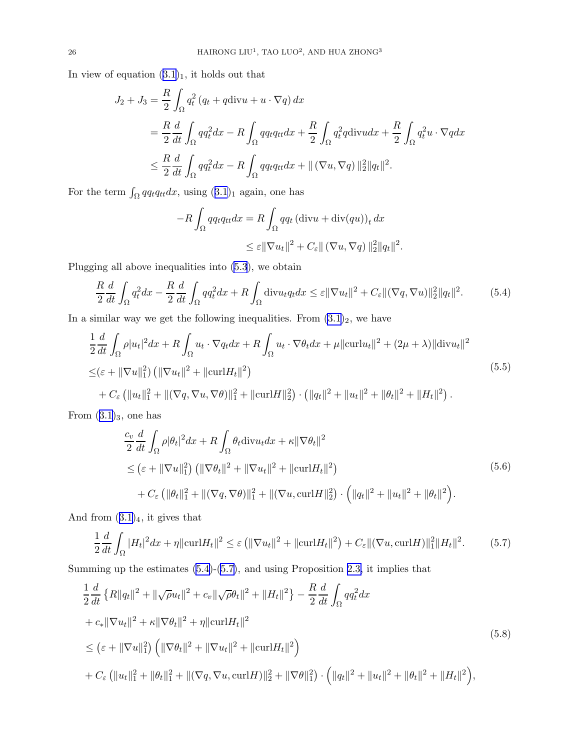In view of equation (3.1)$_1$, it holds out that

$$
\begin{aligned}
J_2 + J_3 &= \frac{R}{2}\int_\Omega q_t^2\left(q_t + q\mathrm{div}u + u\cdot\nabla q\right)dx \\
&= \frac{R}{2}\frac{d}{dt}\int_\Omega q q_t^2 dx - R\int_\Omega q q_t q_{tt} dx + \frac{R}{2}\int_\Omega q_t^2 q \mathrm{div} u dx + \frac{R}{2}\int_\Omega q_t^2 u\cdot\nabla q dx \\
&\le \frac{R}{2}\frac{d}{dt}\int_\Omega q q_t^2 dx - R\int_\Omega q q_t q_{tt} dx + \|\left(\nabla u, \nabla q\right)\|_2^2 \|q_t\|^2.
\end{aligned}
$$

For the term $\int_\Omega q q_t q_{tt} dx$, using (3.1)$_1$ again, one has

$$
\begin{aligned}
-R\int_\Omega q q_t q_{tt} dx &= R\int_\Omega q q_t \left(\mathrm{div} u + \mathrm{div}(qu)\right)_t dx \\
&\le \varepsilon\|\nabla u_t\|^2 + C_\varepsilon\|\left(\nabla u, \nabla q\right)\|_2^2\|q_t\|^2.
\end{aligned}
$$

Plugging all above inequalities into (5.3), we obtain

$$
\frac{R}{2}\frac{d}{dt}\int_\Omega q_t^2 dx - \frac{R}{2}\frac{d}{dt}\int_\Omega q q_t^2 dx + R\int_\Omega \mathrm{div} u_t q_t dx \le \varepsilon\|\nabla u_t\|^2 + C_\varepsilon\|(\nabla q, \nabla u)\|_2^2\|q_t\|^2. \tag{5.4}
$$

In a similar way we get the following inequalities. From (3.1)$_2$, we have

$$
\begin{aligned}
&\frac{1}{2}\frac{d}{dt}\int_\Omega \rho|u_t|^2 dx + R\int_\Omega u_t\cdot\nabla q_t dx + R\int_\Omega u_t\cdot\nabla\theta_t dx + \mu\|\mathrm{curl} u_t\|^2 + (2\mu+\lambda)\|\mathrm{div} u_t\|^2 \\
\le&(\varepsilon + \|\nabla u\|_1^2)\left(\|\nabla u_t\|^2 + \|\mathrm{curl} H_t\|^2\right) \\
&+ C_\varepsilon\left(\|u_t\|_1^2 + \|(\nabla q, \nabla u, \nabla\theta)\|_1^2 + \|\mathrm{curl} H\|_2^2\right)\cdot\left(\|q_t\|^2 + \|u_t\|^2 + \|\theta_t\|^2 + \|H_t\|^2\right).
\end{aligned} \tag{5.5}
$$

From (3.1)$_3$, one has

$$
\begin{aligned}
&\frac{c_v}{2}\frac{d}{dt}\int_\Omega \rho|\theta_t|^2 dx + R\int_\Omega \theta_t \mathrm{div} u_t dx + \kappa\|\nabla\theta_t\|^2 \\
&\le \left(\varepsilon + \|\nabla u\|_1^2\right)\left(\|\nabla\theta_t\|^2 + \|\nabla u_t\|^2 + \|\mathrm{curl} H_t\|^2\right) \\
&\quad + C_\varepsilon\left(\|\theta_t\|_1^2 + \|(\nabla q, \nabla\theta)\|_1^2 + \|(\nabla u, \mathrm{curl} H\|_2^2\right)\cdot\Big(\|q_t\|^2 + \|u_t\|^2 + \|\theta_t\|^2\Big).
\end{aligned} \tag{5.6}
$$

And from (3.1)$_4$, it gives that

$$
\frac{1}{2}\frac{d}{dt}\int_\Omega |H_t|^2 dx + \eta\|\mathrm{curl} H_t\|^2 \le \varepsilon\left(\|\nabla u_t\|^2 + \|\mathrm{curl} H_t\|^2\right) + C_\varepsilon\|(\nabla u, \mathrm{curl} H)\|_1^2\|H_t\|^2. \tag{5.7}
$$

Summing up the estimates (5.4)-(5.7), and using Proposition 2.3, it implies that

$$
\begin{aligned}
&\frac{1}{2}\frac{d}{dt}\left\{R\|q_t\|^2 + \|\sqrt{\rho}u_t\|^2 + c_v\|\sqrt{\rho}\theta_t\|^2 + \|H_t\|^2\right\} - \frac{R}{2}\frac{d}{dt}\int_\Omega q q_t^2 dx \\
&+ c_*\|\nabla u_t\|^2 + \kappa\|\nabla\theta_t\|^2 + \eta\|\mathrm{curl} H_t\|^2 \\
&\le \left(\varepsilon + \|\nabla u\|_1^2\right)\Big(\|\nabla\theta_t\|^2 + \|\nabla u_t\|^2 + \|\mathrm{curl} H_t\|^2\Big) \\
&+ C_\varepsilon\left(\|u_t\|_1^2 + \|\theta_t\|_1^2 + \|(\nabla q, \nabla u, \mathrm{curl} H)\|_2^2 + \|\nabla\theta\|_1^2\right)\cdot\Big(\|q_t\|^2 + \|u_t\|^2 + \|\theta_t\|^2 + \|H_t\|^2\Big),
\end{aligned} \tag{5.8}
$$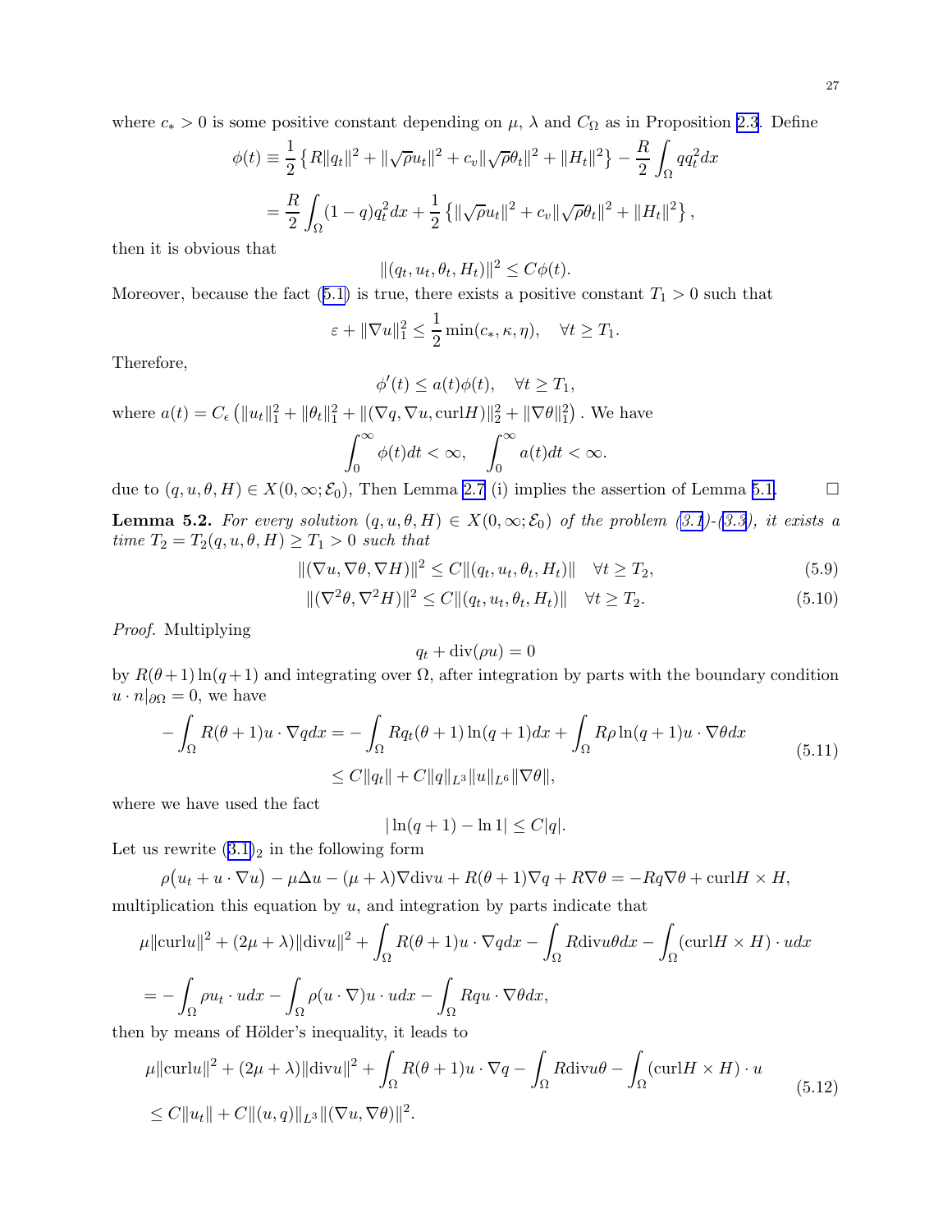where $c_* > 0$ is some positive constant depending on $\mu$, $\lambda$ and $C_\Omega$ as in Proposition 2.3. Define

$$
\begin{aligned}
\phi(t) &\equiv \frac{1}{2}\left\{R\|q_t\|^2 + \|\sqrt{\rho}u_t\|^2 + c_v\|\sqrt{\rho}\theta_t\|^2 + \|H_t\|^2\right\} - \frac{R}{2}\int_\Omega q q_t^2 dx \\
&= \frac{R}{2}\int_\Omega (1-q)q_t^2 dx + \frac{1}{2}\left\{\|\sqrt{\rho}u_t\|^2 + c_v\|\sqrt{\rho}\theta_t\|^2 + \|H_t\|^2\right\},
\end{aligned}
$$

then it is obvious that

$$
\|(q_t, u_t, \theta_t, H_t)\|^2 \leq C\phi(t).
$$

Moreover, because the fact (5.1) is true, there exists a positive constant $T_1 > 0$ such that

$$
\varepsilon + \|\nabla u\|_1^2 \leq \frac{1}{2}\min(c_*, \kappa, \eta), \quad \forall t \geq T_1.
$$

Therefore,

$$
\phi'(t) \leq a(t)\phi(t), \quad \forall t \geq T_1,
$$

where $a(t) = C_\epsilon\left(\|u_t\|_1^2 + \|\theta_t\|_1^2 + \|(\nabla q, \nabla u, \text{curl} H)\|_2^2 + \|\nabla\theta\|_1^2\right)$. We have

$$
\int_0^\infty \phi(t)dt < \infty, \quad \int_0^\infty a(t)dt < \infty.
$$

due to $(q, u, \theta, H) \in X(0, \infty; \mathcal{E}_0)$, Then Lemma 2.7 (i) implies the assertion of Lemma 5.1. $\square$

**Lemma 5.2.** *For every solution $(q, u, \theta, H) \in X(0, \infty; \mathcal{E}_0)$ of the problem (3.1)-(3.3), it exists a time $T_2 = T_2(q, u, \theta, H) \geq T_1 > 0$ such that*

$$
\|(\nabla u, \nabla\theta, \nabla H)\|^2 \leq C\|(q_t, u_t, \theta_t, H_t)\| \quad \forall t \geq T_2, \tag{5.9}
$$

$$
\|(\nabla^2\theta, \nabla^2 H)\|^2 \leq C\|(q_t, u_t, \theta_t, H_t)\| \quad \forall t \geq T_2. \tag{5.10}
$$

*Proof.* Multiplying

$$
q_t + \text{div}(\rho u) = 0
$$

by $R(\theta+1)\ln(q+1)$ and integrating over $\Omega$, after integration by parts with the boundary condition $u \cdot n|_{\partial\Omega} = 0$, we have

$$
\begin{aligned}
-\int_\Omega R(\theta+1)u \cdot \nabla q dx &= -\int_\Omega R q_t(\theta+1)\ln(q+1)dx + \int_\Omega R\rho\ln(q+1)u \cdot \nabla\theta dx \\
&\leq C\|q_t\| + C\|q\|_{L^3}\|u\|_{L^6}\|\nabla\theta\|,
\end{aligned}
\tag{5.11}
$$

where we have used the fact

$$
|\ln(q+1) - \ln 1| \leq C|q|.
$$

Let us rewrite $(3.1)_2$ in the following form

$$
\rho\big(u_t + u \cdot \nabla u\big) - \mu\Delta u - (\mu+\lambda)\nabla\text{div}u + R(\theta+1)\nabla q + R\nabla\theta = -Rq\nabla\theta + \text{curl}H \times H,
$$

multiplication this equation by $u$, and integration by parts indicate that

$$
\begin{aligned}
&\mu\|\text{curl}u\|^2 + (2\mu+\lambda)\|\text{div}u\|^2 + \int_\Omega R(\theta+1)u \cdot \nabla q dx - \int_\Omega R\text{div}u\theta dx - \int_\Omega (\text{curl}H \times H) \cdot u dx \\
&= -\int_\Omega \rho u_t \cdot u dx - \int_\Omega \rho(u \cdot \nabla)u \cdot u dx - \int_\Omega Rq u \cdot \nabla\theta dx,
\end{aligned}
$$

then by means of Hölder's inequality, it leads to

$$
\begin{aligned}
&\mu\|\text{curl}u\|^2 + (2\mu+\lambda)\|\text{div}u\|^2 + \int_\Omega R(\theta+1)u \cdot \nabla q - \int_\Omega R\text{div}u\theta - \int_\Omega (\text{curl}H \times H) \cdot u \\
&\leq C\|u_t\| + C\|(u, q)\|_{L^3}\|(\nabla u, \nabla\theta)\|^2.
\end{aligned}
\tag{5.12}
$$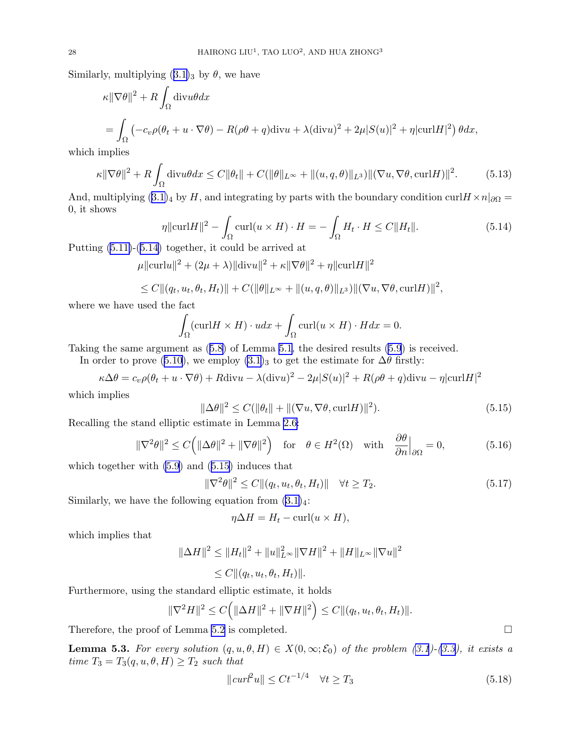Similarly, multiplying (3.1)$_3$ by $\theta$, we have

$$
\begin{aligned}
&\kappa\|\nabla\theta\|^2 + R\int_\Omega \mathrm{div}u\theta dx \\
&= \int_\Omega \left(-c_v\rho(\theta_t + u\cdot\nabla\theta) - R(\rho\theta + q)\mathrm{div}u + \lambda(\mathrm{div}u)^2 + 2\mu|S(u)|^2 + \eta|\mathrm{curl}H|^2\right)\theta dx,
\end{aligned}
$$

which implies

$$
\kappa\|\nabla\theta\|^2 + R\int_\Omega \mathrm{div}u\theta dx \le C\|\theta_t\| + C(\|\theta\|_{L^\infty} + \|(u,q,\theta)\|_{L^3})\|(\nabla u, \nabla\theta, \mathrm{curl}H)\|^2. \tag{5.13}
$$

And, multiplying (3.1)$_4$ by $H$, and integrating by parts with the boundary condition $\mathrm{curl}H\times n|_{\partial\Omega} = 0$, it shows

$$
\eta\|\mathrm{curl}H\|^2 - \int_\Omega \mathrm{curl}(u\times H)\cdot H = -\int_\Omega H_t\cdot H \le C\|H_t\|. \tag{5.14}
$$

Putting (5.11)-(5.14) together, it could be arrived at

$$
\begin{aligned}
&\mu\|\mathrm{curl}u\|^2 + (2\mu+\lambda)\|\mathrm{div}u\|^2 + \kappa\|\nabla\theta\|^2 + \eta\|\mathrm{curl}H\|^2 \\
&\le C\|(q_t, u_t, \theta_t, H_t)\| + C(\|\theta\|_{L^\infty} + \|(u,q,\theta)\|_{L^3})\|(\nabla u, \nabla\theta, \mathrm{curl}H)\|^2,
\end{aligned}
$$

where we have used the fact

$$
\int_\Omega (\mathrm{curl}H\times H)\cdot u dx + \int_\Omega \mathrm{curl}(u\times H)\cdot H dx = 0.
$$

Taking the same argument as (5.8) of Lemma 5.1, the desired results (5.9) is received.

In order to prove (5.10), we employ (3.1)$_3$ to get the estimate for $\Delta\theta$ firstly:

$$
\kappa\Delta\theta = c_v\rho(\theta_t + u\cdot\nabla\theta) + R\mathrm{div}u - \lambda(\mathrm{div}u)^2 - 2\mu|S(u)|^2 + R(\rho\theta+q)\mathrm{div}u - \eta|\mathrm{curl}H|^2
$$

which implies

$$
\|\Delta\theta\|^2 \le C(\|\theta_t\| + \|(\nabla u, \nabla\theta, \mathrm{curl}H)\|^2). \tag{5.15}
$$

Recalling the stand elliptic estimate in Lemma 2.6:

$$
\|\nabla^2\theta\|^2 \le C\Big(\|\Delta\theta\|^2 + \|\nabla\theta\|^2\Big) \quad \text{for} \quad \theta\in H^2(\Omega) \quad \text{with} \quad \frac{\partial\theta}{\partial n}\Big|_{\partial\Omega} = 0, \tag{5.16}
$$

which together with (5.9) and (5.15) induces that

$$
\|\nabla^2\theta\|^2 \le C\|(q_t, u_t, \theta_t, H_t)\| \quad \forall t\ge T_2. \tag{5.17}
$$

Similarly, we have the following equation from (3.1)$_4$:

$$
\eta\Delta H = H_t - \mathrm{curl}(u\times H),
$$

which implies that

$$
\begin{aligned}
\|\Delta H\|^2 &\le \|H_t\|^2 + \|u\|^2_{L^\infty}\|\nabla H\|^2 + \|H\|_{L^\infty}\|\nabla u\|^2 \\
&\le C\|(q_t, u_t, \theta_t, H_t)\|.
\end{aligned}
$$

Furthermore, using the standard elliptic estimate, it holds

$$
\|\nabla^2 H\|^2 \le C\Big(\|\Delta H\|^2 + \|\nabla H\|^2\Big) \le C\|(q_t, u_t, \theta_t, H_t)\|.
$$

Therefore, the proof of Lemma 5.2 is completed. □

**Lemma 5.3.** *For every solution $(q,u,\theta,H)\in X(0,\infty;\mathcal{E}_0)$ of the problem (3.1)-(3.3), it exists a time $T_3 = T_3(q,u,\theta,H)\ge T_2$ such that*

$$
\|\mathrm{curl}^2 u\| \le Ct^{-1/4} \quad \forall t\ge T_3 \tag{5.18}
$$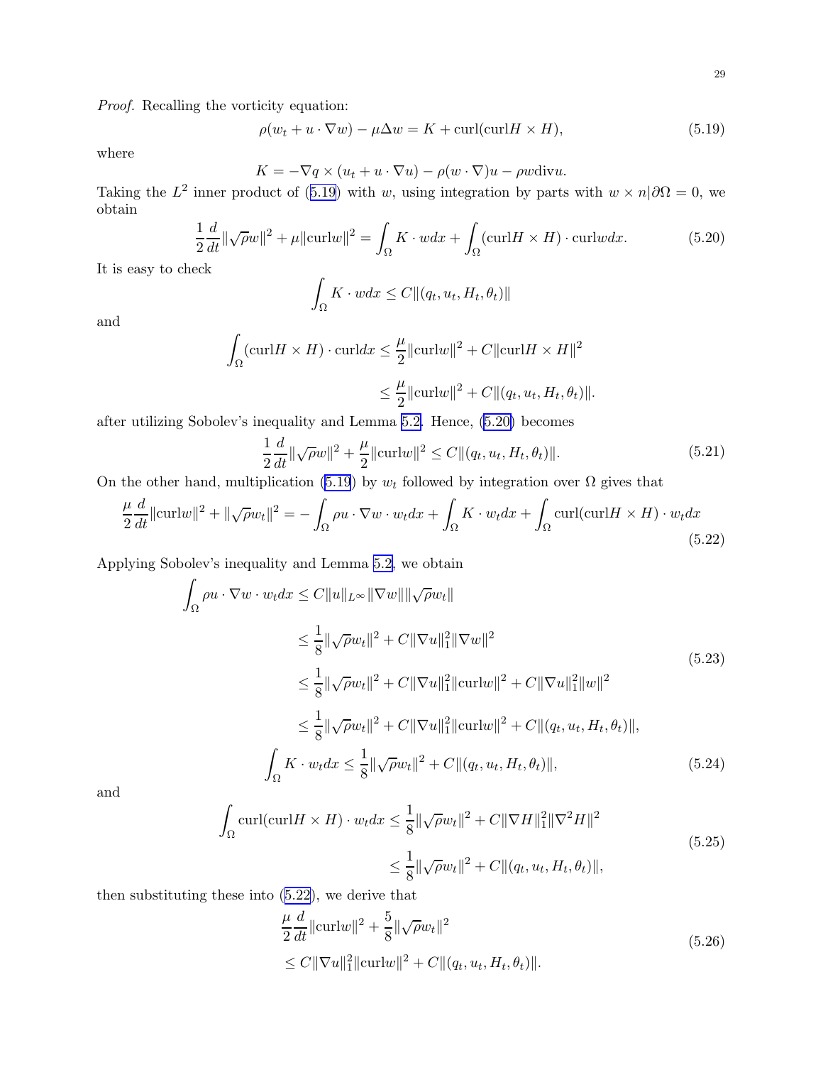*Proof.* Recalling the vorticity equation:

$$\rho(w_t + u\cdot\nabla w) - \mu\Delta w = K + \mathrm{curl}(\mathrm{curl}H \times H), \tag{5.19}$$

where

$$K = -\nabla q \times (u_t + u\cdot\nabla u) - \rho(w\cdot\nabla)u - \rho w \mathrm{div} u.$$

Taking the $L^2$ inner product of (5.19) with $w$, using integration by parts with $w\times n|\partial\Omega = 0$, we obtain

$$\frac{1}{2}\frac{d}{dt}\|\sqrt{\rho}w\|^2 + \mu\|\mathrm{curl}w\|^2 = \int_\Omega K\cdot w dx + \int_\Omega(\mathrm{curl}H\times H)\cdot \mathrm{curl}w dx. \tag{5.20}$$

It is easy to check

$$\int_\Omega K\cdot w dx \le C\|(q_t, u_t, H_t, \theta_t)\|$$

and

$$\begin{aligned}\int_\Omega(\mathrm{curl}H\times H)\cdot \mathrm{curl} dx &\le \frac{\mu}{2}\|\mathrm{curl}w\|^2 + C\|\mathrm{curl}H\times H\|^2\\ &\le \frac{\mu}{2}\|\mathrm{curl}w\|^2 + C\|(q_t, u_t, H_t, \theta_t)\|.\end{aligned}$$

after utilizing Sobolev's inequality and Lemma 5.2. Hence, (5.20) becomes

$$\frac{1}{2}\frac{d}{dt}\|\sqrt{\rho}w\|^2 + \frac{\mu}{2}\|\mathrm{curl}w\|^2 \le C\|(q_t, u_t, H_t, \theta_t)\|. \tag{5.21}$$

On the other hand, multiplication (5.19) by $w_t$ followed by integration over $\Omega$ gives that

$$\frac{\mu}{2}\frac{d}{dt}\|\mathrm{curl}w\|^2 + \|\sqrt{\rho}w_t\|^2 = -\int_\Omega \rho u\cdot\nabla w\cdot w_t dx + \int_\Omega K\cdot w_t dx + \int_\Omega \mathrm{curl}(\mathrm{curl}H\times H)\cdot w_t dx \tag{5.22}$$

Applying Sobolev's inequality and Lemma 5.2, we obtain

$$\begin{aligned}\int_\Omega \rho u\cdot\nabla w\cdot w_t dx &\le C\|u\|_{L^\infty}\|\nabla w\|\|\sqrt{\rho}w_t\|\\ &\le \frac{1}{8}\|\sqrt{\rho}w_t\|^2 + C\|\nabla u\|_1^2\|\nabla w\|^2\\ &\le \frac{1}{8}\|\sqrt{\rho}w_t\|^2 + C\|\nabla u\|_1^2\|\mathrm{curl}w\|^2 + C\|\nabla u\|_1^2\|w\|^2\\ &\le \frac{1}{8}\|\sqrt{\rho}w_t\|^2 + C\|\nabla u\|_1^2\|\mathrm{curl}w\|^2 + C\|(q_t, u_t, H_t, \theta_t)\|,\end{aligned} \tag{5.23}$$

$$\int_\Omega K\cdot w_t dx \le \frac{1}{8}\|\sqrt{\rho}w_t\|^2 + C\|(q_t, u_t, H_t, \theta_t)\|, \tag{5.24}$$

and

$$\begin{aligned}\int_\Omega \mathrm{curl}(\mathrm{curl}H\times H)\cdot w_t dx &\le \frac{1}{8}\|\sqrt{\rho}w_t\|^2 + C\|\nabla H\|_1^2\|\nabla^2 H\|^2\\ &\le \frac{1}{8}\|\sqrt{\rho}w_t\|^2 + C\|(q_t, u_t, H_t, \theta_t)\|,\end{aligned} \tag{5.25}$$

then substituting these into (5.22), we derive that

$$\begin{aligned}&\frac{\mu}{2}\frac{d}{dt}\|\mathrm{curl}w\|^2 + \frac{5}{8}\|\sqrt{\rho}w_t\|^2\\ &\le C\|\nabla u\|_1^2\|\mathrm{curl}w\|^2 + C\|(q_t, u_t, H_t, \theta_t)\|.\end{aligned} \tag{5.26}$$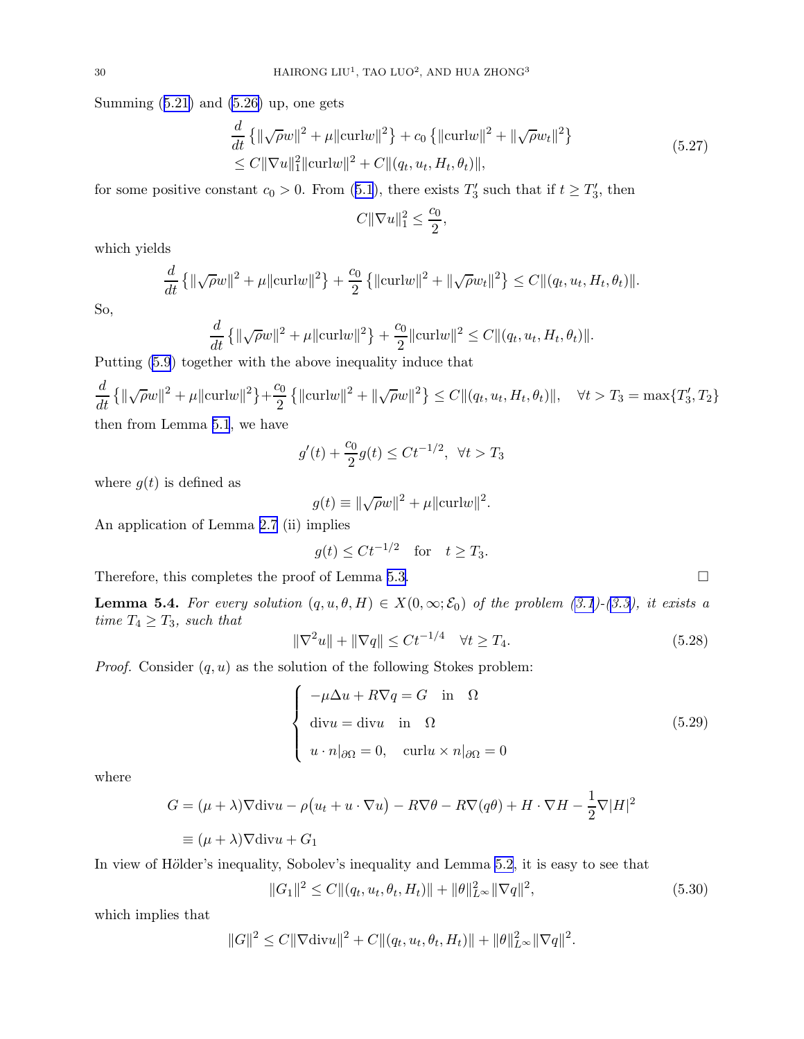Summing (5.21) and (5.26) up, one gets

$$
\begin{aligned}
&\frac{d}{dt}\left\{\|\sqrt{\rho}w\|^2+\mu\|\mathrm{curl}w\|^2\right\}+c_0\left\{\|\mathrm{curl}w\|^2+\|\sqrt{\rho}w_t\|^2\right\}\\
&\le C\|\nabla u\|_1^2\|\mathrm{curl}w\|^2+C\|(q_t,u_t,H_t,\theta_t)\|,
\end{aligned}
\tag{5.27}
$$

for some positive constant $c_0>0$. From (5.1), there exists $T_3'$ such that if $t\ge T_3'$, then

$$
C\|\nabla u\|_1^2\le\frac{c_0}{2},
$$

which yields

$$
\frac{d}{dt}\left\{\|\sqrt{\rho}w\|^2+\mu\|\mathrm{curl}w\|^2\right\}+\frac{c_0}{2}\left\{\|\mathrm{curl}w\|^2+\|\sqrt{\rho}w_t\|^2\right\}\le C\|(q_t,u_t,H_t,\theta_t)\|.
$$

So,

$$
\frac{d}{dt}\left\{\|\sqrt{\rho}w\|^2+\mu\|\mathrm{curl}w\|^2\right\}+\frac{c_0}{2}\|\mathrm{curl}w\|^2\le C\|(q_t,u_t,H_t,\theta_t)\|.
$$

Putting (5.9) together with the above inequality induce that

$$
\frac{d}{dt}\left\{\|\sqrt{\rho}w\|^2+\mu\|\mathrm{curl}w\|^2\right\}+\frac{c_0}{2}\left\{\|\mathrm{curl}w\|^2+\|\sqrt{\rho}w\|^2\right\}\le C\|(q_t,u_t,H_t,\theta_t)\|,\quad\forall t>T_3=\max\{T_3',T_2\}
$$

then from Lemma 5.1, we have

$$
g'(t)+\frac{c_0}{2}g(t)\le Ct^{-1/2},\ \ \forall t>T_3
$$

where $g(t)$ is defined as

$$
g(t)\equiv\|\sqrt{\rho}w\|^2+\mu\|\mathrm{curl}w\|^2.
$$

An application of Lemma 2.7 (ii) implies

$$
g(t)\le Ct^{-1/2}\quad\text{for}\quad t\ge T_3.
$$

Therefore, this completes the proof of Lemma 5.3. $\square$

**Lemma 5.4.** *For every solution $(q,u,\theta,H)\in X(0,\infty;\mathcal{E}_0)$ of the problem (3.1)-(3.3), it exists a time $T_4\ge T_3$, such that*

$$
\|\nabla^2u\|+\|\nabla q\|\le Ct^{-1/4}\quad\forall t\ge T_4.
\tag{5.28}
$$

*Proof.* Consider $(q,u)$ as the solution of the following Stokes problem:

$$
\begin{cases}
-\mu\Delta u+R\nabla q=G\quad\text{in}\quad\Omega\\
\mathrm{div}u=\mathrm{div}u\quad\text{in}\quad\Omega\\
u\cdot n|_{\partial\Omega}=0,\quad\mathrm{curl}u\times n|_{\partial\Omega}=0
\end{cases}
\tag{5.29}
$$

where

$$
\begin{aligned}
G&=(\mu+\lambda)\nabla\mathrm{div}u-\rho\big(u_t+u\cdot\nabla u\big)-R\nabla\theta-R\nabla(q\theta)+H\cdot\nabla H-\frac{1}{2}\nabla|H|^2\\
&\equiv(\mu+\lambda)\nabla\mathrm{div}u+G_1
\end{aligned}
$$

In view of Hölder's inequality, Sobolev's inequality and Lemma 5.2, it is easy to see that

$$
\|G_1\|^2\le C\|(q_t,u_t,\theta_t,H_t)\|+\|\theta\|_{L^\infty}^2\|\nabla q\|^2,
\tag{5.30}
$$

which implies that

$$
\|G\|^2\le C\|\nabla\mathrm{div}u\|^2+C\|(q_t,u_t,\theta_t,H_t)\|+\|\theta\|_{L^\infty}^2\|\nabla q\|^2.
$$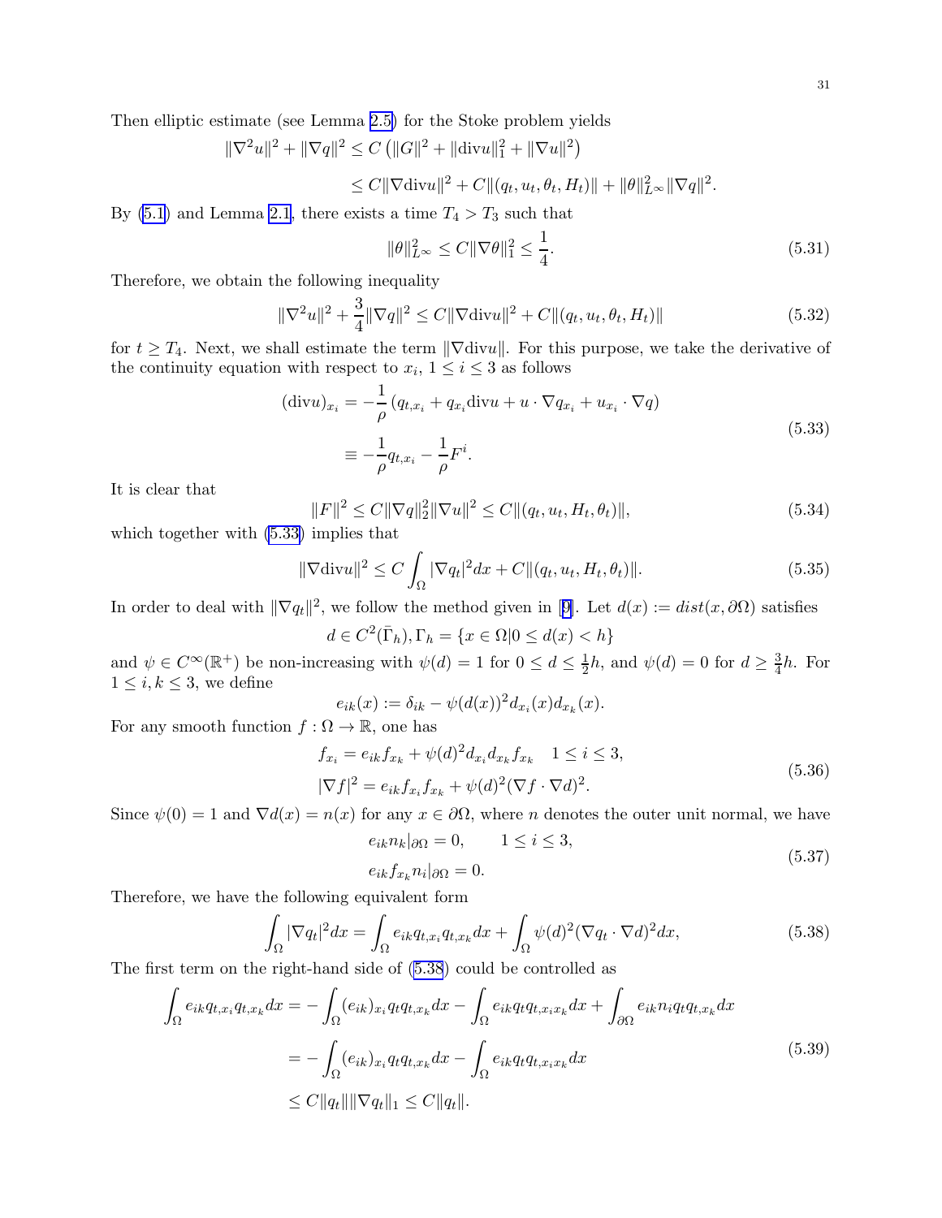Then elliptic estimate (see Lemma 2.5) for the Stoke problem yields

$$
\begin{aligned}
\|\nabla^2 u\|^2 + \|\nabla q\|^2 &\leq C\left(\|G\|^2 + \|\mathrm{div} u\|_1^2 + \|\nabla u\|^2\right) \\
&\leq C\|\nabla \mathrm{div} u\|^2 + C\|(q_t, u_t, \theta_t, H_t)\| + \|\theta\|_{L^\infty}^2 \|\nabla q\|^2.
\end{aligned}
$$

By (5.1) and Lemma 2.1, there exists a time $T_4 > T_3$ such that

$$
\|\theta\|_{L^\infty}^2 \leq C\|\nabla \theta\|_1^2 \leq \frac{1}{4}. \tag{5.31}
$$

Therefore, we obtain the following inequality

$$
\|\nabla^2 u\|^2 + \frac{3}{4}\|\nabla q\|^2 \leq C\|\nabla \mathrm{div} u\|^2 + C\|(q_t, u_t, \theta_t, H_t)\| \tag{5.32}
$$

for $t \geq T_4$. Next, we shall estimate the term $\|\nabla \mathrm{div} u\|$. For this purpose, we take the derivative of the continuity equation with respect to $x_i$, $1 \leq i \leq 3$ as follows

$$
\begin{aligned}
(\mathrm{div} u)_{x_i} &= -\frac{1}{\rho}\left(q_{t,x_i} + q_{x_i}\mathrm{div} u + u \cdot \nabla q_{x_i} + u_{x_i} \cdot \nabla q\right) \\
&\equiv -\frac{1}{\rho} q_{t,x_i} - \frac{1}{\rho} F^i.
\end{aligned} \tag{5.33}
$$

It is clear that

$$
\|F\|^2 \leq C\|\nabla q\|_2^2 \|\nabla u\|^2 \leq C\|(q_t, u_t, H_t, \theta_t)\|, \tag{5.34}
$$

which together with (5.33) implies that

$$
\|\nabla \mathrm{div} u\|^2 \leq C\int_\Omega |\nabla q_t|^2 dx + C\|(q_t, u_t, H_t, \theta_t)\|. \tag{5.35}
$$

In order to deal with $\|\nabla q_t\|^2$, we follow the method given in [9]. Let $d(x) := dist(x, \partial\Omega)$ satisfies

$$
d \in C^2(\bar{\Gamma}_h), \Gamma_h = \{x \in \Omega | 0 \leq d(x) < h\}
$$

and $\psi \in C^\infty(\mathbb{R}^+)$ be non-increasing with $\psi(d) = 1$ for $0 \leq d \leq \frac{1}{2}h$, and $\psi(d) = 0$ for $d \geq \frac{3}{4}h$. For $1 \leq i, k \leq 3$, we define

$$
e_{ik}(x) := \delta_{ik} - \psi(d(x))^2 d_{x_i}(x) d_{x_k}(x).
$$

For any smooth function $f : \Omega \to \mathbb{R}$, one has

$$
\begin{aligned}
f_{x_i} &= e_{ik} f_{x_k} + \psi(d)^2 d_{x_i} d_{x_k} f_{x_k} \quad 1 \leq i \leq 3, \\
|\nabla f|^2 &= e_{ik} f_{x_i} f_{x_k} + \psi(d)^2 (\nabla f \cdot \nabla d)^2.
\end{aligned} \tag{5.36}
$$

Since $\psi(0) = 1$ and $\nabla d(x) = n(x)$ for any $x \in \partial\Omega$, where $n$ denotes the outer unit normal, we have

$$
\begin{aligned}
&e_{ik} n_k |_{\partial\Omega} = 0, \qquad 1 \leq i \leq 3, \\
&e_{ik} f_{x_k} n_i |_{\partial\Omega} = 0.
\end{aligned} \tag{5.37}
$$

Therefore, we have the following equivalent form

$$
\int_\Omega |\nabla q_t|^2 dx = \int_\Omega e_{ik} q_{t,x_i} q_{t,x_k} dx + \int_\Omega \psi(d)^2 (\nabla q_t \cdot \nabla d)^2 dx, \tag{5.38}
$$

The first term on the right-hand side of (5.38) could be controlled as

$$
\begin{aligned}
\int_\Omega e_{ik} q_{t,x_i} q_{t,x_k} dx &= -\int_\Omega (e_{ik})_{x_i} q_t q_{t,x_k} dx - \int_\Omega e_{ik} q_t q_{t,x_i x_k} dx + \int_{\partial\Omega} e_{ik} n_i q_t q_{t,x_k} dx \\
&= -\int_\Omega (e_{ik})_{x_i} q_t q_{t,x_k} dx - \int_\Omega e_{ik} q_t q_{t,x_i x_k} dx \\
&\leq C\|q_t\| \|\nabla q_t\|_1 \leq C\|q_t\|.
\end{aligned} \tag{5.39}
$$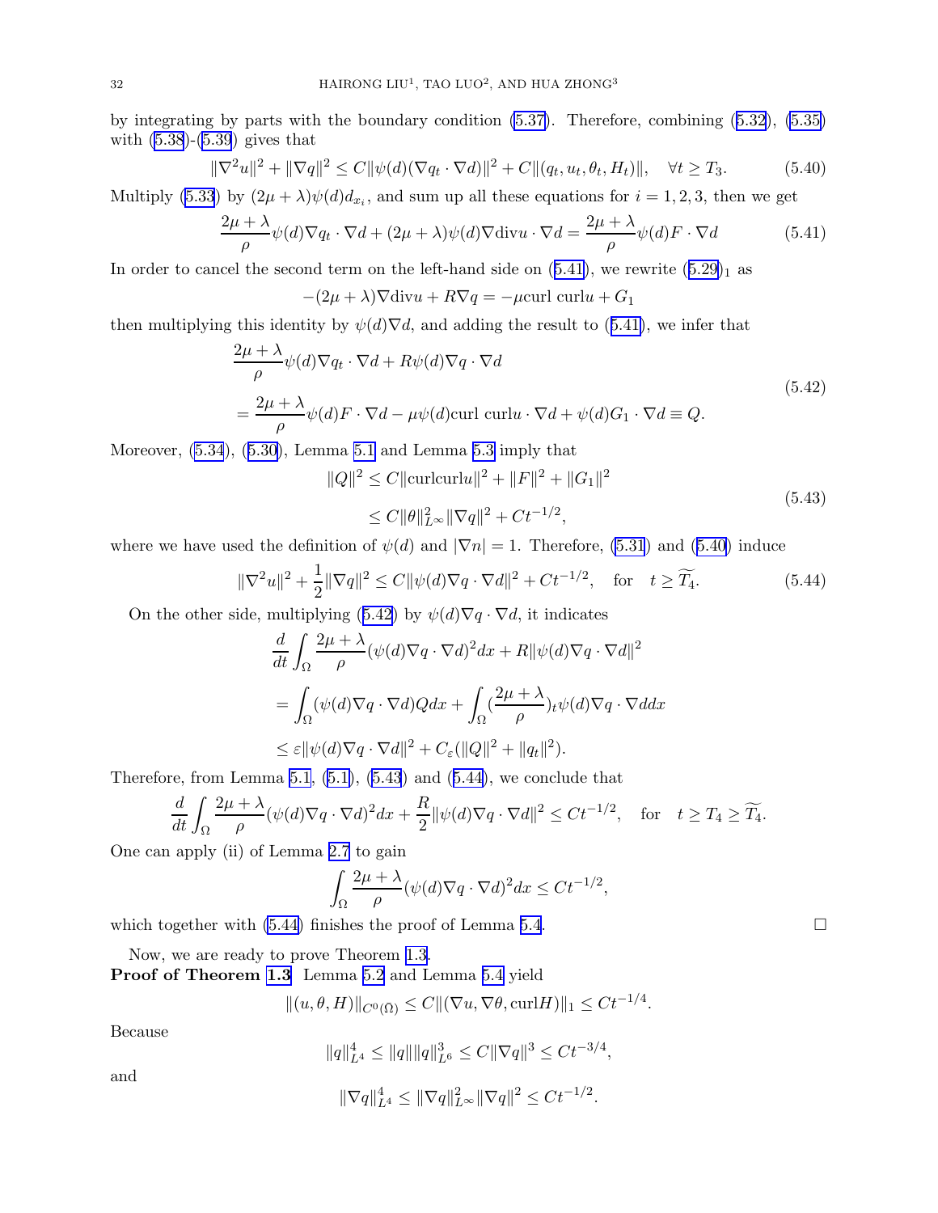by integrating by parts with the boundary condition (5.37). Therefore, combining (5.32), (5.35) with (5.38)-(5.39) gives that

$$\|\nabla^2 u\|^2 + \|\nabla q\|^2 \le C\|\psi(d)(\nabla q_t \cdot \nabla d)\|^2 + C\|(q_t, u_t, \theta_t, H_t)\|, \quad \forall t \ge T_3. \tag{5.40}$$

Multiply (5.33) by $(2\mu+\lambda)\psi(d)d_{x_i}$, and sum up all these equations for $i = 1, 2, 3$, then we get

$$\frac{2\mu+\lambda}{\rho}\psi(d)\nabla q_t \cdot \nabla d + (2\mu+\lambda)\psi(d)\nabla \text{div} u \cdot \nabla d = \frac{2\mu+\lambda}{\rho}\psi(d) F \cdot \nabla d \tag{5.41}$$

In order to cancel the second term on the left-hand side on (5.41), we rewrite $(5.29)_1$ as

$$-(2\mu+\lambda)\nabla \text{div} u + R\nabla q = -\mu \text{curl curl} u + G_1$$

then multiplying this identity by $\psi(d)\nabla d$, and adding the result to (5.41), we infer that

$$\begin{aligned} &\frac{2\mu+\lambda}{\rho}\psi(d)\nabla q_t \cdot \nabla d + R\psi(d)\nabla q \cdot \nabla d \\ &= \frac{2\mu+\lambda}{\rho}\psi(d) F \cdot \nabla d - \mu\psi(d)\text{curl curl} u \cdot \nabla d + \psi(d) G_1 \cdot \nabla d \equiv Q. \end{aligned} \tag{5.42}$$

Moreover, (5.34), (5.30), Lemma 5.1 and Lemma 5.3 imply that

$$\begin{aligned} \|Q\|^2 &\le C\|\text{curlcurl} u\|^2 + \|F\|^2 + \|G_1\|^2 \\ &\le C\|\theta\|_{L^\infty}^2 \|\nabla q\|^2 + Ct^{-1/2}, \end{aligned} \tag{5.43}$$

where we have used the definition of $\psi(d)$ and $|\nabla n| = 1$. Therefore, (5.31) and (5.40) induce

$$\|\nabla^2 u\|^2 + \frac{1}{2}\|\nabla q\|^2 \le C\|\psi(d)\nabla q \cdot \nabla d\|^2 + Ct^{-1/2}, \quad \text{for} \quad t \ge \widetilde{T_4}. \tag{5.44}$$

On the other side, multiplying (5.42) by $\psi(d)\nabla q \cdot \nabla d$, it indicates

$$\begin{aligned} &\frac{d}{dt}\int_\Omega \frac{2\mu+\lambda}{\rho}(\psi(d)\nabla q \cdot \nabla d)^2 dx + R\|\psi(d)\nabla q \cdot \nabla d\|^2 \\ &= \int_\Omega (\psi(d)\nabla q \cdot \nabla d) Q dx + \int_\Omega (\frac{2\mu+\lambda}{\rho})_t \psi(d)\nabla q \cdot \nabla d dx \\ &\le \varepsilon\|\psi(d)\nabla q \cdot \nabla d\|^2 + C_\varepsilon(\|Q\|^2 + \|q_t\|^2). \end{aligned}$$

Therefore, from Lemma 5.1, (5.1), (5.43) and (5.44), we conclude that

$$\frac{d}{dt}\int_\Omega \frac{2\mu+\lambda}{\rho}(\psi(d)\nabla q \cdot \nabla d)^2 dx + \frac{R}{2}\|\psi(d)\nabla q \cdot \nabla d\|^2 \le Ct^{-1/2}, \quad \text{for} \quad t \ge T_4 \ge \widetilde{T_4}.$$

One can apply (ii) of Lemma 2.7 to gain

$$\int_\Omega \frac{2\mu+\lambda}{\rho}(\psi(d)\nabla q \cdot \nabla d)^2 dx \le Ct^{-1/2},$$

which together with (5.44) finishes the proof of Lemma 5.4. □

Now, we are ready to prove Theorem 1.3.

**Proof of Theorem 1.3** Lemma 5.2 and Lemma 5.4 yield

$$\|(u, \theta, H)\|_{C^0(\bar{\Omega})} \le C\|(\nabla u, \nabla\theta, \text{curl} H)\|_1 \le Ct^{-1/4}.$$

Because

$$\|q\|_{L^4}^4 \le \|q\|\|q\|_{L^6}^3 \le C\|\nabla q\|^3 \le Ct^{-3/4},$$

and

$$\|\nabla q\|_{L^4}^4 \le \|\nabla q\|_{L^\infty}^2 \|\nabla q\|^2 \le Ct^{-1/2}.$$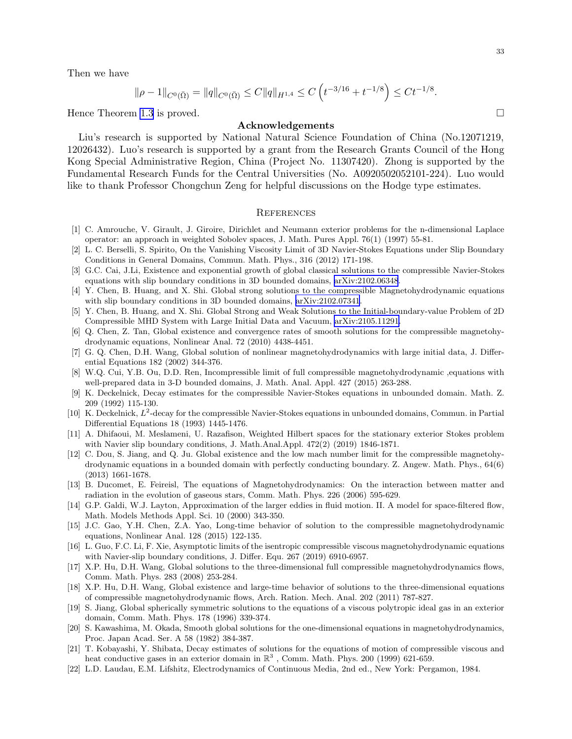Then we have

$$\|\rho - 1\|_{C^0(\bar{\Omega})} = \|q\|_{C^0(\bar{\Omega})} \le C\|q\|_{H^{1,4}} \le C\left(t^{-3/16} + t^{-1/8}\right) \le Ct^{-1/8}.$$

Hence Theorem 1.3 is proved. □

## Acknowledgements

Liu's research is supported by National Natural Science Foundation of China (No.12071219, 12026432). Luo's research is supported by a grant from the Research Grants Council of the Hong Kong Special Administrative Region, China (Project No. 11307420). Zhong is supported by the Fundamental Research Funds for the Central Universities (No. A0920502052101-224). Luo would like to thank Professor Chongchun Zeng for helpful discussions on the Hodge type estimates.

## References

[1] C. Amrouche, V. Girault, J. Giroire, Dirichlet and Neumann exterior problems for the n-dimensional Laplace operator: an approach in weighted Sobolev spaces, J. Math. Pures Appl. 76(1) (1997) 55-81.

[2] L. C. Berselli, S. Spirito, On the Vanishing Viscosity Limit of 3D Navier-Stokes Equations under Slip Boundary Conditions in General Domains, Commun. Math. Phys., 316 (2012) 171-198.

[3] G.C. Cai, J.Li, Existence and exponential growth of global classical solutions to the compressible Navier-Stokes equations with slip boundary conditions in 3D bounded domains, arXiv:2102.06348.

[4] Y. Chen, B. Huang, and X. Shi. Global strong solutions to the compressible Magnetohydrodynamic equations with slip boundary conditions in 3D bounded domains, arXiv:2102.07341.

[5] Y. Chen, B. Huang, and X. Shi. Global Strong and Weak Solutions to the Initial-boundary-value Problem of 2D Compressible MHD System with Large Initial Data and Vacuum, arXiv:2105.11291.

[6] Q. Chen, Z. Tan, Global existence and convergence rates of smooth solutions for the compressible magnetohydrodynamic equations, Nonlinear Anal. 72 (2010) 4438-4451.

[7] G. Q. Chen, D.H. Wang, Global solution of nonlinear magnetohydrodynamics with large initial data, J. Differential Equations 182 (2002) 344-376.

[8] W.Q. Cui, Y.B. Ou, D.D. Ren, Incompressible limit of full compressible magnetohydrodynamic ,equations with well-prepared data in 3-D bounded domains, J. Math. Anal. Appl. 427 (2015) 263-288.

[9] K. Deckelnick, Decay estimates for the compressible Navier-Stokes equations in unbounded domain. Math. Z. 209 (1992) 115-130.

[10] K. Deckelnick, $L^2$-decay for the compressible Navier-Stokes equations in unbounded domains, Commun. in Partial Differential Equations 18 (1993) 1445-1476.

[11] A. Dhifaoui, M. Meslameni, U. Razafison, Weighted Hilbert spaces for the stationary exterior Stokes problem with Navier slip boundary conditions, J. Math.Anal.Appl. 472(2) (2019) 1846-1871.

[12] C. Dou, S. Jiang, and Q. Ju. Global existence and the low mach number limit for the compressible magnetohydrodynamic equations in a bounded domain with perfectly conducting boundary. Z. Angew. Math. Phys., 64(6) (2013) 1661-1678.

[13] B. Ducomet, E. Feireisl, The equations of Magnetohydrodynamics: On the interaction between matter and radiation in the evolution of gaseous stars, Comm. Math. Phys. 226 (2006) 595-629.

[14] G.P. Galdi, W.J. Layton, Approximation of the larger eddies in fluid motion. II. A model for space-filtered flow, Math. Models Methods Appl. Sci. 10 (2000) 343-350.

[15] J.C. Gao, Y.H. Chen, Z.A. Yao, Long-time behavior of solution to the compressible magnetohydrodynamic equations, Nonlinear Anal. 128 (2015) 122-135.

[16] L. Guo, F.C. Li, F. Xie, Asymptotic limits of the isentropic compressible viscous magnetohydrodynamic equations with Navier-slip boundary conditions, J. Differ. Equ. 267 (2019) 6910-6957.

[17] X.P. Hu, D.H. Wang, Global solutions to the three-dimensional full compressible magnetohydrodynamics flows, Comm. Math. Phys. 283 (2008) 253-284.

[18] X.P. Hu, D.H. Wang, Global existence and large-time behavior of solutions to the three-dimensional equations of compressible magnetohydrodynamic flows, Arch. Ration. Mech. Anal. 202 (2011) 787-827.

[19] S. Jiang, Global spherically symmetric solutions to the equations of a viscous polytropic ideal gas in an exterior domain, Comm. Math. Phys. 178 (1996) 339-374.

[20] S. Kawashima, M. Okada, Smooth global solutions for the one-dimensional equations in magnetohydrodynamics, Proc. Japan Acad. Ser. A 58 (1982) 384-387.

[21] T. Kobayashi, Y. Shibata, Decay estimates of solutions for the equations of motion of compressible viscous and heat conductive gases in an exterior domain in $\mathbb{R}^3$ , Comm. Math. Phys. 200 (1999) 621-659.

[22] L.D. Laudau, E.M. Lifshitz, Electrodynamics of Continuous Media, 2nd ed., New York: Pergamon, 1984.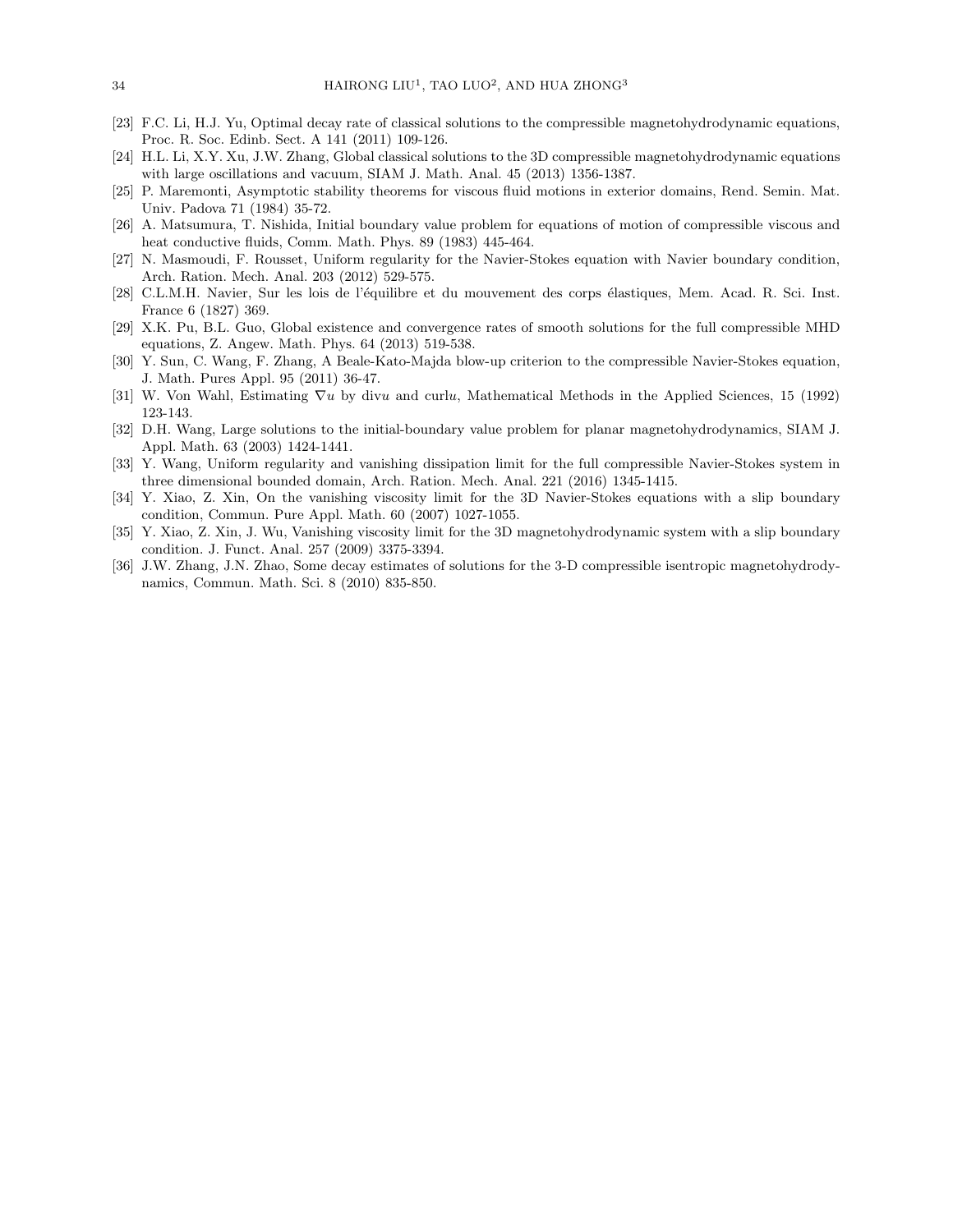[23] F.C. Li, H.J. Yu, Optimal decay rate of classical solutions to the compressible magnetohydrodynamic equations, Proc. R. Soc. Edinb. Sect. A 141 (2011) 109-126.

[24] H.L. Li, X.Y. Xu, J.W. Zhang, Global classical solutions to the 3D compressible magnetohydrodynamic equations with large oscillations and vacuum, SIAM J. Math. Anal. 45 (2013) 1356-1387.

[25] P. Maremonti, Asymptotic stability theorems for viscous fluid motions in exterior domains, Rend. Semin. Mat. Univ. Padova 71 (1984) 35-72.

[26] A. Matsumura, T. Nishida, Initial boundary value problem for equations of motion of compressible viscous and heat conductive fluids, Comm. Math. Phys. 89 (1983) 445-464.

[27] N. Masmoudi, F. Rousset, Uniform regularity for the Navier-Stokes equation with Navier boundary condition, Arch. Ration. Mech. Anal. 203 (2012) 529-575.

[28] C.L.M.H. Navier, Sur les lois de l'équilibre et du mouvement des corps élastiques, Mem. Acad. R. Sci. Inst. France 6 (1827) 369.

[29] X.K. Pu, B.L. Guo, Global existence and convergence rates of smooth solutions for the full compressible MHD equations, Z. Angew. Math. Phys. 64 (2013) 519-538.

[30] Y. Sun, C. Wang, F. Zhang, A Beale-Kato-Majda blow-up criterion to the compressible Navier-Stokes equation, J. Math. Pures Appl. 95 (2011) 36-47.

[31] W. Von Wahl, Estimating $\nabla u$ by div$u$ and curl$u$, Mathematical Methods in the Applied Sciences, 15 (1992) 123-143.

[32] D.H. Wang, Large solutions to the initial-boundary value problem for planar magnetohydrodynamics, SIAM J. Appl. Math. 63 (2003) 1424-1441.

[33] Y. Wang, Uniform regularity and vanishing dissipation limit for the full compressible Navier-Stokes system in three dimensional bounded domain, Arch. Ration. Mech. Anal. 221 (2016) 1345-1415.

[34] Y. Xiao, Z. Xin, On the vanishing viscosity limit for the 3D Navier-Stokes equations with a slip boundary condition, Commun. Pure Appl. Math. 60 (2007) 1027-1055.

[35] Y. Xiao, Z. Xin, J. Wu, Vanishing viscosity limit for the 3D magnetohydrodynamic system with a slip boundary condition. J. Funct. Anal. 257 (2009) 3375-3394.

[36] J.W. Zhang, J.N. Zhao, Some decay estimates of solutions for the 3-D compressible isentropic magnetohydrodynamics, Commun. Math. Sci. 8 (2010) 835-850.